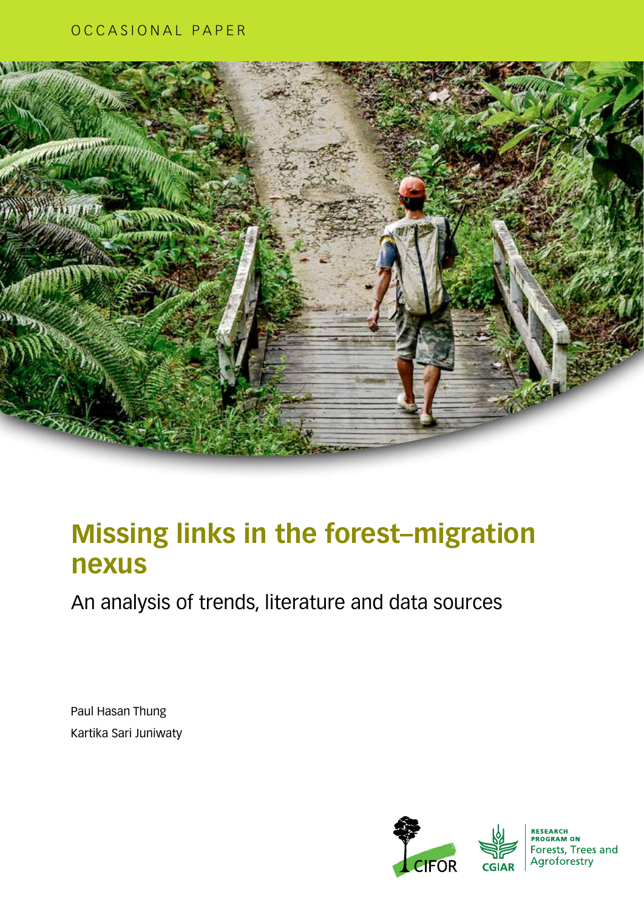OCCASIONAL PAPER

# Missing links in the forest–migration nexus

## An analysis of trends, literature and data sources

Paul Hasan Thung

Kartika Sari Juniwaty

CIFOR

CGIAR

RESEARCH PROGRAM ON Forests, Trees and Agroforestry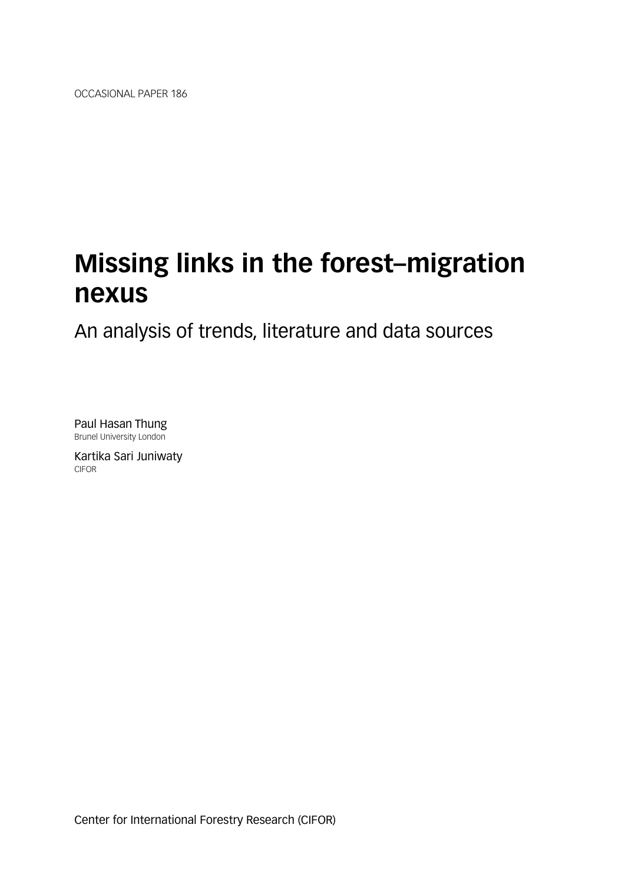OCCASIONAL PAPER 186

# Missing links in the forest–migration nexus

## An analysis of trends, literature and data sources

Paul Hasan Thung
Brunel University London

Kartika Sari Juniwaty
CIFOR

Center for International Forestry Research (CIFOR)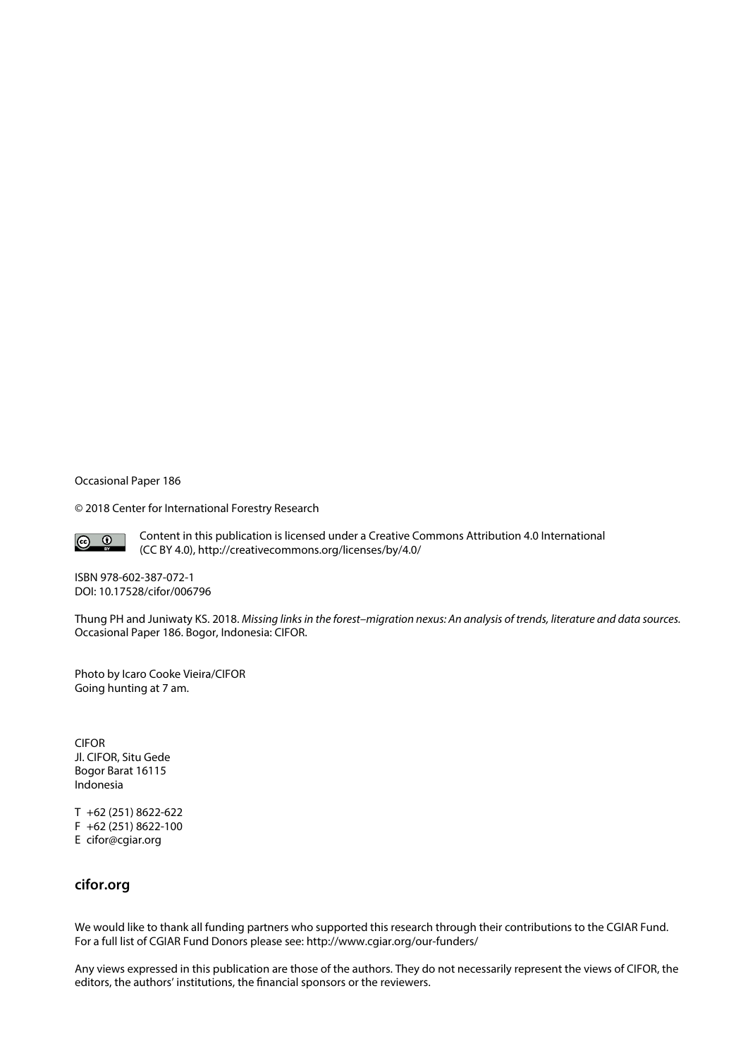Occasional Paper 186

© 2018 Center for International Forestry Research

Content in this publication is licensed under a Creative Commons Attribution 4.0 International (CC BY 4.0), http://creativecommons.org/licenses/by/4.0/

ISBN 978-602-387-072-1
DOI: 10.17528/cifor/006796

Thung PH and Juniwaty KS. 2018. *Missing links in the forest–migration nexus: An analysis of trends, literature and data sources.* Occasional Paper 186. Bogor, Indonesia: CIFOR.

Photo by Icaro Cooke Vieira/CIFOR
Going hunting at 7 am.

CIFOR
Jl. CIFOR, Situ Gede
Bogor Barat 16115
Indonesia

T +62 (251) 8622-622
F +62 (251) 8622-100
E cifor@cgiar.org

**cifor.org**

We would like to thank all funding partners who supported this research through their contributions to the CGIAR Fund. For a full list of CGIAR Fund Donors please see: http://www.cgiar.org/our-funders/

Any views expressed in this publication are those of the authors. They do not necessarily represent the views of CIFOR, the editors, the authors' institutions, the financial sponsors or the reviewers.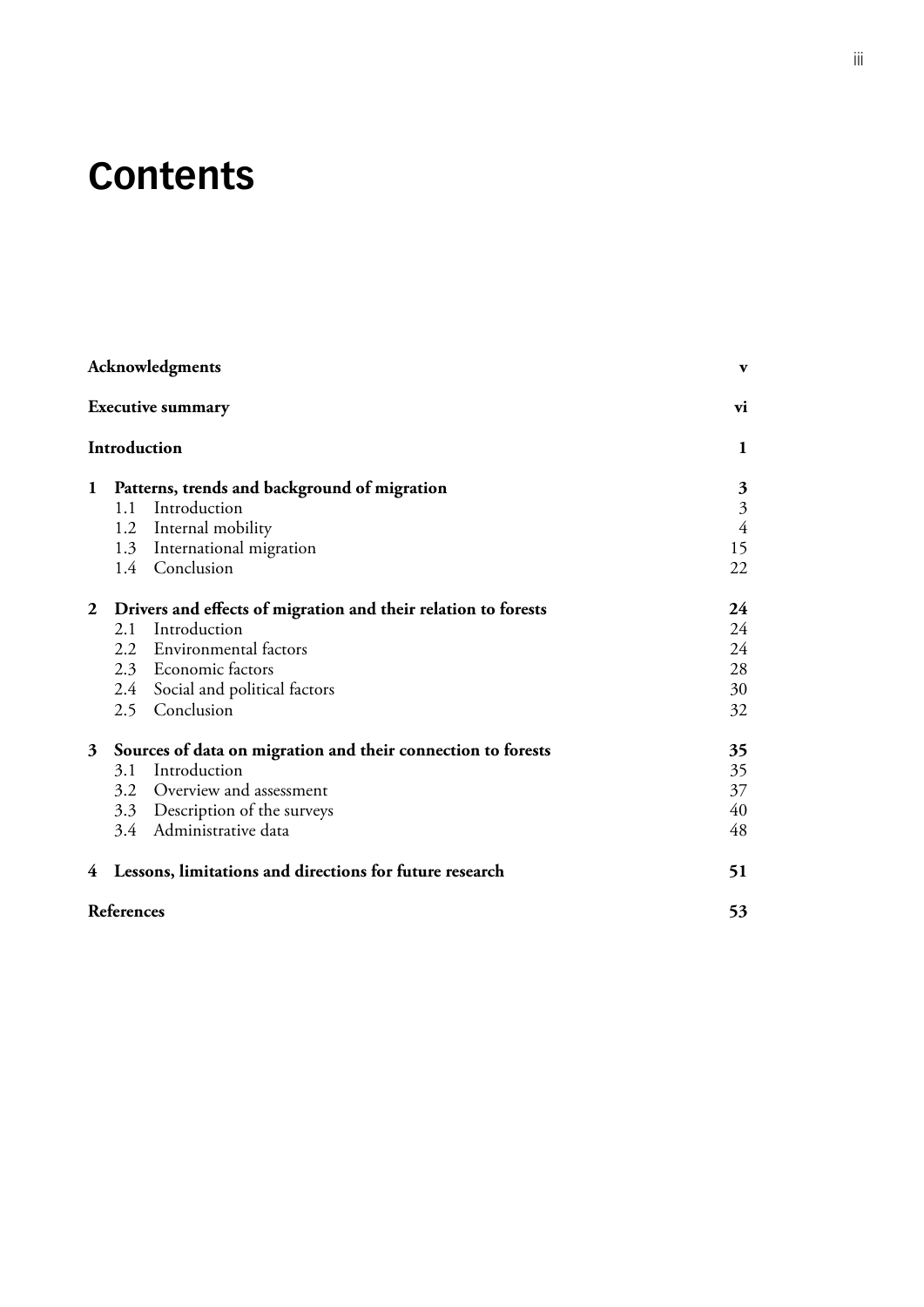# Contents

| | |
|---|---|
| **Acknowledgments** | **v** |
| **Executive summary** | **vi** |
| **Introduction** | **1** |
| **1 Patterns, trends and background of migration** | **3** |
| 1.1 Introduction | 3 |
| 1.2 Internal mobility | 4 |
| 1.3 International migration | 15 |
| 1.4 Conclusion | 22 |
| **2 Drivers and effects of migration and their relation to forests** | **24** |
| 2.1 Introduction | 24 |
| 2.2 Environmental factors | 24 |
| 2.3 Economic factors | 28 |
| 2.4 Social and political factors | 30 |
| 2.5 Conclusion | 32 |
| **3 Sources of data on migration and their connection to forests** | **35** |
| 3.1 Introduction | 35 |
| 3.2 Overview and assessment | 37 |
| 3.3 Description of the surveys | 40 |
| 3.4 Administrative data | 48 |
| **4 Lessons, limitations and directions for future research** | **51** |
| **References** | **53** |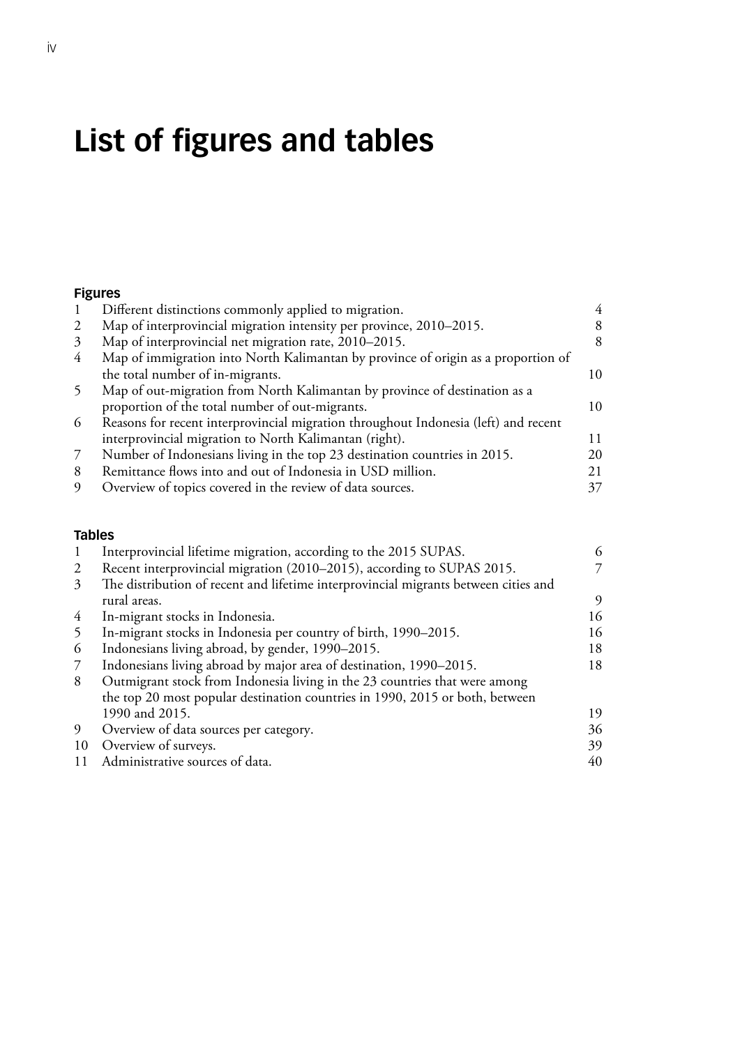# List of figures and tables

### Figures

| | | |
|---|---|---|
| 1 | Different distinctions commonly applied to migration. | 4 |
| 2 | Map of interprovincial migration intensity per province, 2010–2015. | 8 |
| 3 | Map of interprovincial net migration rate, 2010–2015. | 8 |
| 4 | Map of immigration into North Kalimantan by province of origin as a proportion of the total number of in-migrants. | 10 |
| 5 | Map of out-migration from North Kalimantan by province of destination as a proportion of the total number of out-migrants. | 10 |
| 6 | Reasons for recent interprovincial migration throughout Indonesia (left) and recent interprovincial migration to North Kalimantan (right). | 11 |
| 7 | Number of Indonesians living in the top 23 destination countries in 2015. | 20 |
| 8 | Remittance flows into and out of Indonesia in USD million. | 21 |
| 9 | Overview of topics covered in the review of data sources. | 37 |

### Tables

| | | |
|---|---|---|
| 1 | Interprovincial lifetime migration, according to the 2015 SUPAS. | 6 |
| 2 | Recent interprovincial migration (2010–2015), according to SUPAS 2015. | 7 |
| 3 | The distribution of recent and lifetime interprovincial migrants between cities and rural areas. | 9 |
| 4 | In-migrant stocks in Indonesia. | 16 |
| 5 | In-migrant stocks in Indonesia per country of birth, 1990–2015. | 16 |
| 6 | Indonesians living abroad, by gender, 1990–2015. | 18 |
| 7 | Indonesians living abroad by major area of destination, 1990–2015. | 18 |
| 8 | Outmigrant stock from Indonesia living in the 23 countries that were among the top 20 most popular destination countries in 1990, 2015 or both, between 1990 and 2015. | 19 |
| 9 | Overview of data sources per category. | 36 |
| 10 | Overview of surveys. | 39 |
| 11 | Administrative sources of data. | 40 |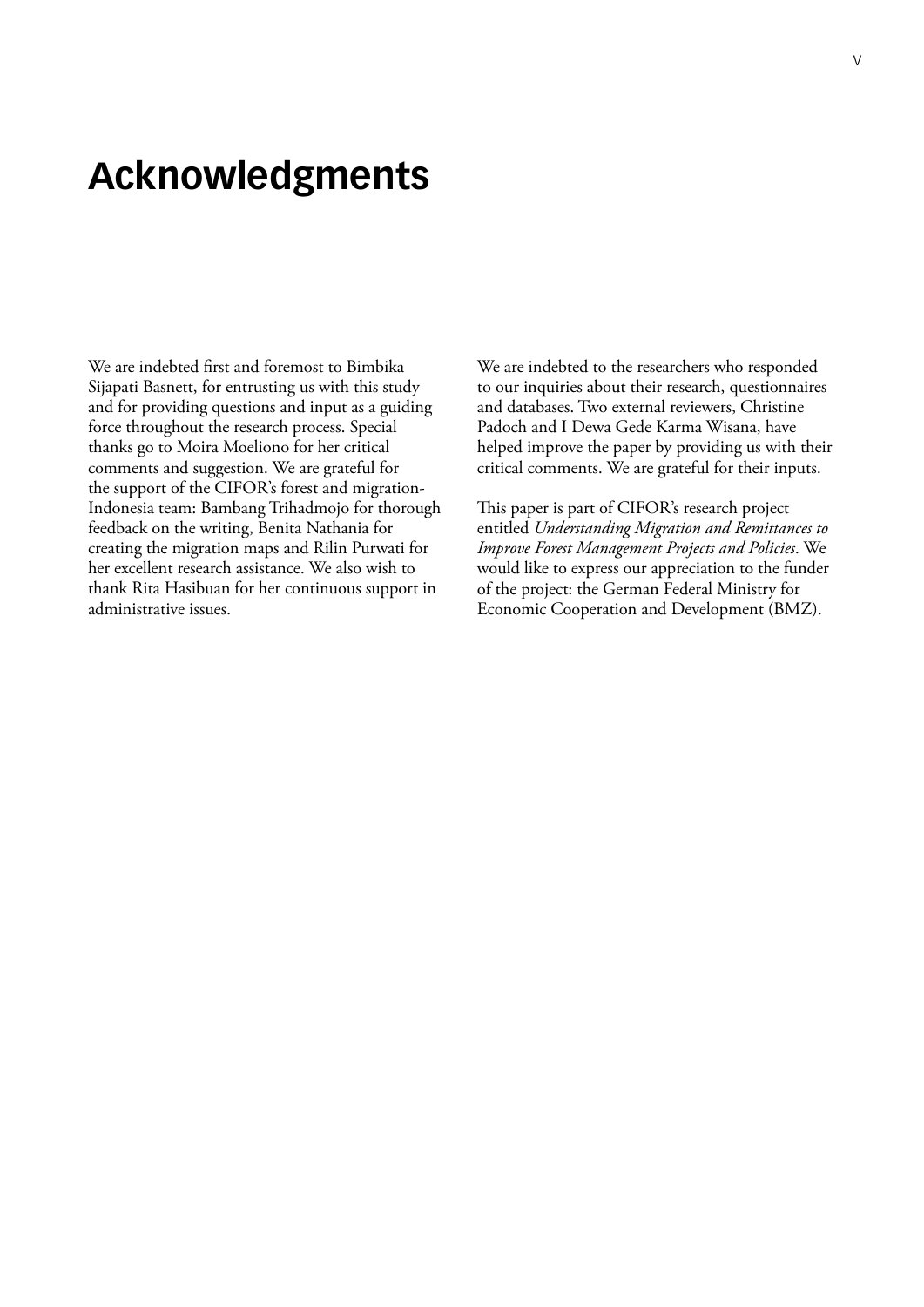# Acknowledgments

We are indebted first and foremost to Bimbika Sijapati Basnett, for entrusting us with this study and for providing questions and input as a guiding force throughout the research process. Special thanks go to Moira Moeliono for her critical comments and suggestion. We are grateful for the support of the CIFOR's forest and migration-Indonesia team: Bambang Trihadmojo for thorough feedback on the writing, Benita Nathania for creating the migration maps and Rilin Purwati for her excellent research assistance. We also wish to thank Rita Hasibuan for her continuous support in administrative issues.

We are indebted to the researchers who responded to our inquiries about their research, questionnaires and databases. Two external reviewers, Christine Padoch and I Dewa Gede Karma Wisana, have helped improve the paper by providing us with their critical comments. We are grateful for their inputs.

This paper is part of CIFOR's research project entitled *Understanding Migration and Remittances to Improve Forest Management Projects and Policies*. We would like to express our appreciation to the funder of the project: the German Federal Ministry for Economic Cooperation and Development (BMZ).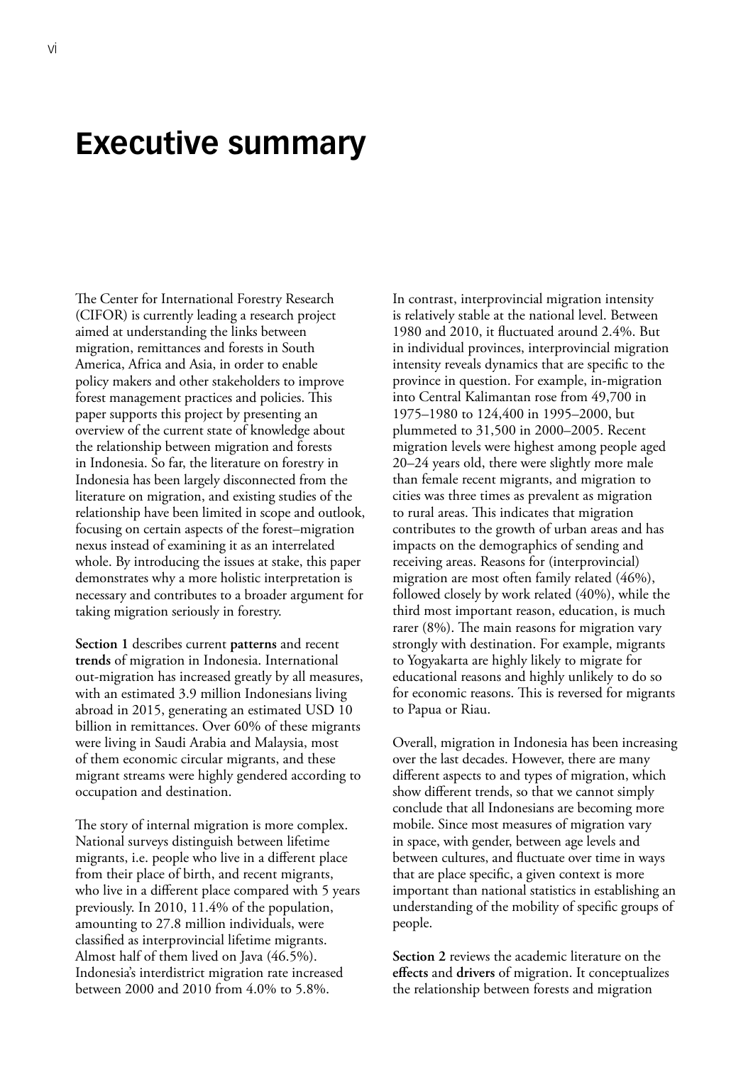# Executive summary

The Center for International Forestry Research (CIFOR) is currently leading a research project aimed at understanding the links between migration, remittances and forests in South America, Africa and Asia, in order to enable policy makers and other stakeholders to improve forest management practices and policies. This paper supports this project by presenting an overview of the current state of knowledge about the relationship between migration and forests in Indonesia. So far, the literature on forestry in Indonesia has been largely disconnected from the literature on migration, and existing studies of the relationship have been limited in scope and outlook, focusing on certain aspects of the forest–migration nexus instead of examining it as an interrelated whole. By introducing the issues at stake, this paper demonstrates why a more holistic interpretation is necessary and contributes to a broader argument for taking migration seriously in forestry.

**Section 1** describes current **patterns** and recent **trends** of migration in Indonesia. International out-migration has increased greatly by all measures, with an estimated 3.9 million Indonesians living abroad in 2015, generating an estimated USD 10 billion in remittances. Over 60% of these migrants were living in Saudi Arabia and Malaysia, most of them economic circular migrants, and these migrant streams were highly gendered according to occupation and destination.

The story of internal migration is more complex. National surveys distinguish between lifetime migrants, i.e. people who live in a different place from their place of birth, and recent migrants, who live in a different place compared with 5 years previously. In 2010, 11.4% of the population, amounting to 27.8 million individuals, were classified as interprovincial lifetime migrants. Almost half of them lived on Java (46.5%). Indonesia's interdistrict migration rate increased between 2000 and 2010 from 4.0% to 5.8%.

In contrast, interprovincial migration intensity is relatively stable at the national level. Between 1980 and 2010, it fluctuated around 2.4%. But in individual provinces, interprovincial migration intensity reveals dynamics that are specific to the province in question. For example, in-migration into Central Kalimantan rose from 49,700 in 1975–1980 to 124,400 in 1995–2000, but plummeted to 31,500 in 2000–2005. Recent migration levels were highest among people aged 20–24 years old, there were slightly more male than female recent migrants, and migration to cities was three times as prevalent as migration to rural areas. This indicates that migration contributes to the growth of urban areas and has impacts on the demographics of sending and receiving areas. Reasons for (interprovincial) migration are most often family related (46%), followed closely by work related (40%), while the third most important reason, education, is much rarer (8%). The main reasons for migration vary strongly with destination. For example, migrants to Yogyakarta are highly likely to migrate for educational reasons and highly unlikely to do so for economic reasons. This is reversed for migrants to Papua or Riau.

Overall, migration in Indonesia has been increasing over the last decades. However, there are many different aspects to and types of migration, which show different trends, so that we cannot simply conclude that all Indonesians are becoming more mobile. Since most measures of migration vary in space, with gender, between age levels and between cultures, and fluctuate over time in ways that are place specific, a given context is more important than national statistics in establishing an understanding of the mobility of specific groups of people.

**Section 2** reviews the academic literature on the **effects** and **drivers** of migration. It conceptualizes the relationship between forests and migration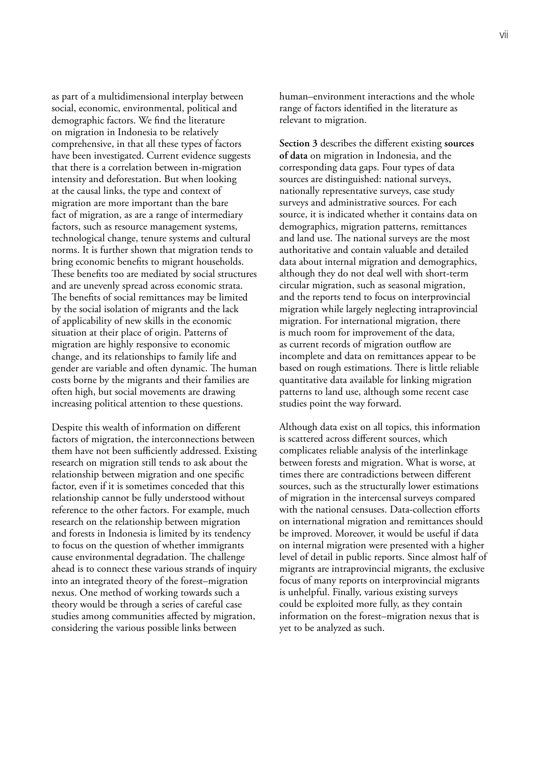as part of a multidimensional interplay between social, economic, environmental, political and demographic factors. We find the literature on migration in Indonesia to be relatively comprehensive, in that all these types of factors have been investigated. Current evidence suggests that there is a correlation between in-migration intensity and deforestation. But when looking at the causal links, the type and context of migration are more important than the bare fact of migration, as are a range of intermediary factors, such as resource management systems, technological change, tenure systems and cultural norms. It is further shown that migration tends to bring economic benefits to migrant households. These benefits too are mediated by social structures and are unevenly spread across economic strata. The benefits of social remittances may be limited by the social isolation of migrants and the lack of applicability of new skills in the economic situation at their place of origin. Patterns of migration are highly responsive to economic change, and its relationships to family life and gender are variable and often dynamic. The human costs borne by the migrants and their families are often high, but social movements are drawing increasing political attention to these questions.

Despite this wealth of information on different factors of migration, the interconnections between them have not been sufficiently addressed. Existing research on migration still tends to ask about the relationship between migration and one specific factor, even if it is sometimes conceded that this relationship cannot be fully understood without reference to the other factors. For example, much research on the relationship between migration and forests in Indonesia is limited by its tendency to focus on the question of whether immigrants cause environmental degradation. The challenge ahead is to connect these various strands of inquiry into an integrated theory of the forest–migration nexus. One method of working towards such a theory would be through a series of careful case studies among communities affected by migration, considering the various possible links between human–environment interactions and the whole range of factors identified in the literature as relevant to migration.

**Section 3** describes the different existing **sources of data** on migration in Indonesia, and the corresponding data gaps. Four types of data sources are distinguished: national surveys, nationally representative surveys, case study surveys and administrative sources. For each source, it is indicated whether it contains data on demographics, migration patterns, remittances and land use. The national surveys are the most authoritative and contain valuable and detailed data about internal migration and demographics, although they do not deal well with short-term circular migration, such as seasonal migration, and the reports tend to focus on interprovincial migration while largely neglecting intraprovincial migration. For international migration, there is much room for improvement of the data, as current records of migration outflow are incomplete and data on remittances appear to be based on rough estimations. There is little reliable quantitative data available for linking migration patterns to land use, although some recent case studies point the way forward.

Although data exist on all topics, this information is scattered across different sources, which complicates reliable analysis of the interlinkage between forests and migration. What is worse, at times there are contradictions between different sources, such as the structurally lower estimations of migration in the intercensal surveys compared with the national censuses. Data-collection efforts on international migration and remittances should be improved. Moreover, it would be useful if data on internal migration were presented with a higher level of detail in public reports. Since almost half of migrants are intraprovincial migrants, the exclusive focus of many reports on interprovincial migrants is unhelpful. Finally, various existing surveys could be exploited more fully, as they contain information on the forest–migration nexus that is yet to be analyzed as such.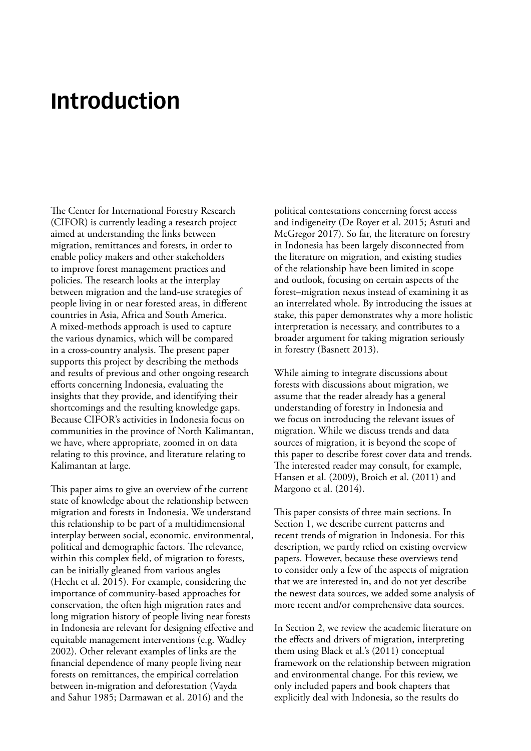# Introduction

The Center for International Forestry Research (CIFOR) is currently leading a research project aimed at understanding the links between migration, remittances and forests, in order to enable policy makers and other stakeholders to improve forest management practices and policies. The research looks at the interplay between migration and the land-use strategies of people living in or near forested areas, in different countries in Asia, Africa and South America. A mixed-methods approach is used to capture the various dynamics, which will be compared in a cross-country analysis. The present paper supports this project by describing the methods and results of previous and other ongoing research efforts concerning Indonesia, evaluating the insights that they provide, and identifying their shortcomings and the resulting knowledge gaps. Because CIFOR's activities in Indonesia focus on communities in the province of North Kalimantan, we have, where appropriate, zoomed in on data relating to this province, and literature relating to Kalimantan at large.

This paper aims to give an overview of the current state of knowledge about the relationship between migration and forests in Indonesia. We understand this relationship to be part of a multidimensional interplay between social, economic, environmental, political and demographic factors. The relevance, within this complex field, of migration to forests, can be initially gleaned from various angles (Hecht et al. 2015). For example, considering the importance of community-based approaches for conservation, the often high migration rates and long migration history of people living near forests in Indonesia are relevant for designing effective and equitable management interventions (e.g. Wadley 2002). Other relevant examples of links are the financial dependence of many people living near forests on remittances, the empirical correlation between in-migration and deforestation (Vayda and Sahur 1985; Darmawan et al. 2016) and the political contestations concerning forest access and indigeneity (De Royer et al. 2015; Astuti and McGregor 2017). So far, the literature on forestry in Indonesia has been largely disconnected from the literature on migration, and existing studies of the relationship have been limited in scope and outlook, focusing on certain aspects of the forest–migration nexus instead of examining it as an interrelated whole. By introducing the issues at stake, this paper demonstrates why a more holistic interpretation is necessary, and contributes to a broader argument for taking migration seriously in forestry (Basnett 2013).

While aiming to integrate discussions about forests with discussions about migration, we assume that the reader already has a general understanding of forestry in Indonesia and we focus on introducing the relevant issues of migration. While we discuss trends and data sources of migration, it is beyond the scope of this paper to describe forest cover data and trends. The interested reader may consult, for example, Hansen et al. (2009), Broich et al. (2011) and Margono et al. (2014).

This paper consists of three main sections. In Section 1, we describe current patterns and recent trends of migration in Indonesia. For this description, we partly relied on existing overview papers. However, because these overviews tend to consider only a few of the aspects of migration that we are interested in, and do not yet describe the newest data sources, we added some analysis of more recent and/or comprehensive data sources.

In Section 2, we review the academic literature on the effects and drivers of migration, interpreting them using Black et al.'s (2011) conceptual framework on the relationship between migration and environmental change. For this review, we only included papers and book chapters that explicitly deal with Indonesia, so the results do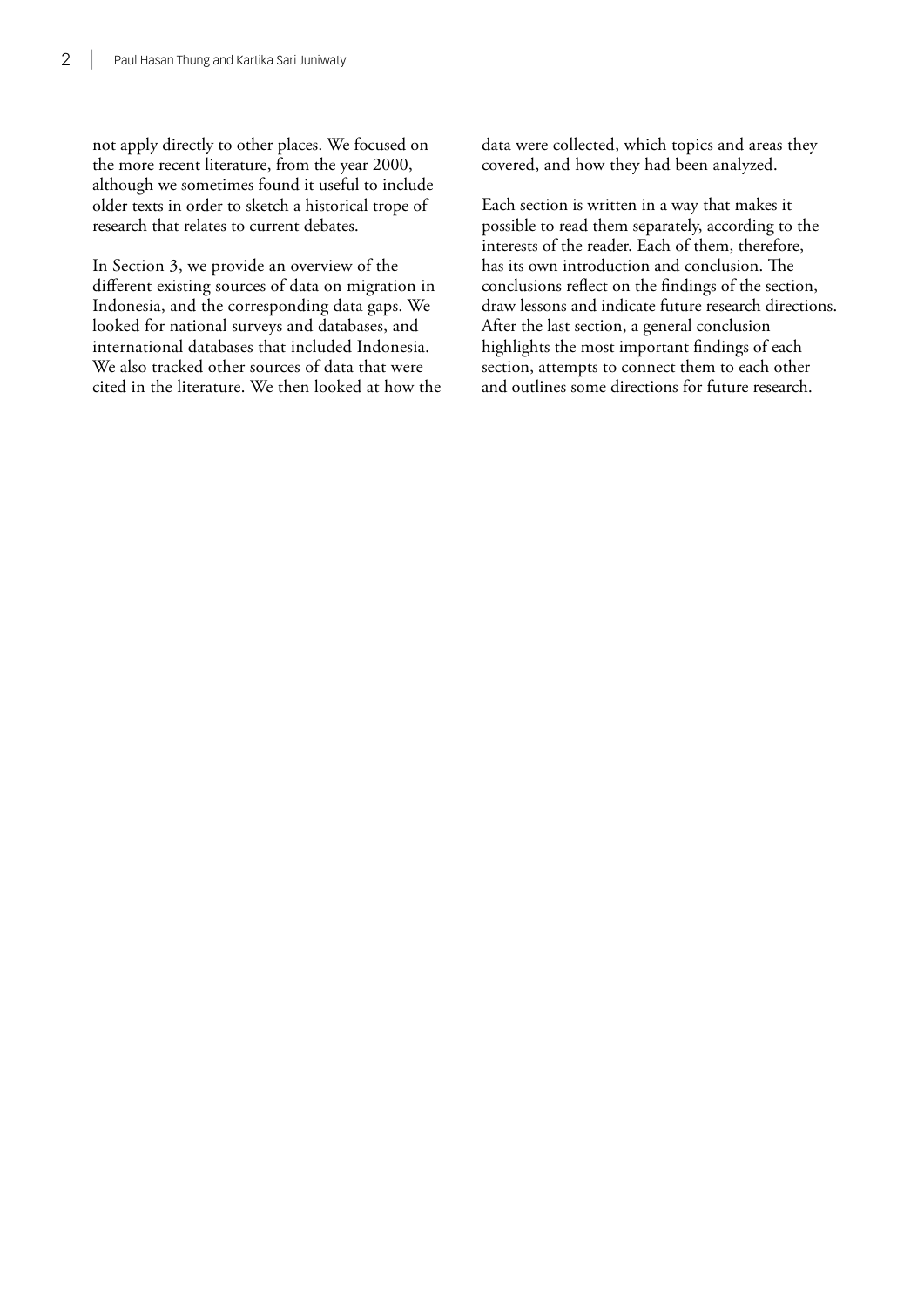not apply directly to other places. We focused on the more recent literature, from the year 2000, although we sometimes found it useful to include older texts in order to sketch a historical trope of research that relates to current debates.

In Section 3, we provide an overview of the different existing sources of data on migration in Indonesia, and the corresponding data gaps. We looked for national surveys and databases, and international databases that included Indonesia. We also tracked other sources of data that were cited in the literature. We then looked at how the data were collected, which topics and areas they covered, and how they had been analyzed.

Each section is written in a way that makes it possible to read them separately, according to the interests of the reader. Each of them, therefore, has its own introduction and conclusion. The conclusions reflect on the findings of the section, draw lessons and indicate future research directions. After the last section, a general conclusion highlights the most important findings of each section, attempts to connect them to each other and outlines some directions for future research.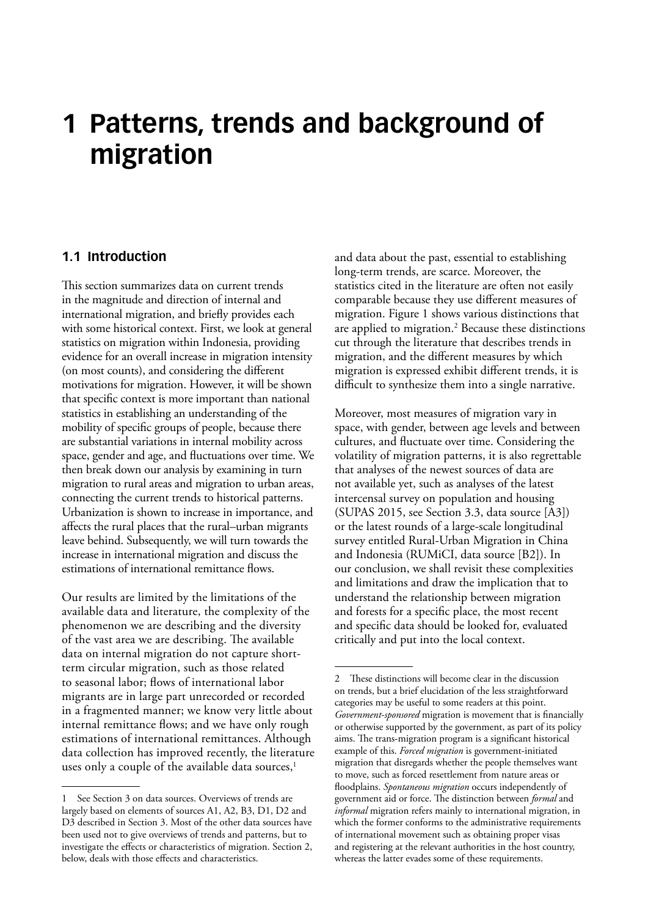# 1 Patterns, trends and background of migration

## 1.1 Introduction

This section summarizes data on current trends in the magnitude and direction of internal and international migration, and briefly provides each with some historical context. First, we look at general statistics on migration within Indonesia, providing evidence for an overall increase in migration intensity (on most counts), and considering the different motivations for migration. However, it will be shown that specific context is more important than national statistics in establishing an understanding of the mobility of specific groups of people, because there are substantial variations in internal mobility across space, gender and age, and fluctuations over time. We then break down our analysis by examining in turn migration to rural areas and migration to urban areas, connecting the current trends to historical patterns. Urbanization is shown to increase in importance, and affects the rural places that the rural–urban migrants leave behind. Subsequently, we will turn towards the increase in international migration and discuss the estimations of international remittance flows.

Our results are limited by the limitations of the available data and literature, the complexity of the phenomenon we are describing and the diversity of the vast area we are describing. The available data on internal migration do not capture short-term circular migration, such as those related to seasonal labor; flows of international labor migrants are in large part unrecorded or recorded in a fragmented manner; we know very little about internal remittance flows; and we have only rough estimations of international remittances. Although data collection has improved recently, the literature uses only a couple of the available data sources,[1] and data about the past, essential to establishing long-term trends, are scarce. Moreover, the statistics cited in the literature are often not easily comparable because they use different measures of migration. Figure 1 shows various distinctions that are applied to migration.[2] Because these distinctions cut through the literature that describes trends in migration, and the different measures by which migration is expressed exhibit different trends, it is difficult to synthesize them into a single narrative.

Moreover, most measures of migration vary in space, with gender, between age levels and between cultures, and fluctuate over time. Considering the volatility of migration patterns, it is also regrettable that analyses of the newest sources of data are not available yet, such as analyses of the latest intercensal survey on population and housing (SUPAS 2015, see Section 3.3, data source [A3]) or the latest rounds of a large-scale longitudinal survey entitled Rural-Urban Migration in China and Indonesia (RUMiCI, data source [B2]). In our conclusion, we shall revisit these complexities and limitations and draw the implication that to understand the relationship between migration and forests for a specific place, the most recent and specific data should be looked for, evaluated critically and put into the local context.

---

1 See Section 3 on data sources. Overviews of trends are largely based on elements of sources A1, A2, B3, D1, D2 and D3 described in Section 3. Most of the other data sources have been used not to give overviews of trends and patterns, but to investigate the effects or characteristics of migration. Section 2, below, deals with those effects and characteristics.

2 These distinctions will become clear in the discussion on trends, but a brief elucidation of the less straightforward categories may be useful to some readers at this point. *Government-sponsored* migration is movement that is financially or otherwise supported by the government, as part of its policy aims. The trans-migration program is a significant historical example of this. *Forced migration* is government-initiated migration that disregards whether the people themselves want to move, such as forced resettlement from nature areas or floodplains. *Spontaneous migration* occurs independently of government aid or force. The distinction between *formal* and *informal* migration refers mainly to international migration, in which the former conforms to the administrative requirements of international movement such as obtaining proper visas and registering at the relevant authorities in the host country, whereas the latter evades some of these requirements.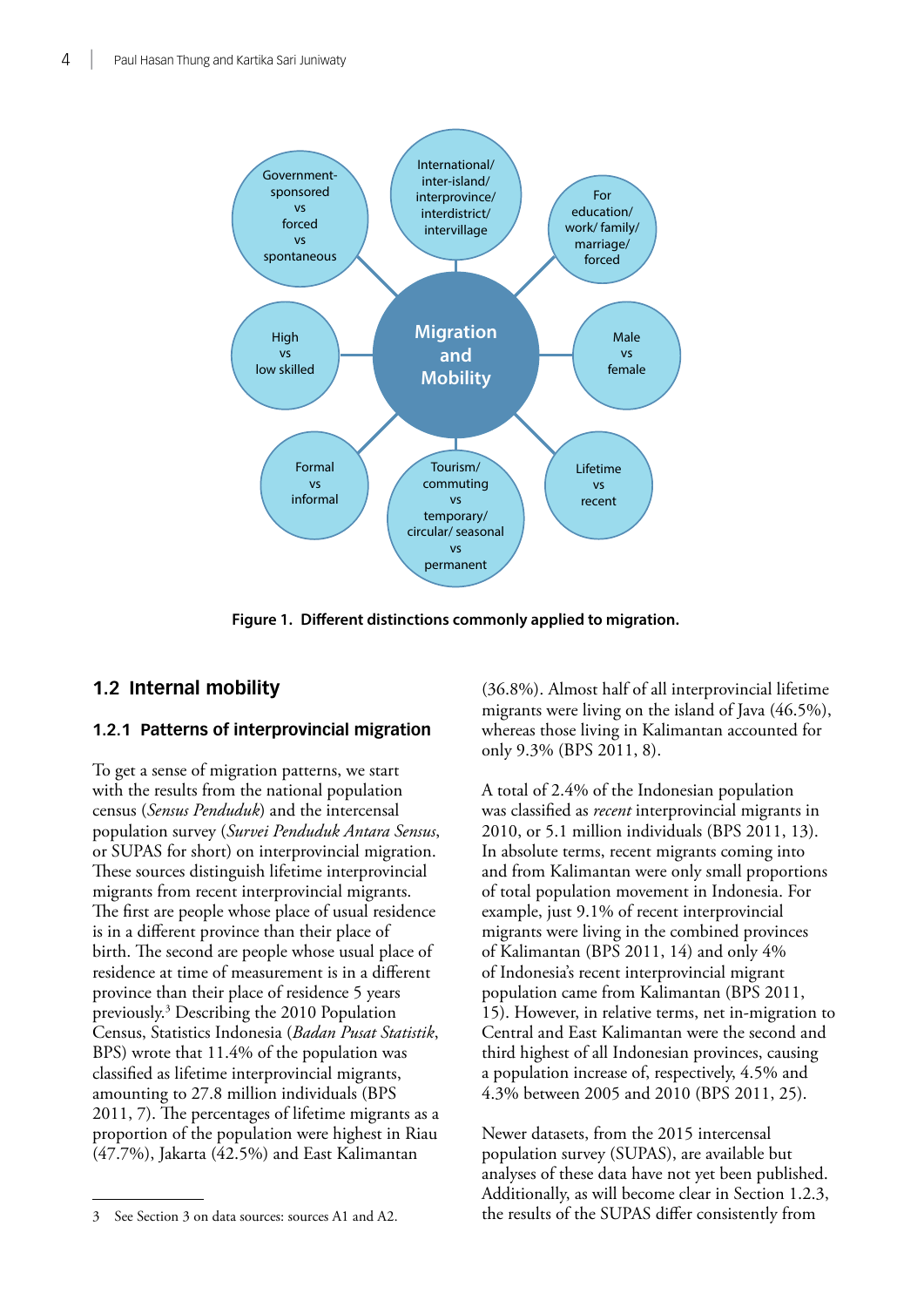Figure 1. Different distinctions commonly applied to migration.

## 1.2 Internal mobility

### 1.2.1 Patterns of interprovincial migration

To get a sense of migration patterns, we start with the results from the national population census (*Sensus Penduduk*) and the intercensal population survey (*Survei Penduduk Antara Sensus*, or SUPAS for short) on interprovincial migration. These sources distinguish lifetime interprovincial migrants from recent interprovincial migrants. The first are people whose place of usual residence is in a different province than their place of birth. The second are people whose usual place of residence at time of measurement is in a different province than their place of residence 5 years previously.[3] Describing the 2010 Population Census, Statistics Indonesia (*Badan Pusat Statistik*, BPS) wrote that 11.4% of the population was classified as lifetime interprovincial migrants, amounting to 27.8 million individuals (BPS 2011, 7). The percentages of lifetime migrants as a proportion of the population were highest in Riau (47.7%), Jakarta (42.5%) and East Kalimantan (36.8%). Almost half of all interprovincial lifetime migrants were living on the island of Java (46.5%), whereas those living in Kalimantan accounted for only 9.3% (BPS 2011, 8).

A total of 2.4% of the Indonesian population was classified as *recent* interprovincial migrants in 2010, or 5.1 million individuals (BPS 2011, 13). In absolute terms, recent migrants coming into and from Kalimantan were only small proportions of total population movement in Indonesia. For example, just 9.1% of recent interprovincial migrants were living in the combined provinces of Kalimantan (BPS 2011, 14) and only 4% of Indonesia's recent interprovincial migrant population came from Kalimantan (BPS 2011, 15). However, in relative terms, net in-migration to Central and East Kalimantan were the second and third highest of all Indonesian provinces, causing a population increase of, respectively, 4.5% and 4.3% between 2005 and 2010 (BPS 2011, 25).

Newer datasets, from the 2015 intercensal population survey (SUPAS), are available but analyses of these data have not yet been published. Additionally, as will become clear in Section 1.2.3, the results of the SUPAS differ consistently from

[3] See Section 3 on data sources: sources A1 and A2.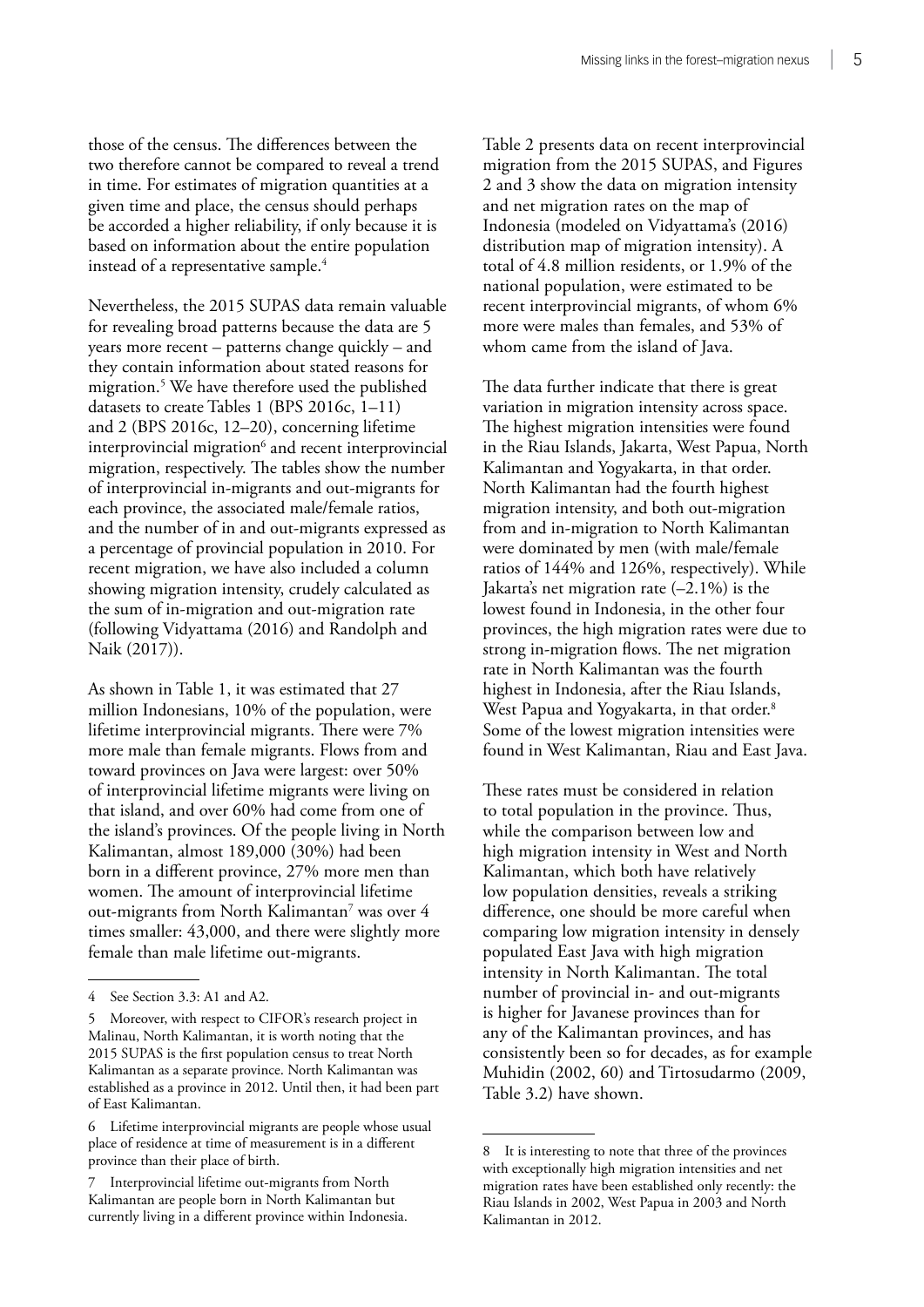those of the census. The differences between the two therefore cannot be compared to reveal a trend in time. For estimates of migration quantities at a given time and place, the census should perhaps be accorded a higher reliability, if only because it is based on information about the entire population instead of a representative sample.[4]

Nevertheless, the 2015 SUPAS data remain valuable for revealing broad patterns because the data are 5 years more recent – patterns change quickly – and they contain information about stated reasons for migration.[5] We have therefore used the published datasets to create Tables 1 (BPS 2016c, 1–11) and 2 (BPS 2016c, 12–20), concerning lifetime interprovincial migration[6] and recent interprovincial migration, respectively. The tables show the number of interprovincial in-migrants and out-migrants for each province, the associated male/female ratios, and the number of in and out-migrants expressed as a percentage of provincial population in 2010. For recent migration, we have also included a column showing migration intensity, crudely calculated as the sum of in-migration and out-migration rate (following Vidyattama (2016) and Randolph and Naik (2017)).

As shown in Table 1, it was estimated that 27 million Indonesians, 10% of the population, were lifetime interprovincial migrants. There were 7% more male than female migrants. Flows from and toward provinces on Java were largest: over 50% of interprovincial lifetime migrants were living on that island, and over 60% had come from one of the island's provinces. Of the people living in North Kalimantan, almost 189,000 (30%) had been born in a different province, 27% more men than women. The amount of interprovincial lifetime out-migrants from North Kalimantan[7] was over 4 times smaller: 43,000, and there were slightly more female than male lifetime out-migrants.

Table 2 presents data on recent interprovincial migration from the 2015 SUPAS, and Figures 2 and 3 show the data on migration intensity and net migration rates on the map of Indonesia (modeled on Vidyattama's (2016) distribution map of migration intensity). A total of 4.8 million residents, or 1.9% of the national population, were estimated to be recent interprovincial migrants, of whom 6% more were males than females, and 53% of whom came from the island of Java.

The data further indicate that there is great variation in migration intensity across space. The highest migration intensities were found in the Riau Islands, Jakarta, West Papua, North Kalimantan and Yogyakarta, in that order. North Kalimantan had the fourth highest migration intensity, and both out-migration from and in-migration to North Kalimantan were dominated by men (with male/female ratios of 144% and 126%, respectively). While Jakarta's net migration rate (–2.1%) is the lowest found in Indonesia, in the other four provinces, the high migration rates were due to strong in-migration flows. The net migration rate in North Kalimantan was the fourth highest in Indonesia, after the Riau Islands, West Papua and Yogyakarta, in that order.[8] Some of the lowest migration intensities were found in West Kalimantan, Riau and East Java.

These rates must be considered in relation to total population in the province. Thus, while the comparison between low and high migration intensity in West and North Kalimantan, which both have relatively low population densities, reveals a striking difference, one should be more careful when comparing low migration intensity in densely populated East Java with high migration intensity in North Kalimantan. The total number of provincial in- and out-migrants is higher for Javanese provinces than for any of the Kalimantan provinces, and has consistently been so for decades, as for example Muhidin (2002, 60) and Tirtosudarmo (2009, Table 3.2) have shown.

---

4 See Section 3.3: A1 and A2.

5 Moreover, with respect to CIFOR's research project in Malinau, North Kalimantan, it is worth noting that the 2015 SUPAS is the first population census to treat North Kalimantan as a separate province. North Kalimantan was established as a province in 2012. Until then, it had been part of East Kalimantan.

6 Lifetime interprovincial migrants are people whose usual place of residence at time of measurement is in a different province than their place of birth.

7 Interprovincial lifetime out-migrants from North Kalimantan are people born in North Kalimantan but currently living in a different province within Indonesia.

8 It is interesting to note that three of the provinces with exceptionally high migration intensities and net migration rates have been established only recently: the Riau Islands in 2002, West Papua in 2003 and North Kalimantan in 2012.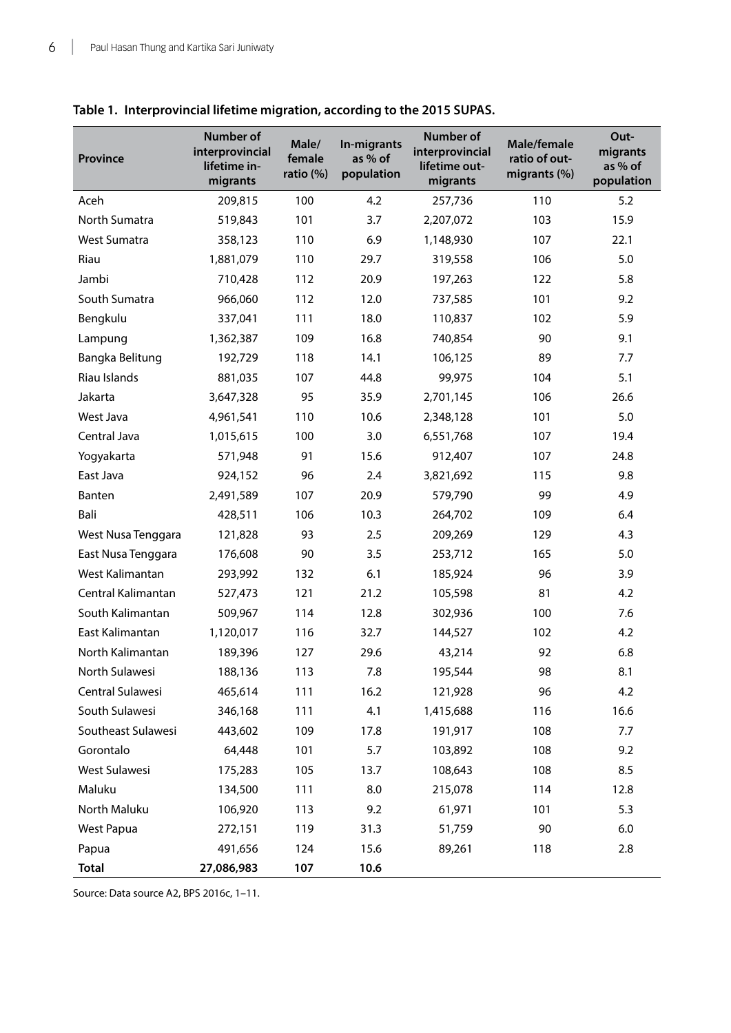**Table 1. Interprovincial lifetime migration, according to the 2015 SUPAS.**

| Province | Number of interprovincial lifetime in-migrants | Male/ female ratio (%) | In-migrants as % of population | Number of interprovincial lifetime out-migrants | Male/female ratio of out-migrants (%) | Out-migrants as % of population |
|---|---|---|---|---|---|---|
| Aceh | 209,815 | 100 | 4.2 | 257,736 | 110 | 5.2 |
| North Sumatra | 519,843 | 101 | 3.7 | 2,207,072 | 103 | 15.9 |
| West Sumatra | 358,123 | 110 | 6.9 | 1,148,930 | 107 | 22.1 |
| Riau | 1,881,079 | 110 | 29.7 | 319,558 | 106 | 5.0 |
| Jambi | 710,428 | 112 | 20.9 | 197,263 | 122 | 5.8 |
| South Sumatra | 966,060 | 112 | 12.0 | 737,585 | 101 | 9.2 |
| Bengkulu | 337,041 | 111 | 18.0 | 110,837 | 102 | 5.9 |
| Lampung | 1,362,387 | 109 | 16.8 | 740,854 | 90 | 9.1 |
| Bangka Belitung | 192,729 | 118 | 14.1 | 106,125 | 89 | 7.7 |
| Riau Islands | 881,035 | 107 | 44.8 | 99,975 | 104 | 5.1 |
| Jakarta | 3,647,328 | 95 | 35.9 | 2,701,145 | 106 | 26.6 |
| West Java | 4,961,541 | 110 | 10.6 | 2,348,128 | 101 | 5.0 |
| Central Java | 1,015,615 | 100 | 3.0 | 6,551,768 | 107 | 19.4 |
| Yogyakarta | 571,948 | 91 | 15.6 | 912,407 | 107 | 24.8 |
| East Java | 924,152 | 96 | 2.4 | 3,821,692 | 115 | 9.8 |
| Banten | 2,491,589 | 107 | 20.9 | 579,790 | 99 | 4.9 |
| Bali | 428,511 | 106 | 10.3 | 264,702 | 109 | 6.4 |
| West Nusa Tenggara | 121,828 | 93 | 2.5 | 209,269 | 129 | 4.3 |
| East Nusa Tenggara | 176,608 | 90 | 3.5 | 253,712 | 165 | 5.0 |
| West Kalimantan | 293,992 | 132 | 6.1 | 185,924 | 96 | 3.9 |
| Central Kalimantan | 527,473 | 121 | 21.2 | 105,598 | 81 | 4.2 |
| South Kalimantan | 509,967 | 114 | 12.8 | 302,936 | 100 | 7.6 |
| East Kalimantan | 1,120,017 | 116 | 32.7 | 144,527 | 102 | 4.2 |
| North Kalimantan | 189,396 | 127 | 29.6 | 43,214 | 92 | 6.8 |
| North Sulawesi | 188,136 | 113 | 7.8 | 195,544 | 98 | 8.1 |
| Central Sulawesi | 465,614 | 111 | 16.2 | 121,928 | 96 | 4.2 |
| South Sulawesi | 346,168 | 111 | 4.1 | 1,415,688 | 116 | 16.6 |
| Southeast Sulawesi | 443,602 | 109 | 17.8 | 191,917 | 108 | 7.7 |
| Gorontalo | 64,448 | 101 | 5.7 | 103,892 | 108 | 9.2 |
| West Sulawesi | 175,283 | 105 | 13.7 | 108,643 | 108 | 8.5 |
| Maluku | 134,500 | 111 | 8.0 | 215,078 | 114 | 12.8 |
| North Maluku | 106,920 | 113 | 9.2 | 61,971 | 101 | 5.3 |
| West Papua | 272,151 | 119 | 31.3 | 51,759 | 90 | 6.0 |
| Papua | 491,656 | 124 | 15.6 | 89,261 | 118 | 2.8 |
| **Total** | **27,086,983** | **107** | **10.6** | | | |

Source: Data source A2, BPS 2016c, 1–11.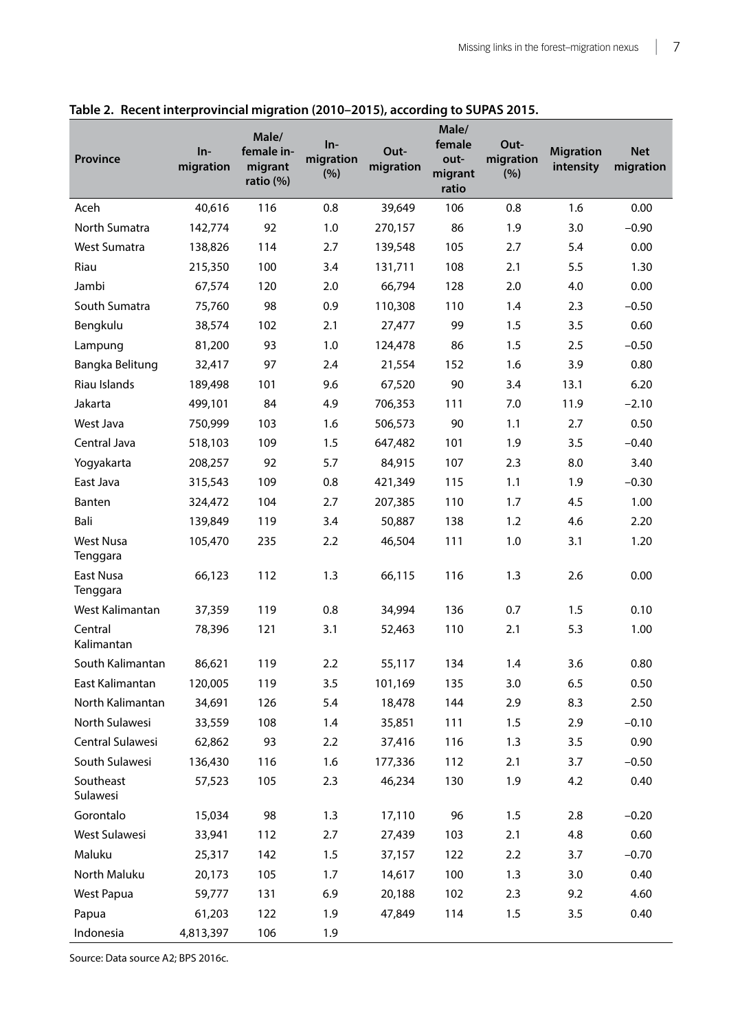**Table 2. Recent interprovincial migration (2010–2015), according to SUPAS 2015.**

| Province | In-migration | Male/female in-migrant ratio (%) | In-migration (%) | Out-migration | Male/female out-migrant ratio | Out-migration (%) | Migration intensity | Net migration |
|---|---|---|---|---|---|---|---|---|
| Aceh | 40,616 | 116 | 0.8 | 39,649 | 106 | 0.8 | 1.6 | 0.00 |
| North Sumatra | 142,774 | 92 | 1.0 | 270,157 | 86 | 1.9 | 3.0 | −0.90 |
| West Sumatra | 138,826 | 114 | 2.7 | 139,548 | 105 | 2.7 | 5.4 | 0.00 |
| Riau | 215,350 | 100 | 3.4 | 131,711 | 108 | 2.1 | 5.5 | 1.30 |
| Jambi | 67,574 | 120 | 2.0 | 66,794 | 128 | 2.0 | 4.0 | 0.00 |
| South Sumatra | 75,760 | 98 | 0.9 | 110,308 | 110 | 1.4 | 2.3 | −0.50 |
| Bengkulu | 38,574 | 102 | 2.1 | 27,477 | 99 | 1.5 | 3.5 | 0.60 |
| Lampung | 81,200 | 93 | 1.0 | 124,478 | 86 | 1.5 | 2.5 | −0.50 |
| Bangka Belitung | 32,417 | 97 | 2.4 | 21,554 | 152 | 1.6 | 3.9 | 0.80 |
| Riau Islands | 189,498 | 101 | 9.6 | 67,520 | 90 | 3.4 | 13.1 | 6.20 |
| Jakarta | 499,101 | 84 | 4.9 | 706,353 | 111 | 7.0 | 11.9 | −2.10 |
| West Java | 750,999 | 103 | 1.6 | 506,573 | 90 | 1.1 | 2.7 | 0.50 |
| Central Java | 518,103 | 109 | 1.5 | 647,482 | 101 | 1.9 | 3.5 | −0.40 |
| Yogyakarta | 208,257 | 92 | 5.7 | 84,915 | 107 | 2.3 | 8.0 | 3.40 |
| East Java | 315,543 | 109 | 0.8 | 421,349 | 115 | 1.1 | 1.9 | −0.30 |
| Banten | 324,472 | 104 | 2.7 | 207,385 | 110 | 1.7 | 4.5 | 1.00 |
| Bali | 139,849 | 119 | 3.4 | 50,887 | 138 | 1.2 | 4.6 | 2.20 |
| West Nusa Tenggara | 105,470 | 235 | 2.2 | 46,504 | 111 | 1.0 | 3.1 | 1.20 |
| East Nusa Tenggara | 66,123 | 112 | 1.3 | 66,115 | 116 | 1.3 | 2.6 | 0.00 |
| West Kalimantan | 37,359 | 119 | 0.8 | 34,994 | 136 | 0.7 | 1.5 | 0.10 |
| Central Kalimantan | 78,396 | 121 | 3.1 | 52,463 | 110 | 2.1 | 5.3 | 1.00 |
| South Kalimantan | 86,621 | 119 | 2.2 | 55,117 | 134 | 1.4 | 3.6 | 0.80 |
| East Kalimantan | 120,005 | 119 | 3.5 | 101,169 | 135 | 3.0 | 6.5 | 0.50 |
| North Kalimantan | 34,691 | 126 | 5.4 | 18,478 | 144 | 2.9 | 8.3 | 2.50 |
| North Sulawesi | 33,559 | 108 | 1.4 | 35,851 | 111 | 1.5 | 2.9 | −0.10 |
| Central Sulawesi | 62,862 | 93 | 2.2 | 37,416 | 116 | 1.3 | 3.5 | 0.90 |
| South Sulawesi | 136,430 | 116 | 1.6 | 177,336 | 112 | 2.1 | 3.7 | −0.50 |
| Southeast Sulawesi | 57,523 | 105 | 2.3 | 46,234 | 130 | 1.9 | 4.2 | 0.40 |
| Gorontalo | 15,034 | 98 | 1.3 | 17,110 | 96 | 1.5 | 2.8 | −0.20 |
| West Sulawesi | 33,941 | 112 | 2.7 | 27,439 | 103 | 2.1 | 4.8 | 0.60 |
| Maluku | 25,317 | 142 | 1.5 | 37,157 | 122 | 2.2 | 3.7 | −0.70 |
| North Maluku | 20,173 | 105 | 1.7 | 14,617 | 100 | 1.3 | 3.0 | 0.40 |
| West Papua | 59,777 | 131 | 6.9 | 20,188 | 102 | 2.3 | 9.2 | 4.60 |
| Papua | 61,203 | 122 | 1.9 | 47,849 | 114 | 1.5 | 3.5 | 0.40 |
| Indonesia | 4,813,397 | 106 | 1.9 | | | | | |

Source: Data source A2; BPS 2016c.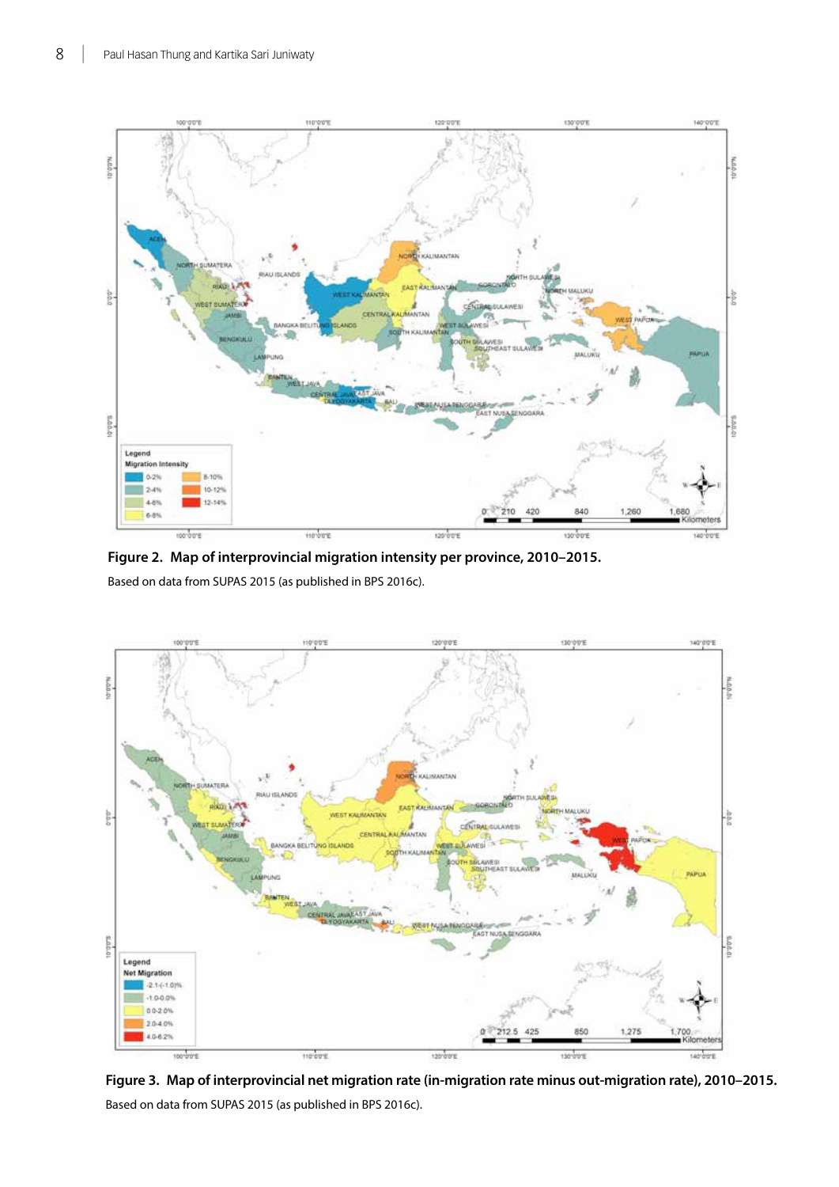**Figure 2. Map of interprovincial migration intensity per province, 2010–2015.**

Based on data from SUPAS 2015 (as published in BPS 2016c).

**Figure 3. Map of interprovincial net migration rate (in-migration rate minus out-migration rate), 2010–2015.**

Based on data from SUPAS 2015 (as published in BPS 2016c).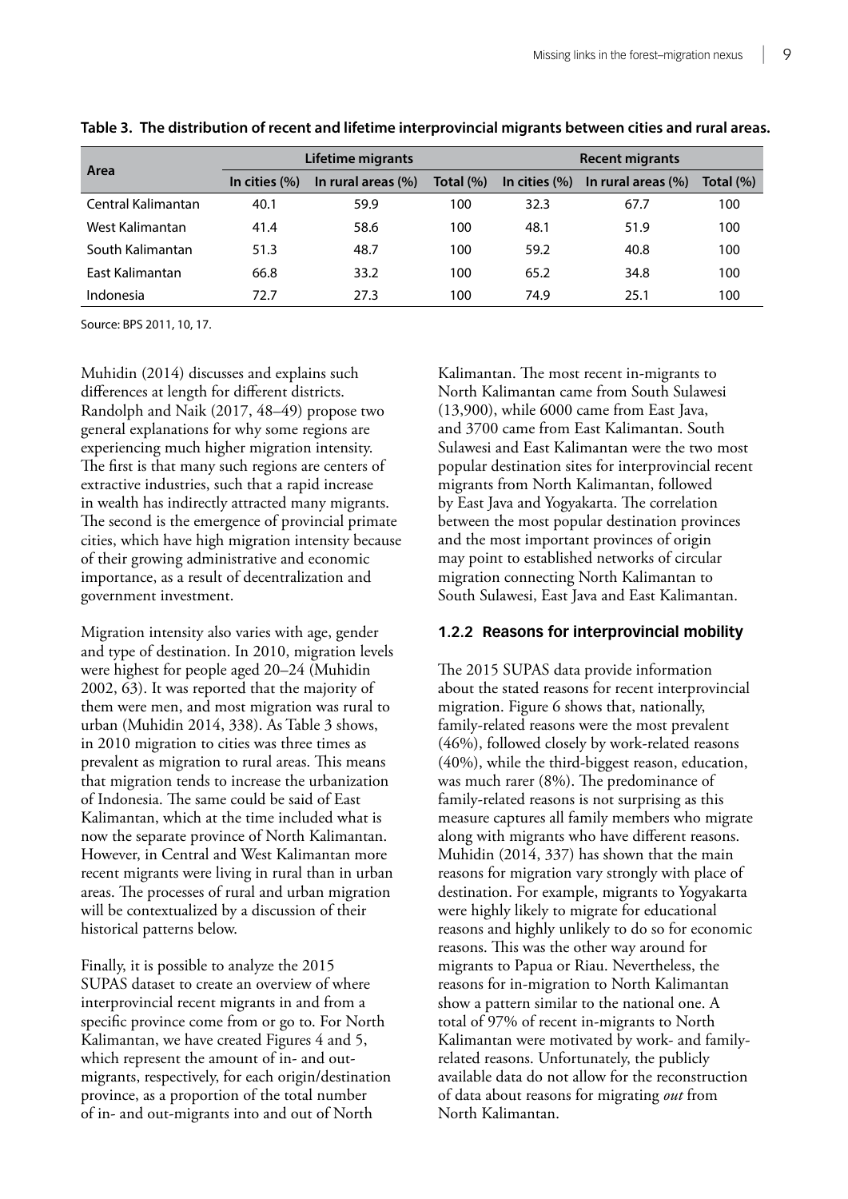**Table 3. The distribution of recent and lifetime interprovincial migrants between cities and rural areas.**

| Area | Lifetime migrants | | | Recent migrants | | |
|---|---|---|---|---|---|---|
| | In cities (%) | In rural areas (%) | Total (%) | In cities (%) | In rural areas (%) | Total (%) |
| Central Kalimantan | 40.1 | 59.9 | 100 | 32.3 | 67.7 | 100 |
| West Kalimantan | 41.4 | 58.6 | 100 | 48.1 | 51.9 | 100 |
| South Kalimantan | 51.3 | 48.7 | 100 | 59.2 | 40.8 | 100 |
| East Kalimantan | 66.8 | 33.2 | 100 | 65.2 | 34.8 | 100 |
| Indonesia | 72.7 | 27.3 | 100 | 74.9 | 25.1 | 100 |

Source: BPS 2011, 10, 17.

Muhidin (2014) discusses and explains such differences at length for different districts. Randolph and Naik (2017, 48–49) propose two general explanations for why some regions are experiencing much higher migration intensity. The first is that many such regions are centers of extractive industries, such that a rapid increase in wealth has indirectly attracted many migrants. The second is the emergence of provincial primate cities, which have high migration intensity because of their growing administrative and economic importance, as a result of decentralization and government investment.

Migration intensity also varies with age, gender and type of destination. In 2010, migration levels were highest for people aged 20–24 (Muhidin 2002, 63). It was reported that the majority of them were men, and most migration was rural to urban (Muhidin 2014, 338). As Table 3 shows, in 2010 migration to cities was three times as prevalent as migration to rural areas. This means that migration tends to increase the urbanization of Indonesia. The same could be said of East Kalimantan, which at the time included what is now the separate province of North Kalimantan. However, in Central and West Kalimantan more recent migrants were living in rural than in urban areas. The processes of rural and urban migration will be contextualized by a discussion of their historical patterns below.

Finally, it is possible to analyze the 2015 SUPAS dataset to create an overview of where interprovincial recent migrants in and from a specific province come from or go to. For North Kalimantan, we have created Figures 4 and 5, which represent the amount of in- and out-migrants, respectively, for each origin/destination province, as a proportion of the total number of in- and out-migrants into and out of North Kalimantan. The most recent in-migrants to North Kalimantan came from South Sulawesi (13,900), while 6000 came from East Java, and 3700 came from East Kalimantan. South Sulawesi and East Kalimantan were the two most popular destination sites for interprovincial recent migrants from North Kalimantan, followed by East Java and Yogyakarta. The correlation between the most popular destination provinces and the most important provinces of origin may point to established networks of circular migration connecting North Kalimantan to South Sulawesi, East Java and East Kalimantan.

### 1.2.2 Reasons for interprovincial mobility

The 2015 SUPAS data provide information about the stated reasons for recent interprovincial migration. Figure 6 shows that, nationally, family-related reasons were the most prevalent (46%), followed closely by work-related reasons (40%), while the third-biggest reason, education, was much rarer (8%). The predominance of family-related reasons is not surprising as this measure captures all family members who migrate along with migrants who have different reasons. Muhidin (2014, 337) has shown that the main reasons for migration vary strongly with place of destination. For example, migrants to Yogyakarta were highly likely to migrate for educational reasons and highly unlikely to do so for economic reasons. This was the other way around for migrants to Papua or Riau. Nevertheless, the reasons for in-migration to North Kalimantan show a pattern similar to the national one. A total of 97% of recent in-migrants to North Kalimantan were motivated by work- and family-related reasons. Unfortunately, the publicly available data do not allow for the reconstruction of data about reasons for migrating *out* from North Kalimantan.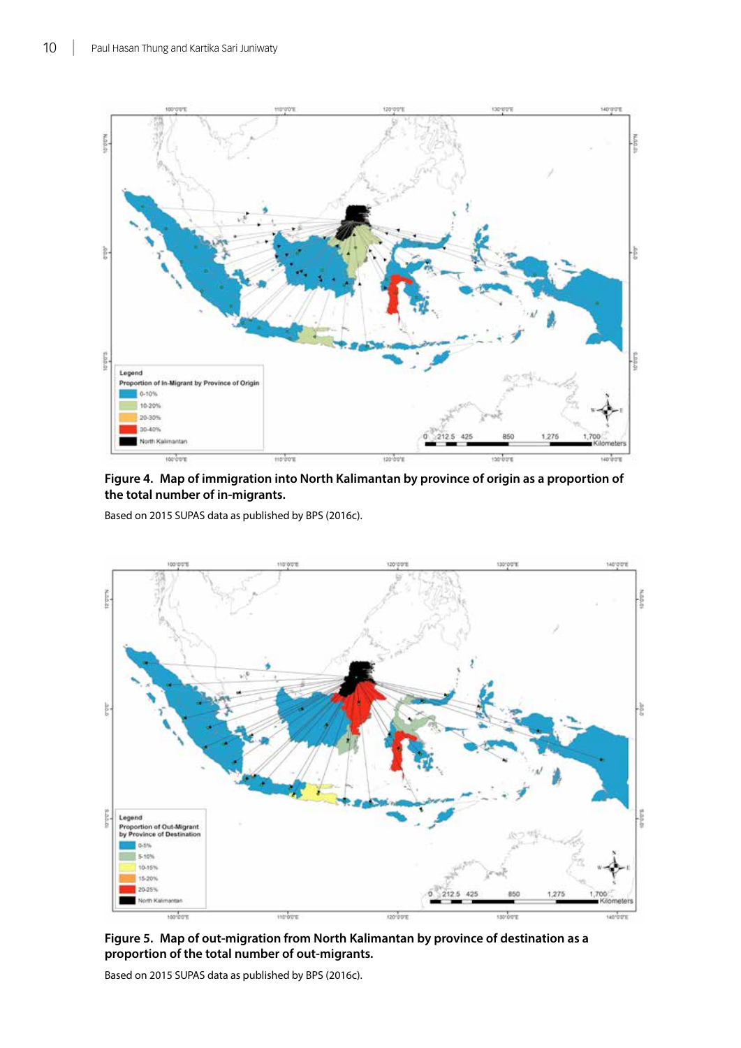**Figure 4. Map of immigration into North Kalimantan by province of origin as a proportion of the total number of in-migrants.**

Based on 2015 SUPAS data as published by BPS (2016c).

**Figure 5. Map of out-migration from North Kalimantan by province of destination as a proportion of the total number of out-migrants.**

Based on 2015 SUPAS data as published by BPS (2016c).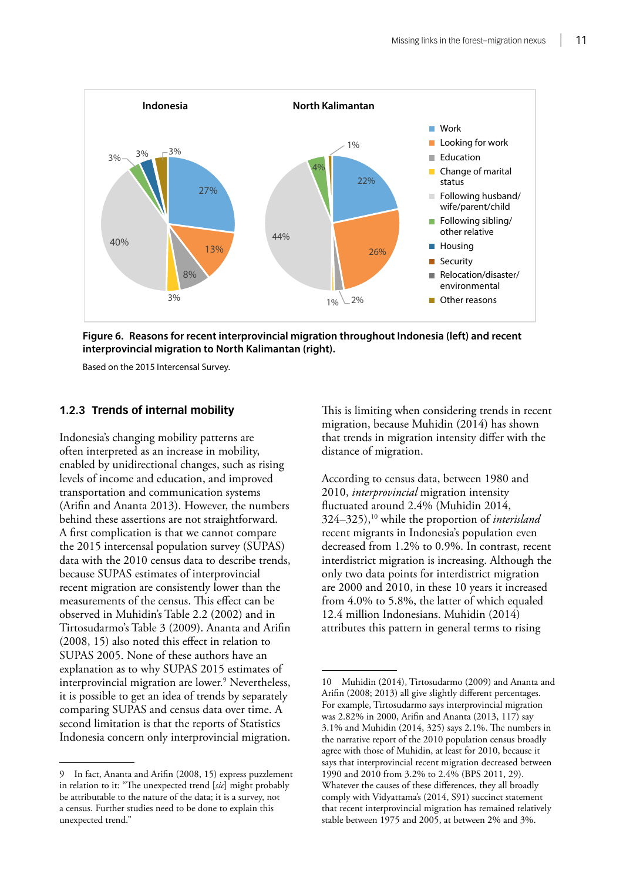Figure 6. Reasons for recent interprovincial migration throughout Indonesia (left) and recent interprovincial migration to North Kalimantan (right).

Based on the 2015 Intercensal Survey.

### 1.2.3 Trends of internal mobility

Indonesia's changing mobility patterns are often interpreted as an increase in mobility, enabled by unidirectional changes, such as rising levels of income and education, and improved transportation and communication systems (Arifin and Ananta 2013). However, the numbers behind these assertions are not straightforward. A first complication is that we cannot compare the 2015 intercensal population survey (SUPAS) data with the 2010 census data to describe trends, because SUPAS estimates of interprovincial recent migration are consistently lower than the measurements of the census. This effect can be observed in Muhidin's Table 2.2 (2002) and in Tirtosudarmo's Table 3 (2009). Ananta and Arifin (2008, 15) also noted this effect in relation to SUPAS 2005. None of these authors have an explanation as to why SUPAS 2015 estimates of interprovincial migration are lower.[9] Nevertheless, it is possible to get an idea of trends by separately comparing SUPAS and census data over time. A second limitation is that the reports of Statistics Indonesia concern only interprovincial migration. This is limiting when considering trends in recent migration, because Muhidin (2014) has shown that trends in migration intensity differ with the distance of migration.

According to census data, between 1980 and 2010, *interprovincial* migration intensity fluctuated around 2.4% (Muhidin 2014, 324–325),[10] while the proportion of *interisland* recent migrants in Indonesia's population even decreased from 1.2% to 0.9%. In contrast, recent interdistrict migration is increasing. Although the only two data points for interdistrict migration are 2000 and 2010, in these 10 years it increased from 4.0% to 5.8%, the latter of which equaled 12.4 million Indonesians. Muhidin (2014) attributes this pattern in general terms to rising

---

9 In fact, Ananta and Arifin (2008, 15) express puzzlement in relation to it: "The unexpected trend [*sic*] might probably be attributable to the nature of the data; it is a survey, not a census. Further studies need to be done to explain this unexpected trend."

10 Muhidin (2014), Tirtosudarmo (2009) and Ananta and Arifin (2008; 2013) all give slightly different percentages. For example, Tirtosudarmo says interprovincial migration was 2.82% in 2000, Arifin and Ananta (2013, 117) say 3.1% and Muhidin (2014, 325) says 2.1%. The numbers in the narrative report of the 2010 population census broadly agree with those of Muhidin, at least for 2010, because it says that interprovincial recent migration decreased between 1990 and 2010 from 3.2% to 2.4% (BPS 2011, 29). Whatever the causes of these differences, they all broadly comply with Vidyattama's (2014, S91) succinct statement that recent interprovincial migration has remained relatively stable between 1975 and 2005, at between 2% and 3%.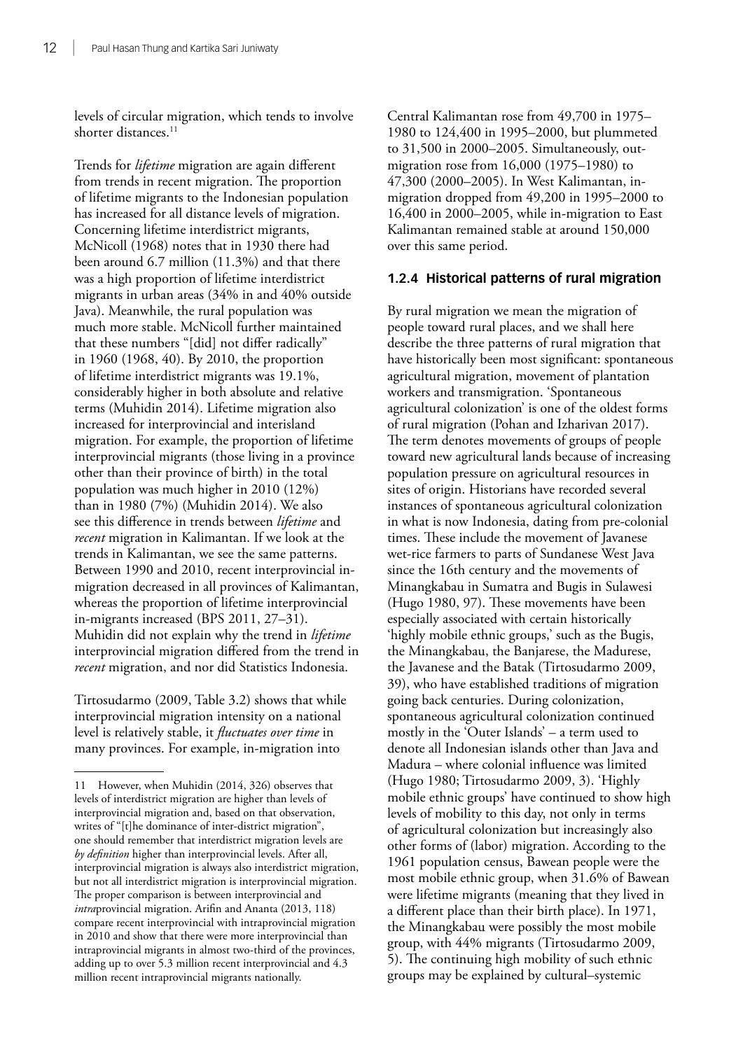levels of circular migration, which tends to involve shorter distances.[11]

Trends for *lifetime* migration are again different from trends in recent migration. The proportion of lifetime migrants to the Indonesian population has increased for all distance levels of migration. Concerning lifetime interdistrict migrants, McNicoll (1968) notes that in 1930 there had been around 6.7 million (11.3%) and that there was a high proportion of lifetime interdistrict migrants in urban areas (34% in and 40% outside Java). Meanwhile, the rural population was much more stable. McNicoll further maintained that these numbers "[did] not differ radically" in 1960 (1968, 40). By 2010, the proportion of lifetime interdistrict migrants was 19.1%, considerably higher in both absolute and relative terms (Muhidin 2014). Lifetime migration also increased for interprovincial and interisland migration. For example, the proportion of lifetime interprovincial migrants (those living in a province other than their province of birth) in the total population was much higher in 2010 (12%) than in 1980 (7%) (Muhidin 2014). We also see this difference in trends between *lifetime* and *recent* migration in Kalimantan. If we look at the trends in Kalimantan, we see the same patterns. Between 1990 and 2010, recent interprovincial in-migration decreased in all provinces of Kalimantan, whereas the proportion of lifetime interprovincial in-migrants increased (BPS 2011, 27–31). Muhidin did not explain why the trend in *lifetime* interprovincial migration differed from the trend in *recent* migration, and nor did Statistics Indonesia.

Tirtosudarmo (2009, Table 3.2) shows that while interprovincial migration intensity on a national level is relatively stable, it *fluctuates over time* in many provinces. For example, in-migration into Central Kalimantan rose from 49,700 in 1975–1980 to 124,400 in 1995–2000, but plummeted to 31,500 in 2000–2005. Simultaneously, out-migration rose from 16,000 (1975–1980) to 47,300 (2000–2005). In West Kalimantan, in-migration dropped from 49,200 in 1995–2000 to 16,400 in 2000–2005, while in-migration to East Kalimantan remained stable at around 150,000 over this same period.

### 1.2.4 Historical patterns of rural migration

By rural migration we mean the migration of people toward rural places, and we shall here describe the three patterns of rural migration that have historically been most significant: spontaneous agricultural migration, movement of plantation workers and transmigration. 'Spontaneous agricultural colonization' is one of the oldest forms of rural migration (Pohan and Izharivan 2017). The term denotes movements of groups of people toward new agricultural lands because of increasing population pressure on agricultural resources in sites of origin. Historians have recorded several instances of spontaneous agricultural colonization in what is now Indonesia, dating from pre-colonial times. These include the movement of Javanese wet-rice farmers to parts of Sundanese West Java since the 16th century and the movements of Minangkabau in Sumatra and Bugis in Sulawesi (Hugo 1980, 97). These movements have been especially associated with certain historically 'highly mobile ethnic groups,' such as the Bugis, the Minangkabau, the Banjarese, the Madurese, the Javanese and the Batak (Tirtosudarmo 2009, 39), who have established traditions of migration going back centuries. During colonization, spontaneous agricultural colonization continued mostly in the 'Outer Islands' – a term used to denote all Indonesian islands other than Java and Madura – where colonial influence was limited (Hugo 1980; Tirtosudarmo 2009, 3). 'Highly mobile ethnic groups' have continued to show high levels of mobility to this day, not only in terms of agricultural colonization but increasingly also other forms of (labor) migration. According to the 1961 population census, Bawean people were the most mobile ethnic group, when 31.6% of Bawean were lifetime migrants (meaning that they lived in a different place than their birth place). In 1971, the Minangkabau were possibly the most mobile group, with 44% migrants (Tirtosudarmo 2009, 5). The continuing high mobility of such ethnic groups may be explained by cultural–systemic

---

11 However, when Muhidin (2014, 326) observes that levels of interdistrict migration are higher than levels of interprovincial migration and, based on that observation, writes of "[t]he dominance of inter-district migration", one should remember that interdistrict migration levels are *by definition* higher than interprovincial levels. After all, interprovincial migration is always also interdistrict migration, but not all interdistrict migration is interprovincial migration. The proper comparison is between interprovincial and *intra*provincial migration. Arifin and Ananta (2013, 118) compare recent interprovincial with intraprovincial migration in 2010 and show that there were more interprovincial than intraprovincial migrants in almost two-third of the provinces, adding up to over 5.3 million recent interprovincial and 4.3 million recent intraprovincial migrants nationally.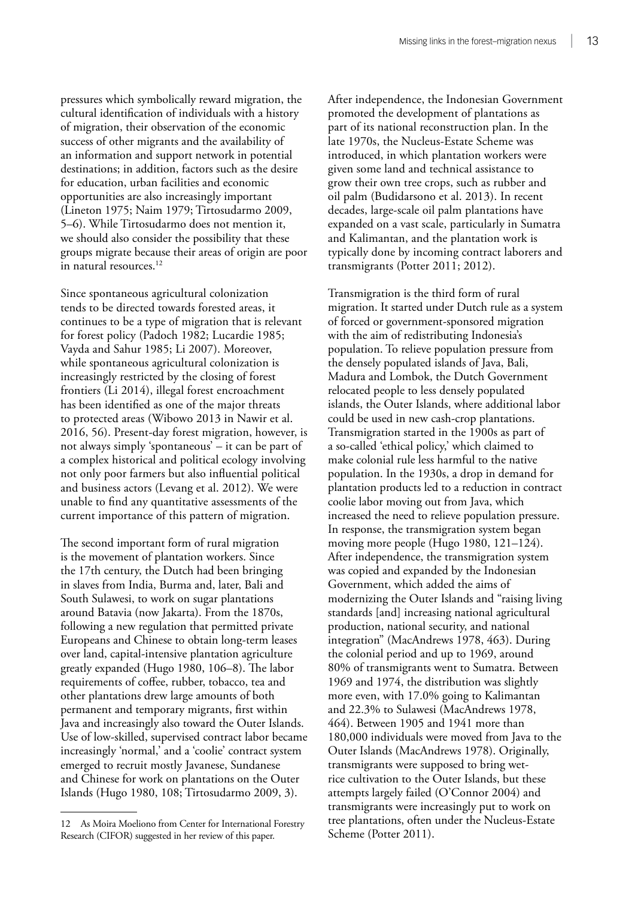pressures which symbolically reward migration, the cultural identification of individuals with a history of migration, their observation of the economic success of other migrants and the availability of an information and support network in potential destinations; in addition, factors such as the desire for education, urban facilities and economic opportunities are also increasingly important (Lineton 1975; Naim 1979; Tirtosudarmo 2009, 5–6). While Tirtosudarmo does not mention it, we should also consider the possibility that these groups migrate because their areas of origin are poor in natural resources.[12]

Since spontaneous agricultural colonization tends to be directed towards forested areas, it continues to be a type of migration that is relevant for forest policy (Padoch 1982; Lucardie 1985; Vayda and Sahur 1985; Li 2007). Moreover, while spontaneous agricultural colonization is increasingly restricted by the closing of forest frontiers (Li 2014), illegal forest encroachment has been identified as one of the major threats to protected areas (Wibowo 2013 in Nawir et al. 2016, 56). Present-day forest migration, however, is not always simply 'spontaneous' – it can be part of a complex historical and political ecology involving not only poor farmers but also influential political and business actors (Levang et al. 2012). We were unable to find any quantitative assessments of the current importance of this pattern of migration.

The second important form of rural migration is the movement of plantation workers. Since the 17th century, the Dutch had been bringing in slaves from India, Burma and, later, Bali and South Sulawesi, to work on sugar plantations around Batavia (now Jakarta). From the 1870s, following a new regulation that permitted private Europeans and Chinese to obtain long-term leases over land, capital-intensive plantation agriculture greatly expanded (Hugo 1980, 106–8). The labor requirements of coffee, rubber, tobacco, tea and other plantations drew large amounts of both permanent and temporary migrants, first within Java and increasingly also toward the Outer Islands. Use of low-skilled, supervised contract labor became increasingly 'normal,' and a 'coolie' contract system emerged to recruit mostly Javanese, Sundanese and Chinese for work on plantations on the Outer Islands (Hugo 1980, 108; Tirtosudarmo 2009, 3).

After independence, the Indonesian Government promoted the development of plantations as part of its national reconstruction plan. In the late 1970s, the Nucleus-Estate Scheme was introduced, in which plantation workers were given some land and technical assistance to grow their own tree crops, such as rubber and oil palm (Budidarsono et al. 2013). In recent decades, large-scale oil palm plantations have expanded on a vast scale, particularly in Sumatra and Kalimantan, and the plantation work is typically done by incoming contract laborers and transmigrants (Potter 2011; 2012).

Transmigration is the third form of rural migration. It started under Dutch rule as a system of forced or government-sponsored migration with the aim of redistributing Indonesia's population. To relieve population pressure from the densely populated islands of Java, Bali, Madura and Lombok, the Dutch Government relocated people to less densely populated islands, the Outer Islands, where additional labor could be used in new cash-crop plantations. Transmigration started in the 1900s as part of a so-called 'ethical policy,' which claimed to make colonial rule less harmful to the native population. In the 1930s, a drop in demand for plantation products led to a reduction in contract coolie labor moving out from Java, which increased the need to relieve population pressure. In response, the transmigration system began moving more people (Hugo 1980, 121–124). After independence, the transmigration system was copied and expanded by the Indonesian Government, which added the aims of modernizing the Outer Islands and "raising living standards [and] increasing national agricultural production, national security, and national integration" (MacAndrews 1978, 463). During the colonial period and up to 1969, around 80% of transmigrants went to Sumatra. Between 1969 and 1974, the distribution was slightly more even, with 17.0% going to Kalimantan and 22.3% to Sulawesi (MacAndrews 1978, 464). Between 1905 and 1941 more than 180,000 individuals were moved from Java to the Outer Islands (MacAndrews 1978). Originally, transmigrants were supposed to bring wet-rice cultivation to the Outer Islands, but these attempts largely failed (O'Connor 2004) and transmigrants were increasingly put to work on tree plantations, often under the Nucleus-Estate Scheme (Potter 2011).

---

12 As Moira Moeliono from Center for International Forestry Research (CIFOR) suggested in her review of this paper.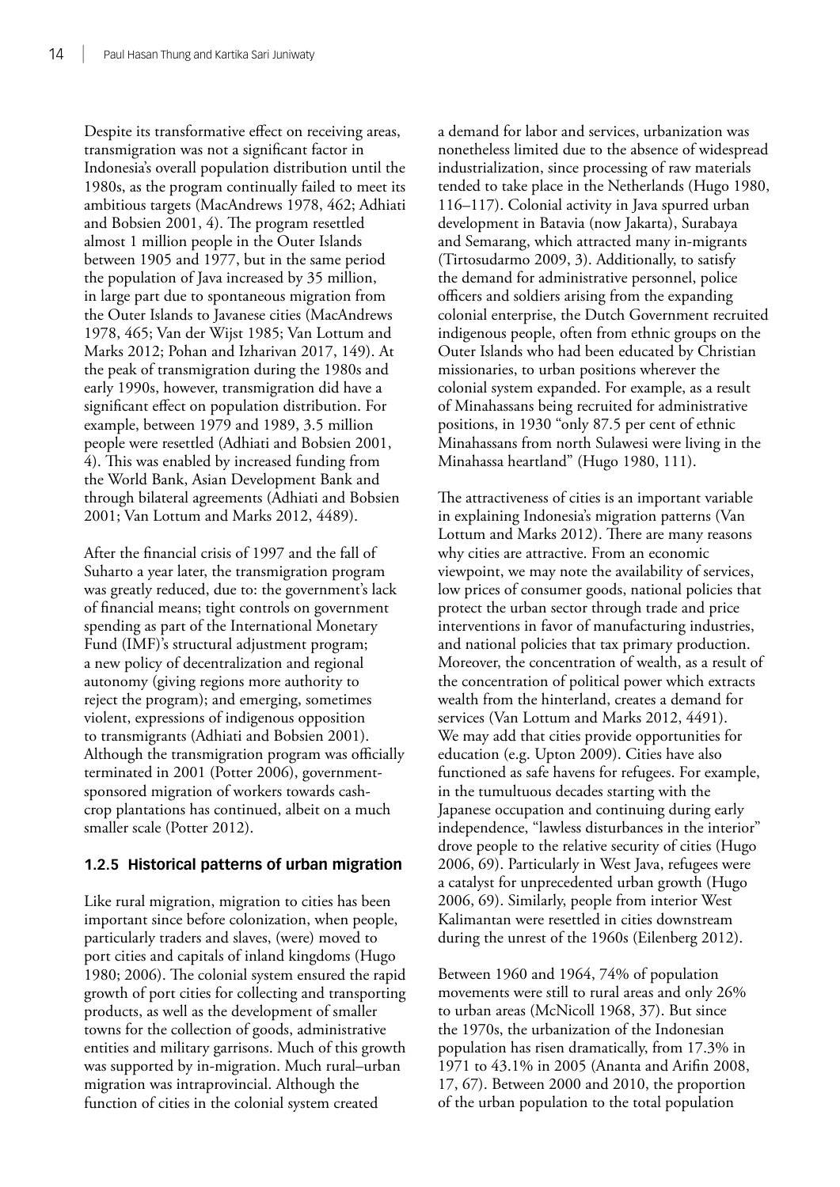Despite its transformative effect on receiving areas, transmigration was not a significant factor in Indonesia's overall population distribution until the 1980s, as the program continually failed to meet its ambitious targets (MacAndrews 1978, 462; Adhiati and Bobsien 2001, 4). The program resettled almost 1 million people in the Outer Islands between 1905 and 1977, but in the same period the population of Java increased by 35 million, in large part due to spontaneous migration from the Outer Islands to Javanese cities (MacAndrews 1978, 465; Van der Wijst 1985; Van Lottum and Marks 2012; Pohan and Izharivan 2017, 149). At the peak of transmigration during the 1980s and early 1990s, however, transmigration did have a significant effect on population distribution. For example, between 1979 and 1989, 3.5 million people were resettled (Adhiati and Bobsien 2001, 4). This was enabled by increased funding from the World Bank, Asian Development Bank and through bilateral agreements (Adhiati and Bobsien 2001; Van Lottum and Marks 2012, 4489).

After the financial crisis of 1997 and the fall of Suharto a year later, the transmigration program was greatly reduced, due to: the government's lack of financial means; tight controls on government spending as part of the International Monetary Fund (IMF)'s structural adjustment program; a new policy of decentralization and regional autonomy (giving regions more authority to reject the program); and emerging, sometimes violent, expressions of indigenous opposition to transmigrants (Adhiati and Bobsien 2001). Although the transmigration program was officially terminated in 2001 (Potter 2006), government-sponsored migration of workers towards cash-crop plantations has continued, albeit on a much smaller scale (Potter 2012).

### 1.2.5 Historical patterns of urban migration

Like rural migration, migration to cities has been important since before colonization, when people, particularly traders and slaves, (were) moved to port cities and capitals of inland kingdoms (Hugo 1980; 2006). The colonial system ensured the rapid growth of port cities for collecting and transporting products, as well as the development of smaller towns for the collection of goods, administrative entities and military garrisons. Much of this growth was supported by in-migration. Much rural–urban migration was intraprovincial. Although the function of cities in the colonial system created a demand for labor and services, urbanization was nonetheless limited due to the absence of widespread industrialization, since processing of raw materials tended to take place in the Netherlands (Hugo 1980, 116–117). Colonial activity in Java spurred urban development in Batavia (now Jakarta), Surabaya and Semarang, which attracted many in-migrants (Tirtosudarmo 2009, 3). Additionally, to satisfy the demand for administrative personnel, police officers and soldiers arising from the expanding colonial enterprise, the Dutch Government recruited indigenous people, often from ethnic groups on the Outer Islands who had been educated by Christian missionaries, to urban positions wherever the colonial system expanded. For example, as a result of Minahassans being recruited for administrative positions, in 1930 "only 87.5 per cent of ethnic Minahassans from north Sulawesi were living in the Minahassa heartland" (Hugo 1980, 111).

The attractiveness of cities is an important variable in explaining Indonesia's migration patterns (Van Lottum and Marks 2012). There are many reasons why cities are attractive. From an economic viewpoint, we may note the availability of services, low prices of consumer goods, national policies that protect the urban sector through trade and price interventions in favor of manufacturing industries, and national policies that tax primary production. Moreover, the concentration of wealth, as a result of the concentration of political power which extracts wealth from the hinterland, creates a demand for services (Van Lottum and Marks 2012, 4491). We may add that cities provide opportunities for education (e.g. Upton 2009). Cities have also functioned as safe havens for refugees. For example, in the tumultuous decades starting with the Japanese occupation and continuing during early independence, "lawless disturbances in the interior" drove people to the relative security of cities (Hugo 2006, 69). Particularly in West Java, refugees were a catalyst for unprecedented urban growth (Hugo 2006, 69). Similarly, people from interior West Kalimantan were resettled in cities downstream during the unrest of the 1960s (Eilenberg 2012).

Between 1960 and 1964, 74% of population movements were still to rural areas and only 26% to urban areas (McNicoll 1968, 37). But since the 1970s, the urbanization of the Indonesian population has risen dramatically, from 17.3% in 1971 to 43.1% in 2005 (Ananta and Arifin 2008, 17, 67). Between 2000 and 2010, the proportion of the urban population to the total population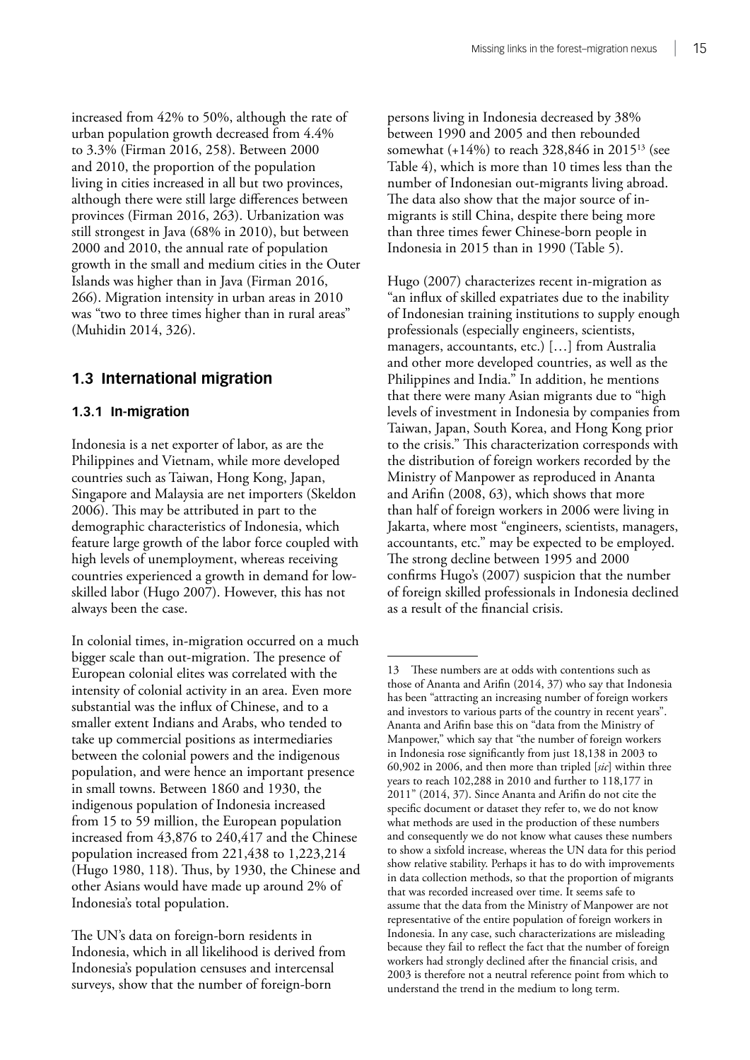increased from 42% to 50%, although the rate of urban population growth decreased from 4.4% to 3.3% (Firman 2016, 258). Between 2000 and 2010, the proportion of the population living in cities increased in all but two provinces, although there were still large differences between provinces (Firman 2016, 263). Urbanization was still strongest in Java (68% in 2010), but between 2000 and 2010, the annual rate of population growth in the small and medium cities in the Outer Islands was higher than in Java (Firman 2016, 266). Migration intensity in urban areas in 2010 was "two to three times higher than in rural areas" (Muhidin 2014, 326).

## 1.3 International migration

### 1.3.1 In-migration

Indonesia is a net exporter of labor, as are the Philippines and Vietnam, while more developed countries such as Taiwan, Hong Kong, Japan, Singapore and Malaysia are net importers (Skeldon 2006). This may be attributed in part to the demographic characteristics of Indonesia, which feature large growth of the labor force coupled with high levels of unemployment, whereas receiving countries experienced a growth in demand for low-skilled labor (Hugo 2007). However, this has not always been the case.

In colonial times, in-migration occurred on a much bigger scale than out-migration. The presence of European colonial elites was correlated with the intensity of colonial activity in an area. Even more substantial was the influx of Chinese, and to a smaller extent Indians and Arabs, who tended to take up commercial positions as intermediaries between the colonial powers and the indigenous population, and were hence an important presence in small towns. Between 1860 and 1930, the indigenous population of Indonesia increased from 15 to 59 million, the European population increased from 43,876 to 240,417 and the Chinese population increased from 221,438 to 1,223,214 (Hugo 1980, 118). Thus, by 1930, the Chinese and other Asians would have made up around 2% of Indonesia's total population.

The UN's data on foreign-born residents in Indonesia, which in all likelihood is derived from Indonesia's population censuses and intercensal surveys, show that the number of foreign-born persons living in Indonesia decreased by 38% between 1990 and 2005 and then rebounded somewhat (+14%) to reach 328,846 in 2015[13] (see Table 4), which is more than 10 times less than the number of Indonesian out-migrants living abroad. The data also show that the major source of in-migrants is still China, despite there being more than three times fewer Chinese-born people in Indonesia in 2015 than in 1990 (Table 5).

Hugo (2007) characterizes recent in-migration as "an influx of skilled expatriates due to the inability of Indonesian training institutions to supply enough professionals (especially engineers, scientists, managers, accountants, etc.) […] from Australia and other more developed countries, as well as the Philippines and India." In addition, he mentions that there were many Asian migrants due to "high levels of investment in Indonesia by companies from Taiwan, Japan, South Korea, and Hong Kong prior to the crisis." This characterization corresponds with the distribution of foreign workers recorded by the Ministry of Manpower as reproduced in Ananta and Arifin (2008, 63), which shows that more than half of foreign workers in 2006 were living in Jakarta, where most "engineers, scientists, managers, accountants, etc." may be expected to be employed. The strong decline between 1995 and 2000 confirms Hugo's (2007) suspicion that the number of foreign skilled professionals in Indonesia declined as a result of the financial crisis.

---

13 These numbers are at odds with contentions such as those of Ananta and Arifin (2014, 37) who say that Indonesia has been "attracting an increasing number of foreign workers and investors to various parts of the country in recent years". Ananta and Arifin base this on "data from the Ministry of Manpower," which say that "the number of foreign workers in Indonesia rose significantly from just 18,138 in 2003 to 60,902 in 2006, and then more than tripled [*sic*] within three years to reach 102,288 in 2010 and further to 118,177 in 2011" (2014, 37). Since Ananta and Arifin do not cite the specific document or dataset they refer to, we do not know what methods are used in the production of these numbers and consequently we do not know what causes these numbers to show a sixfold increase, whereas the UN data for this period show relative stability. Perhaps it has to do with improvements in data collection methods, so that the proportion of migrants that was recorded increased over time. It seems safe to assume that the data from the Ministry of Manpower are not representative of the entire population of foreign workers in Indonesia. In any case, such characterizations are misleading because they fail to reflect the fact that the number of foreign workers had strongly declined after the financial crisis, and 2003 is therefore not a neutral reference point from which to understand the trend in the medium to long term.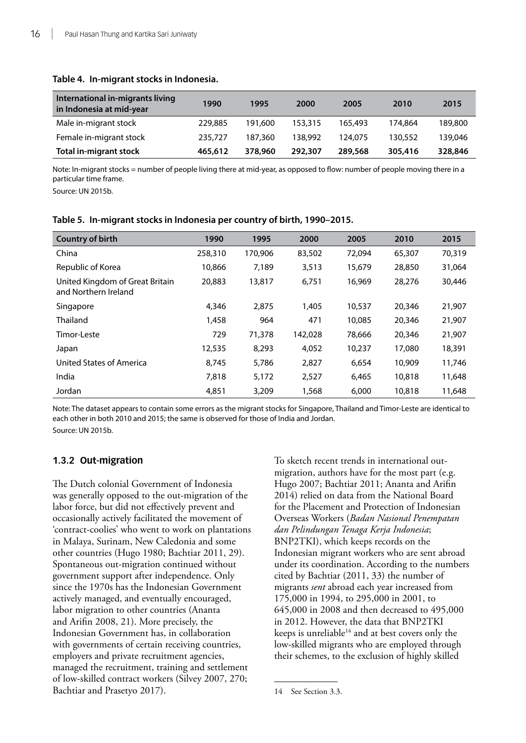**Table 4. In-migrant stocks in Indonesia.**

| International in-migrants living in Indonesia at mid-year | 1990 | 1995 | 2000 | 2005 | 2010 | 2015 |
|---|---|---|---|---|---|---|
| Male in-migrant stock | 229,885 | 191,600 | 153,315 | 165,493 | 174,864 | 189,800 |
| Female in-migrant stock | 235,727 | 187,360 | 138,992 | 124,075 | 130,552 | 139,046 |
| **Total in-migrant stock** | **465,612** | **378,960** | **292,307** | **289,568** | **305,416** | **328,846** |

Note: In-migrant stocks = number of people living there at mid-year, as opposed to flow: number of people moving there in a particular time frame.

Source: UN 2015b.

**Table 5. In-migrant stocks in Indonesia per country of birth, 1990–2015.**

| Country of birth | 1990 | 1995 | 2000 | 2005 | 2010 | 2015 |
|---|---|---|---|---|---|---|
| China | 258,310 | 170,906 | 83,502 | 72,094 | 65,307 | 70,319 |
| Republic of Korea | 10,866 | 7,189 | 3,513 | 15,679 | 28,850 | 31,064 |
| United Kingdom of Great Britain and Northern Ireland | 20,883 | 13,817 | 6,751 | 16,969 | 28,276 | 30,446 |
| Singapore | 4,346 | 2,875 | 1,405 | 10,537 | 20,346 | 21,907 |
| Thailand | 1,458 | 964 | 471 | 10,085 | 20,346 | 21,907 |
| Timor-Leste | 729 | 71,378 | 142,028 | 78,666 | 20,346 | 21,907 |
| Japan | 12,535 | 8,293 | 4,052 | 10,237 | 17,080 | 18,391 |
| United States of America | 8,745 | 5,786 | 2,827 | 6,654 | 10,909 | 11,746 |
| India | 7,818 | 5,172 | 2,527 | 6,465 | 10,818 | 11,648 |
| Jordan | 4,851 | 3,209 | 1,568 | 6,000 | 10,818 | 11,648 |

Note: The dataset appears to contain some errors as the migrant stocks for Singapore, Thailand and Timor-Leste are identical to each other in both 2010 and 2015; the same is observed for those of India and Jordan.

Source: UN 2015b.

### 1.3.2 Out-migration

The Dutch colonial Government of Indonesia was generally opposed to the out-migration of the labor force, but did not effectively prevent and occasionally actively facilitated the movement of 'contract-coolies' who went to work on plantations in Malaya, Surinam, New Caledonia and some other countries (Hugo 1980; Bachtiar 2011, 29). Spontaneous out-migration continued without government support after independence. Only since the 1970s has the Indonesian Government actively managed, and eventually encouraged, labor migration to other countries (Ananta and Arifin 2008, 21). More precisely, the Indonesian Government has, in collaboration with governments of certain receiving countries, employers and private recruitment agencies, managed the recruitment, training and settlement of low-skilled contract workers (Silvey 2007, 270; Bachtiar and Prasetyo 2017).

To sketch recent trends in international out-migration, authors have for the most part (e.g. Hugo 2007; Bachtiar 2011; Ananta and Arifin 2014) relied on data from the National Board for the Placement and Protection of Indonesian Overseas Workers (*Badan Nasional Penempatan dan Pelindungan Tenaga Kerja Indonesia*; BNP2TKI), which keeps records on the Indonesian migrant workers who are sent abroad under its coordination. According to the numbers cited by Bachtiar (2011, 33) the number of migrants *sent* abroad each year increased from 175,000 in 1994, to 295,000 in 2001, to 645,000 in 2008 and then decreased to 495,000 in 2012. However, the data that BNP2TKI keeps is unreliable[14] and at best covers only the low-skilled migrants who are employed through their schemes, to the exclusion of highly skilled

14 See Section 3.3.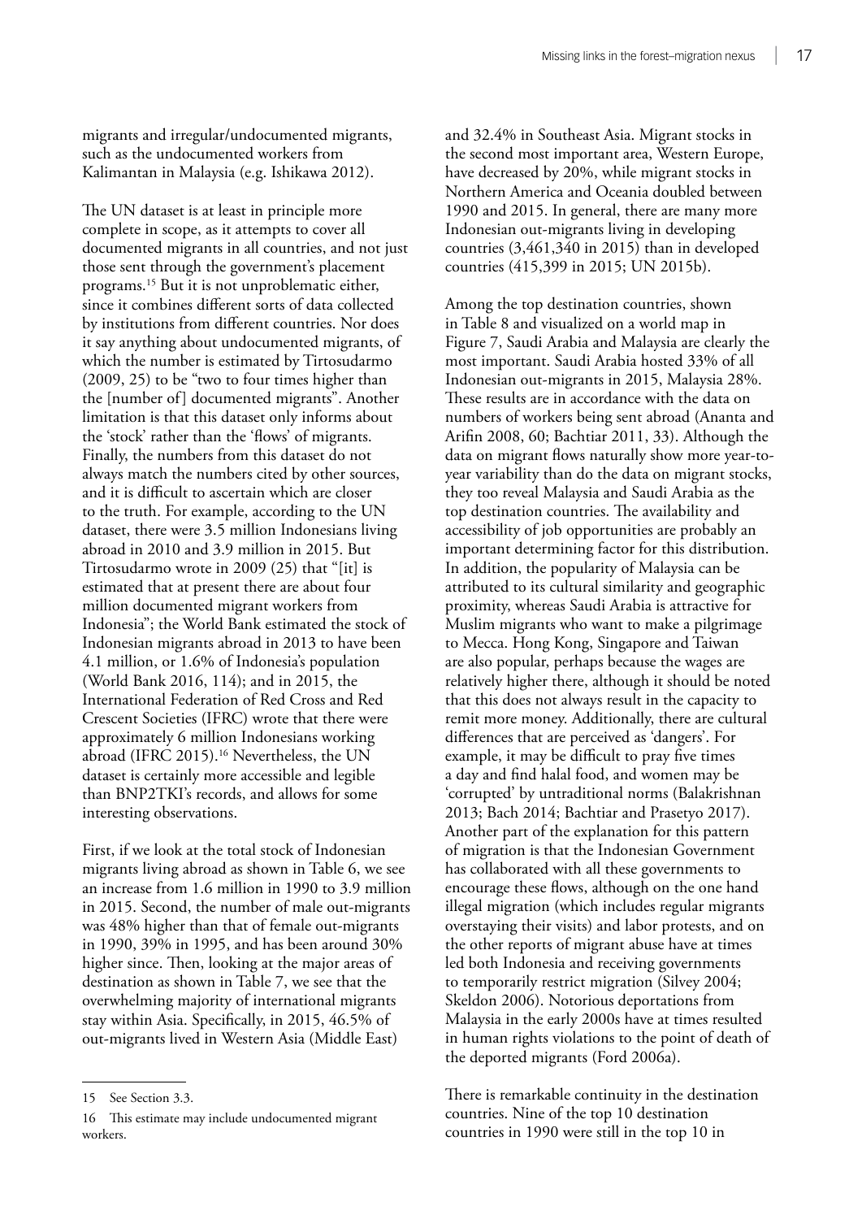migrants and irregular/undocumented migrants, such as the undocumented workers from Kalimantan in Malaysia (e.g. Ishikawa 2012).

The UN dataset is at least in principle more complete in scope, as it attempts to cover all documented migrants in all countries, and not just those sent through the government's placement programs.[15] But it is not unproblematic either, since it combines different sorts of data collected by institutions from different countries. Nor does it say anything about undocumented migrants, of which the number is estimated by Tirtosudarmo (2009, 25) to be "two to four times higher than the [number of] documented migrants". Another limitation is that this dataset only informs about the 'stock' rather than the 'flows' of migrants. Finally, the numbers from this dataset do not always match the numbers cited by other sources, and it is difficult to ascertain which are closer to the truth. For example, according to the UN dataset, there were 3.5 million Indonesians living abroad in 2010 and 3.9 million in 2015. But Tirtosudarmo wrote in 2009 (25) that "[it] is estimated that at present there are about four million documented migrant workers from Indonesia"; the World Bank estimated the stock of Indonesian migrants abroad in 2013 to have been 4.1 million, or 1.6% of Indonesia's population (World Bank 2016, 114); and in 2015, the International Federation of Red Cross and Red Crescent Societies (IFRC) wrote that there were approximately 6 million Indonesians working abroad (IFRC 2015).[16] Nevertheless, the UN dataset is certainly more accessible and legible than BNP2TKI's records, and allows for some interesting observations.

First, if we look at the total stock of Indonesian migrants living abroad as shown in Table 6, we see an increase from 1.6 million in 1990 to 3.9 million in 2015. Second, the number of male out-migrants was 48% higher than that of female out-migrants in 1990, 39% in 1995, and has been around 30% higher since. Then, looking at the major areas of destination as shown in Table 7, we see that the overwhelming majority of international migrants stay within Asia. Specifically, in 2015, 46.5% of out-migrants lived in Western Asia (Middle East) and 32.4% in Southeast Asia. Migrant stocks in the second most important area, Western Europe, have decreased by 20%, while migrant stocks in Northern America and Oceania doubled between 1990 and 2015. In general, there are many more Indonesian out-migrants living in developing countries (3,461,340 in 2015) than in developed countries (415,399 in 2015; UN 2015b).

Among the top destination countries, shown in Table 8 and visualized on a world map in Figure 7, Saudi Arabia and Malaysia are clearly the most important. Saudi Arabia hosted 33% of all Indonesian out-migrants in 2015, Malaysia 28%. These results are in accordance with the data on numbers of workers being sent abroad (Ananta and Arifin 2008, 60; Bachtiar 2011, 33). Although the data on migrant flows naturally show more year-to-year variability than do the data on migrant stocks, they too reveal Malaysia and Saudi Arabia as the top destination countries. The availability and accessibility of job opportunities are probably an important determining factor for this distribution. In addition, the popularity of Malaysia can be attributed to its cultural similarity and geographic proximity, whereas Saudi Arabia is attractive for Muslim migrants who want to make a pilgrimage to Mecca. Hong Kong, Singapore and Taiwan are also popular, perhaps because the wages are relatively higher there, although it should be noted that this does not always result in the capacity to remit more money. Additionally, there are cultural differences that are perceived as 'dangers'. For example, it may be difficult to pray five times a day and find halal food, and women may be 'corrupted' by untraditional norms (Balakrishnan 2013; Bach 2014; Bachtiar and Prasetyo 2017). Another part of the explanation for this pattern of migration is that the Indonesian Government has collaborated with all these governments to encourage these flows, although on the one hand illegal migration (which includes regular migrants overstaying their visits) and labor protests, and on the other reports of migrant abuse have at times led both Indonesia and receiving governments to temporarily restrict migration (Silvey 2004; Skeldon 2006). Notorious deportations from Malaysia in the early 2000s have at times resulted in human rights violations to the point of death of the deported migrants (Ford 2006a).

There is remarkable continuity in the destination countries. Nine of the top 10 destination countries in 1990 were still in the top 10 in

---

15 See Section 3.3.

16 This estimate may include undocumented migrant workers.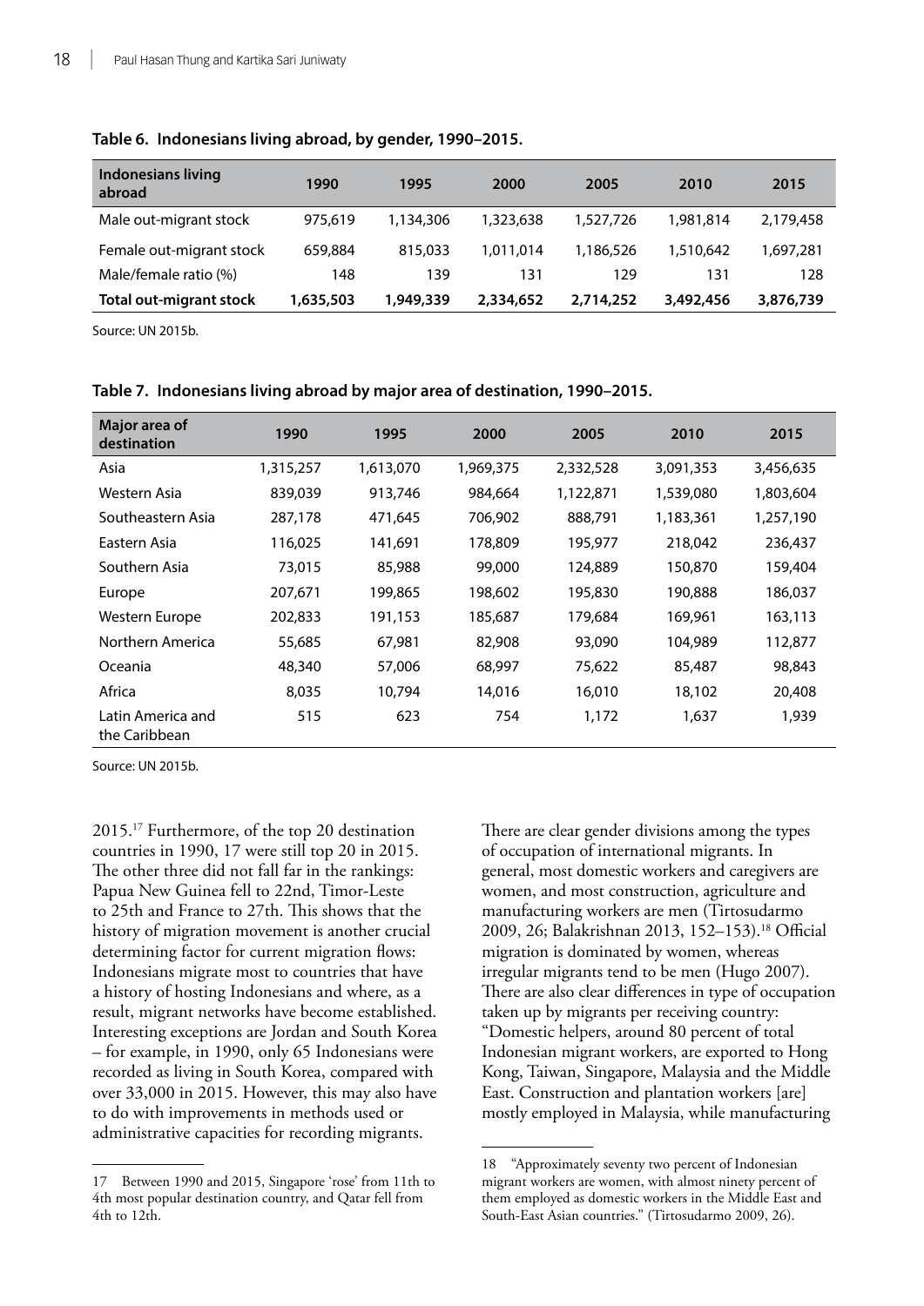**Table 6. Indonesians living abroad, by gender, 1990–2015.**

| Indonesians living abroad | 1990 | 1995 | 2000 | 2005 | 2010 | 2015 |
|---|---|---|---|---|---|---|
| Male out-migrant stock | 975,619 | 1,134,306 | 1,323,638 | 1,527,726 | 1,981,814 | 2,179,458 |
| Female out-migrant stock | 659,884 | 815,033 | 1,011,014 | 1,186,526 | 1,510,642 | 1,697,281 |
| Male/female ratio (%) | 148 | 139 | 131 | 129 | 131 | 128 |
| **Total out-migrant stock** | **1,635,503** | **1,949,339** | **2,334,652** | **2,714,252** | **3,492,456** | **3,876,739** |

Source: UN 2015b.

**Table 7. Indonesians living abroad by major area of destination, 1990–2015.**

| Major area of destination | 1990 | 1995 | 2000 | 2005 | 2010 | 2015 |
|---|---|---|---|---|---|---|
| Asia | 1,315,257 | 1,613,070 | 1,969,375 | 2,332,528 | 3,091,353 | 3,456,635 |
| Western Asia | 839,039 | 913,746 | 984,664 | 1,122,871 | 1,539,080 | 1,803,604 |
| Southeastern Asia | 287,178 | 471,645 | 706,902 | 888,791 | 1,183,361 | 1,257,190 |
| Eastern Asia | 116,025 | 141,691 | 178,809 | 195,977 | 218,042 | 236,437 |
| Southern Asia | 73,015 | 85,988 | 99,000 | 124,889 | 150,870 | 159,404 |
| Europe | 207,671 | 199,865 | 198,602 | 195,830 | 190,888 | 186,037 |
| Western Europe | 202,833 | 191,153 | 185,687 | 179,684 | 169,961 | 163,113 |
| Northern America | 55,685 | 67,981 | 82,908 | 93,090 | 104,989 | 112,877 |
| Oceania | 48,340 | 57,006 | 68,997 | 75,622 | 85,487 | 98,843 |
| Africa | 8,035 | 10,794 | 14,016 | 16,010 | 18,102 | 20,408 |
| Latin America and the Caribbean | 515 | 623 | 754 | 1,172 | 1,637 | 1,939 |

Source: UN 2015b.

2015.[17] Furthermore, of the top 20 destination countries in 1990, 17 were still top 20 in 2015. The other three did not fall far in the rankings: Papua New Guinea fell to 22nd, Timor-Leste to 25th and France to 27th. This shows that the history of migration movement is another crucial determining factor for current migration flows: Indonesians migrate most to countries that have a history of hosting Indonesians and where, as a result, migrant networks have become established. Interesting exceptions are Jordan and South Korea – for example, in 1990, only 65 Indonesians were recorded as living in South Korea, compared with over 33,000 in 2015. However, this may also have to do with improvements in methods used or administrative capacities for recording migrants.

There are clear gender divisions among the types of occupation of international migrants. In general, most domestic workers and caregivers are women, and most construction, agriculture and manufacturing workers are men (Tirtosudarmo 2009, 26; Balakrishnan 2013, 152–153).[18] Official migration is dominated by women, whereas irregular migrants tend to be men (Hugo 2007). There are also clear differences in type of occupation taken up by migrants per receiving country: "Domestic helpers, around 80 percent of total Indonesian migrant workers, are exported to Hong Kong, Taiwan, Singapore, Malaysia and the Middle East. Construction and plantation workers [are] mostly employed in Malaysia, while manufacturing

17 Between 1990 and 2015, Singapore 'rose' from 11th to 4th most popular destination country, and Qatar fell from 4th to 12th.

18 "Approximately seventy two percent of Indonesian migrant workers are women, with almost ninety percent of them employed as domestic workers in the Middle East and South-East Asian countries." (Tirtosudarmo 2009, 26).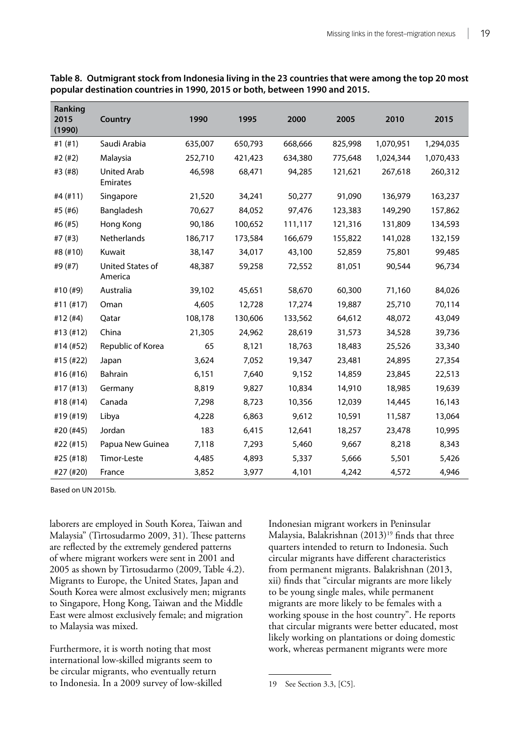**Table 8. Outmigrant stock from Indonesia living in the 23 countries that were among the top 20 most popular destination countries in 1990, 2015 or both, between 1990 and 2015.**

| Ranking 2015 (1990) | Country | 1990 | 1995 | 2000 | 2005 | 2010 | 2015 |
|---|---|---|---|---|---|---|---|
| #1 (#1) | Saudi Arabia | 635,007 | 650,793 | 668,666 | 825,998 | 1,070,951 | 1,294,035 |
| #2 (#2) | Malaysia | 252,710 | 421,423 | 634,380 | 775,648 | 1,024,344 | 1,070,433 |
| #3 (#8) | United Arab Emirates | 46,598 | 68,471 | 94,285 | 121,621 | 267,618 | 260,312 |
| #4 (#11) | Singapore | 21,520 | 34,241 | 50,277 | 91,090 | 136,979 | 163,237 |
| #5 (#6) | Bangladesh | 70,627 | 84,052 | 97,476 | 123,383 | 149,290 | 157,862 |
| #6 (#5) | Hong Kong | 90,186 | 100,652 | 111,117 | 121,316 | 131,809 | 134,593 |
| #7 (#3) | Netherlands | 186,717 | 173,584 | 166,679 | 155,822 | 141,028 | 132,159 |
| #8 (#10) | Kuwait | 38,147 | 34,017 | 43,100 | 52,859 | 75,801 | 99,485 |
| #9 (#7) | United States of America | 48,387 | 59,258 | 72,552 | 81,051 | 90,544 | 96,734 |
| #10 (#9) | Australia | 39,102 | 45,651 | 58,670 | 60,300 | 71,160 | 84,026 |
| #11 (#17) | Oman | 4,605 | 12,728 | 17,274 | 19,887 | 25,710 | 70,114 |
| #12 (#4) | Qatar | 108,178 | 130,606 | 133,562 | 64,612 | 48,072 | 43,049 |
| #13 (#12) | China | 21,305 | 24,962 | 28,619 | 31,573 | 34,528 | 39,736 |
| #14 (#52) | Republic of Korea | 65 | 8,121 | 18,763 | 18,483 | 25,526 | 33,340 |
| #15 (#22) | Japan | 3,624 | 7,052 | 19,347 | 23,481 | 24,895 | 27,354 |
| #16 (#16) | Bahrain | 6,151 | 7,640 | 9,152 | 14,859 | 23,845 | 22,513 |
| #17 (#13) | Germany | 8,819 | 9,827 | 10,834 | 14,910 | 18,985 | 19,639 |
| #18 (#14) | Canada | 7,298 | 8,723 | 10,356 | 12,039 | 14,445 | 16,143 |
| #19 (#19) | Libya | 4,228 | 6,863 | 9,612 | 10,591 | 11,587 | 13,064 |
| #20 (#45) | Jordan | 183 | 6,415 | 12,641 | 18,257 | 23,478 | 10,995 |
| #22 (#15) | Papua New Guinea | 7,118 | 7,293 | 5,460 | 9,667 | 8,218 | 8,343 |
| #25 (#18) | Timor-Leste | 4,485 | 4,893 | 5,337 | 5,666 | 5,501 | 5,426 |
| #27 (#20) | France | 3,852 | 3,977 | 4,101 | 4,242 | 4,572 | 4,946 |

Based on UN 2015b.

laborers are employed in South Korea, Taiwan and Malaysia" (Tirtosudarmo 2009, 31). These patterns are reflected by the extremely gendered patterns of where migrant workers were sent in 2001 and 2005 as shown by Tirtosudarmo (2009, Table 4.2). Migrants to Europe, the United States, Japan and South Korea were almost exclusively men; migrants to Singapore, Hong Kong, Taiwan and the Middle East were almost exclusively female; and migration to Malaysia was mixed.

Furthermore, it is worth noting that most international low-skilled migrants seem to be circular migrants, who eventually return to Indonesia. In a 2009 survey of low-skilled Indonesian migrant workers in Peninsular Malaysia, Balakrishnan (2013)[19] finds that three quarters intended to return to Indonesia. Such circular migrants have different characteristics from permanent migrants. Balakrishnan (2013, xii) finds that "circular migrants are more likely to be young single males, while permanent migrants are more likely to be females with a working spouse in the host country". He reports that circular migrants were better educated, most likely working on plantations or doing domestic work, whereas permanent migrants were more

19 See Section 3.3, [C5].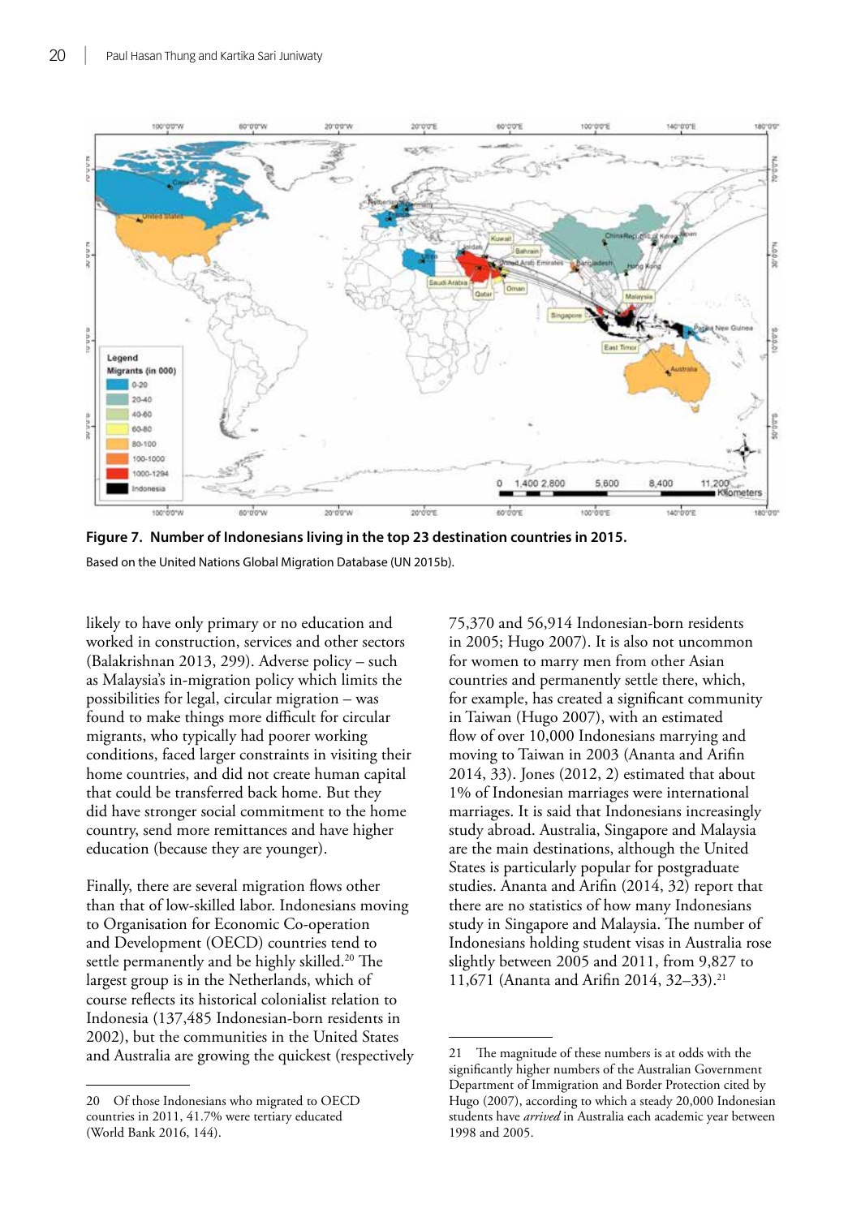**Figure 7. Number of Indonesians living in the top 23 destination countries in 2015.**

Based on the United Nations Global Migration Database (UN 2015b).

likely to have only primary or no education and worked in construction, services and other sectors (Balakrishnan 2013, 299). Adverse policy – such as Malaysia's in-migration policy which limits the possibilities for legal, circular migration – was found to make things more difficult for circular migrants, who typically had poorer working conditions, faced larger constraints in visiting their home countries, and did not create human capital that could be transferred back home. But they did have stronger social commitment to the home country, send more remittances and have higher education (because they are younger).

Finally, there are several migration flows other than that of low-skilled labor. Indonesians moving to Organisation for Economic Co-operation and Development (OECD) countries tend to settle permanently and be highly skilled.[20] The largest group is in the Netherlands, which of course reflects its historical colonialist relation to Indonesia (137,485 Indonesian-born residents in 2002), but the communities in the United States and Australia are growing the quickest (respectively 75,370 and 56,914 Indonesian-born residents in 2005; Hugo 2007). It is also not uncommon for women to marry men from other Asian countries and permanently settle there, which, for example, has created a significant community in Taiwan (Hugo 2007), with an estimated flow of over 10,000 Indonesians marrying and moving to Taiwan in 2003 (Ananta and Arifin 2014, 33). Jones (2012, 2) estimated that about 1% of Indonesian marriages were international marriages. It is said that Indonesians increasingly study abroad. Australia, Singapore and Malaysia are the main destinations, although the United States is particularly popular for postgraduate studies. Ananta and Arifin (2014, 32) report that there are no statistics of how many Indonesians study in Singapore and Malaysia. The number of Indonesians holding student visas in Australia rose slightly between 2005 and 2011, from 9,827 to 11,671 (Ananta and Arifin 2014, 32–33).[21]

---

20 Of those Indonesians who migrated to OECD countries in 2011, 41.7% were tertiary educated (World Bank 2016, 144).

21 The magnitude of these numbers is at odds with the significantly higher numbers of the Australian Government Department of Immigration and Border Protection cited by Hugo (2007), according to which a steady 20,000 Indonesian students have *arrived* in Australia each academic year between 1998 and 2005.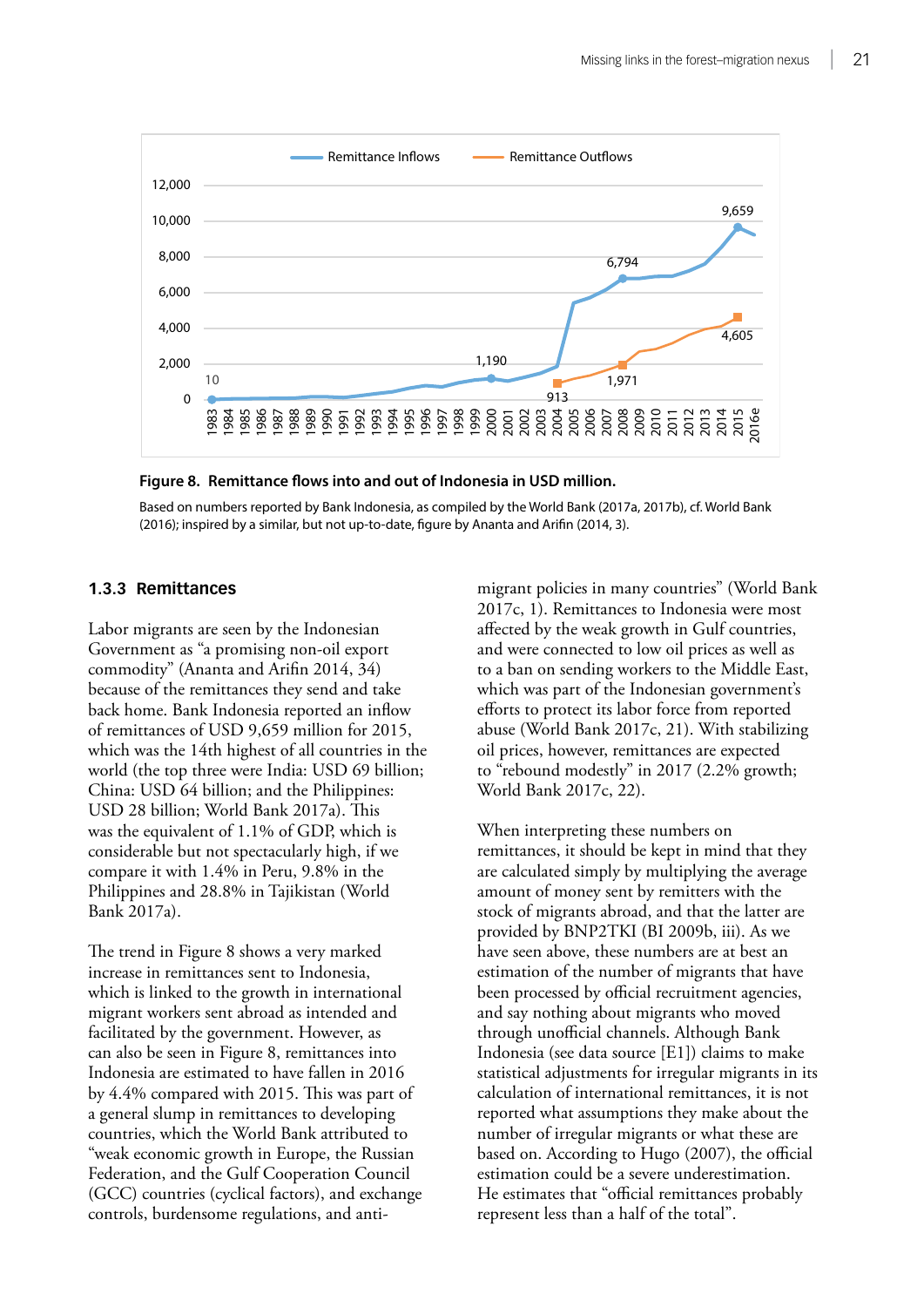Figure 8. Remittance flows into and out of Indonesia in USD million.

Based on numbers reported by Bank Indonesia, as compiled by the World Bank (2017a, 2017b), cf. World Bank (2016); inspired by a similar, but not up-to-date, figure by Ananta and Arifin (2014, 3).

### 1.3.3 Remittances

Labor migrants are seen by the Indonesian Government as "a promising non-oil export commodity" (Ananta and Arifin 2014, 34) because of the remittances they send and take back home. Bank Indonesia reported an inflow of remittances of USD 9,659 million for 2015, which was the 14th highest of all countries in the world (the top three were India: USD 69 billion; China: USD 64 billion; and the Philippines: USD 28 billion; World Bank 2017a). This was the equivalent of 1.1% of GDP, which is considerable but not spectacularly high, if we compare it with 1.4% in Peru, 9.8% in the Philippines and 28.8% in Tajikistan (World Bank 2017a).

The trend in Figure 8 shows a very marked increase in remittances sent to Indonesia, which is linked to the growth in international migrant workers sent abroad as intended and facilitated by the government. However, as can also be seen in Figure 8, remittances into Indonesia are estimated to have fallen in 2016 by 4.4% compared with 2015. This was part of a general slump in remittances to developing countries, which the World Bank attributed to "weak economic growth in Europe, the Russian Federation, and the Gulf Cooperation Council (GCC) countries (cyclical factors), and exchange controls, burdensome regulations, and anti-migrant policies in many countries" (World Bank 2017c, 1). Remittances to Indonesia were most affected by the weak growth in Gulf countries, and were connected to low oil prices as well as to a ban on sending workers to the Middle East, which was part of the Indonesian government's efforts to protect its labor force from reported abuse (World Bank 2017c, 21). With stabilizing oil prices, however, remittances are expected to "rebound modestly" in 2017 (2.2% growth; World Bank 2017c, 22).

When interpreting these numbers on remittances, it should be kept in mind that they are calculated simply by multiplying the average amount of money sent by remitters with the stock of migrants abroad, and that the latter are provided by BNP2TKI (BI 2009b, iii). As we have seen above, these numbers are at best an estimation of the number of migrants that have been processed by official recruitment agencies, and say nothing about migrants who moved through unofficial channels. Although Bank Indonesia (see data source [E1]) claims to make statistical adjustments for irregular migrants in its calculation of international remittances, it is not reported what assumptions they make about the number of irregular migrants or what these are based on. According to Hugo (2007), the official estimation could be a severe underestimation. He estimates that "official remittances probably represent less than a half of the total".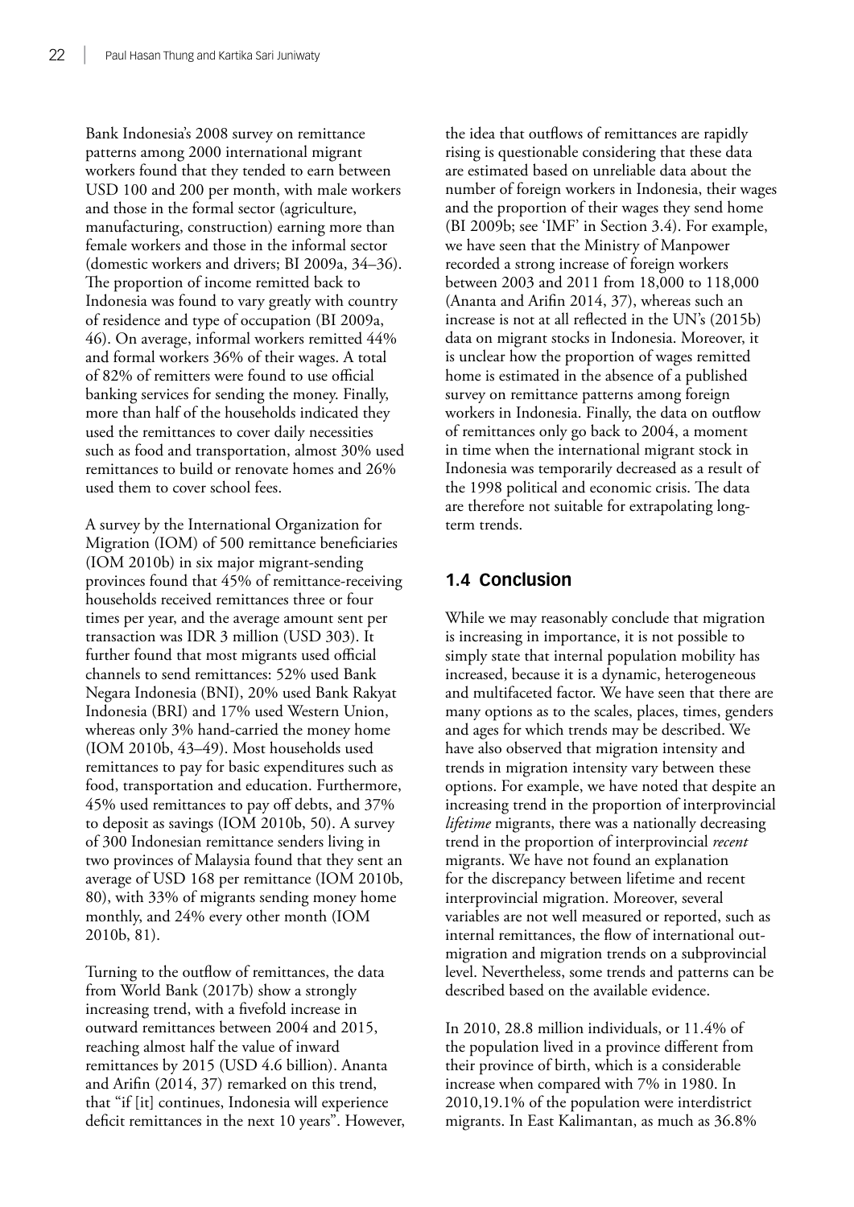Bank Indonesia's 2008 survey on remittance patterns among 2000 international migrant workers found that they tended to earn between USD 100 and 200 per month, with male workers and those in the formal sector (agriculture, manufacturing, construction) earning more than female workers and those in the informal sector (domestic workers and drivers; BI 2009a, 34–36). The proportion of income remitted back to Indonesia was found to vary greatly with country of residence and type of occupation (BI 2009a, 46). On average, informal workers remitted 44% and formal workers 36% of their wages. A total of 82% of remitters were found to use official banking services for sending the money. Finally, more than half of the households indicated they used the remittances to cover daily necessities such as food and transportation, almost 30% used remittances to build or renovate homes and 26% used them to cover school fees.

A survey by the International Organization for Migration (IOM) of 500 remittance beneficiaries (IOM 2010b) in six major migrant-sending provinces found that 45% of remittance-receiving households received remittances three or four times per year, and the average amount sent per transaction was IDR 3 million (USD 303). It further found that most migrants used official channels to send remittances: 52% used Bank Negara Indonesia (BNI), 20% used Bank Rakyat Indonesia (BRI) and 17% used Western Union, whereas only 3% hand-carried the money home (IOM 2010b, 43–49). Most households used remittances to pay for basic expenditures such as food, transportation and education. Furthermore, 45% used remittances to pay off debts, and 37% to deposit as savings (IOM 2010b, 50). A survey of 300 Indonesian remittance senders living in two provinces of Malaysia found that they sent an average of USD 168 per remittance (IOM 2010b, 80), with 33% of migrants sending money home monthly, and 24% every other month (IOM 2010b, 81).

Turning to the outflow of remittances, the data from World Bank (2017b) show a strongly increasing trend, with a fivefold increase in outward remittances between 2004 and 2015, reaching almost half the value of inward remittances by 2015 (USD 4.6 billion). Ananta and Arifin (2014, 37) remarked on this trend, that "if [it] continues, Indonesia will experience deficit remittances in the next 10 years". However, the idea that outflows of remittances are rapidly rising is questionable considering that these data are estimated based on unreliable data about the number of foreign workers in Indonesia, their wages and the proportion of their wages they send home (BI 2009b; see 'IMF' in Section 3.4). For example, we have seen that the Ministry of Manpower recorded a strong increase of foreign workers between 2003 and 2011 from 18,000 to 118,000 (Ananta and Arifin 2014, 37), whereas such an increase is not at all reflected in the UN's (2015b) data on migrant stocks in Indonesia. Moreover, it is unclear how the proportion of wages remitted home is estimated in the absence of a published survey on remittance patterns among foreign workers in Indonesia. Finally, the data on outflow of remittances only go back to 2004, a moment in time when the international migrant stock in Indonesia was temporarily decreased as a result of the 1998 political and economic crisis. The data are therefore not suitable for extrapolating long-term trends.

## 1.4 Conclusion

While we may reasonably conclude that migration is increasing in importance, it is not possible to simply state that internal population mobility has increased, because it is a dynamic, heterogeneous and multifaceted factor. We have seen that there are many options as to the scales, places, times, genders and ages for which trends may be described. We have also observed that migration intensity and trends in migration intensity vary between these options. For example, we have noted that despite an increasing trend in the proportion of interprovincial *lifetime* migrants, there was a nationally decreasing trend in the proportion of interprovincial *recent* migrants. We have not found an explanation for the discrepancy between lifetime and recent interprovincial migration. Moreover, several variables are not well measured or reported, such as internal remittances, the flow of international out-migration and migration trends on a subprovincial level. Nevertheless, some trends and patterns can be described based on the available evidence.

In 2010, 28.8 million individuals, or 11.4% of the population lived in a province different from their province of birth, which is a considerable increase when compared with 7% in 1980. In 2010,19.1% of the population were interdistrict migrants. In East Kalimantan, as much as 36.8%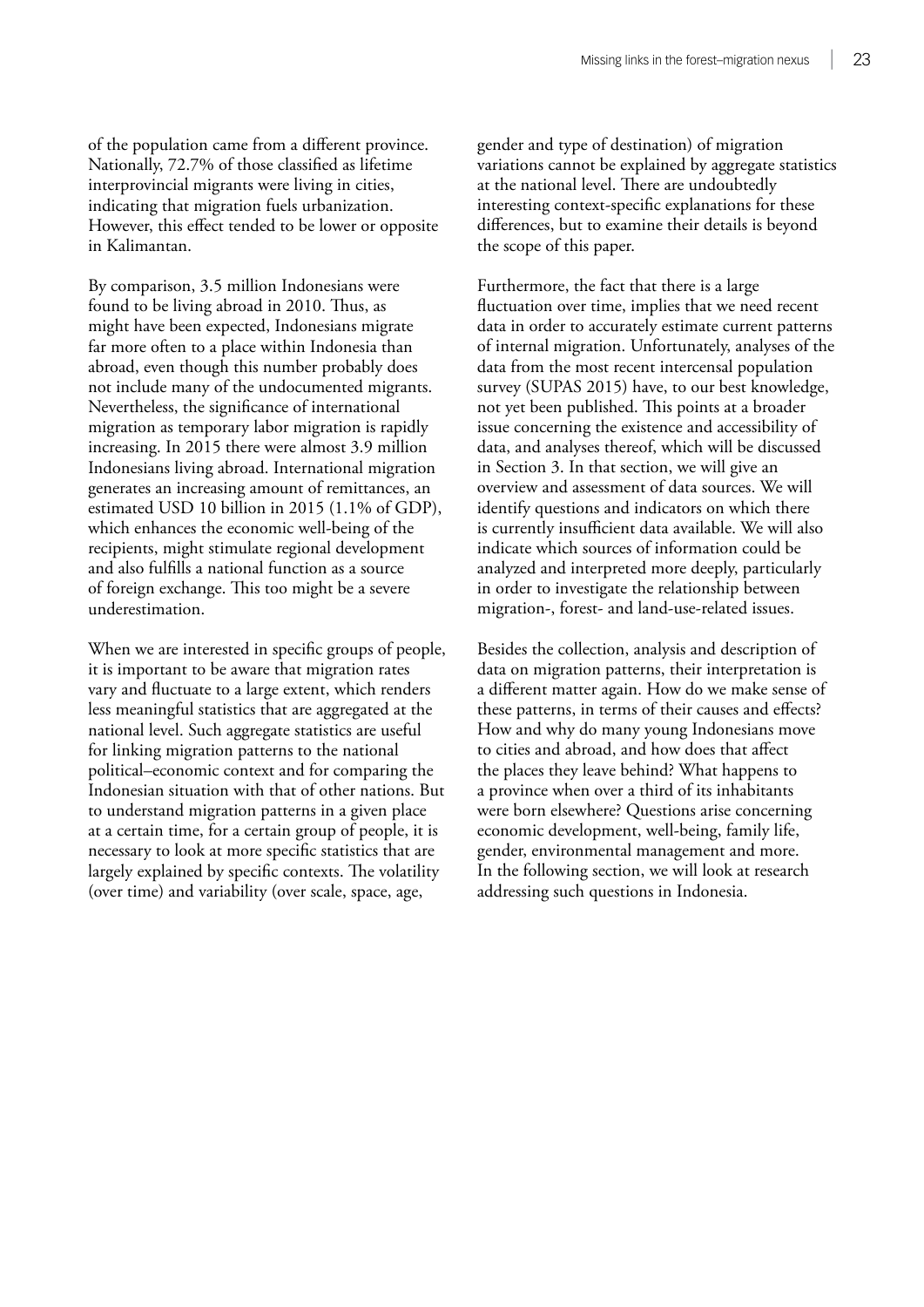of the population came from a different province. Nationally, 72.7% of those classified as lifetime interprovincial migrants were living in cities, indicating that migration fuels urbanization. However, this effect tended to be lower or opposite in Kalimantan.

By comparison, 3.5 million Indonesians were found to be living abroad in 2010. Thus, as might have been expected, Indonesians migrate far more often to a place within Indonesia than abroad, even though this number probably does not include many of the undocumented migrants. Nevertheless, the significance of international migration as temporary labor migration is rapidly increasing. In 2015 there were almost 3.9 million Indonesians living abroad. International migration generates an increasing amount of remittances, an estimated USD 10 billion in 2015 (1.1% of GDP), which enhances the economic well-being of the recipients, might stimulate regional development and also fulfills a national function as a source of foreign exchange. This too might be a severe underestimation.

When we are interested in specific groups of people, it is important to be aware that migration rates vary and fluctuate to a large extent, which renders less meaningful statistics that are aggregated at the national level. Such aggregate statistics are useful for linking migration patterns to the national political–economic context and for comparing the Indonesian situation with that of other nations. But to understand migration patterns in a given place at a certain time, for a certain group of people, it is necessary to look at more specific statistics that are largely explained by specific contexts. The volatility (over time) and variability (over scale, space, age, gender and type of destination) of migration variations cannot be explained by aggregate statistics at the national level. There are undoubtedly interesting context-specific explanations for these differences, but to examine their details is beyond the scope of this paper.

Furthermore, the fact that there is a large fluctuation over time, implies that we need recent data in order to accurately estimate current patterns of internal migration. Unfortunately, analyses of the data from the most recent intercensal population survey (SUPAS 2015) have, to our best knowledge, not yet been published. This points at a broader issue concerning the existence and accessibility of data, and analyses thereof, which will be discussed in Section 3. In that section, we will give an overview and assessment of data sources. We will identify questions and indicators on which there is currently insufficient data available. We will also indicate which sources of information could be analyzed and interpreted more deeply, particularly in order to investigate the relationship between migration-, forest- and land-use-related issues.

Besides the collection, analysis and description of data on migration patterns, their interpretation is a different matter again. How do we make sense of these patterns, in terms of their causes and effects? How and why do many young Indonesians move to cities and abroad, and how does that affect the places they leave behind? What happens to a province when over a third of its inhabitants were born elsewhere? Questions arise concerning economic development, well-being, family life, gender, environmental management and more. In the following section, we will look at research addressing such questions in Indonesia.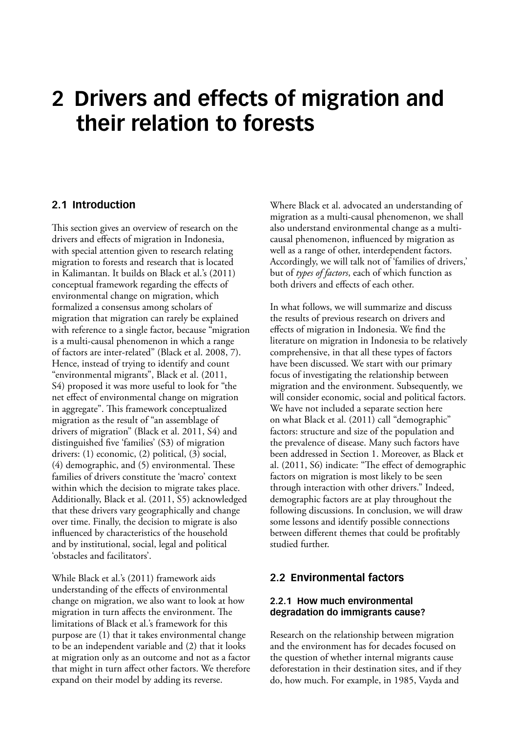# 2 Drivers and effects of migration and their relation to forests

## 2.1 Introduction

This section gives an overview of research on the drivers and effects of migration in Indonesia, with special attention given to research relating migration to forests and research that is located in Kalimantan. It builds on Black et al.'s (2011) conceptual framework regarding the effects of environmental change on migration, which formalized a consensus among scholars of migration that migration can rarely be explained with reference to a single factor, because "migration is a multi-causal phenomenon in which a range of factors are inter-related" (Black et al. 2008, 7). Hence, instead of trying to identify and count "environmental migrants", Black et al. (2011, S4) proposed it was more useful to look for "the net effect of environmental change on migration in aggregate". This framework conceptualized migration as the result of "an assemblage of drivers of migration" (Black et al. 2011, S4) and distinguished five 'families' (S3) of migration drivers: (1) economic, (2) political, (3) social, (4) demographic, and (5) environmental. These families of drivers constitute the 'macro' context within which the decision to migrate takes place. Additionally, Black et al. (2011, S5) acknowledged that these drivers vary geographically and change over time. Finally, the decision to migrate is also influenced by characteristics of the household and by institutional, social, legal and political 'obstacles and facilitators'.

While Black et al.'s (2011) framework aids understanding of the effects of environmental change on migration, we also want to look at how migration in turn affects the environment. The limitations of Black et al.'s framework for this purpose are (1) that it takes environmental change to be an independent variable and (2) that it looks at migration only as an outcome and not as a factor that might in turn affect other factors. We therefore expand on their model by adding its reverse.

Where Black et al. advocated an understanding of migration as a multi-causal phenomenon, we shall also understand environmental change as a multi-causal phenomenon, influenced by migration as well as a range of other, interdependent factors. Accordingly, we will talk not of 'families of drivers,' but of *types of factors*, each of which function as both drivers and effects of each other.

In what follows, we will summarize and discuss the results of previous research on drivers and effects of migration in Indonesia. We find the literature on migration in Indonesia to be relatively comprehensive, in that all these types of factors have been discussed. We start with our primary focus of investigating the relationship between migration and the environment. Subsequently, we will consider economic, social and political factors. We have not included a separate section here on what Black et al. (2011) call "demographic" factors: structure and size of the population and the prevalence of disease. Many such factors have been addressed in Section 1. Moreover, as Black et al. (2011, S6) indicate: "The effect of demographic factors on migration is most likely to be seen through interaction with other drivers." Indeed, demographic factors are at play throughout the following discussions. In conclusion, we will draw some lessons and identify possible connections between different themes that could be profitably studied further.

## 2.2 Environmental factors

### 2.2.1 How much environmental degradation do immigrants cause?

Research on the relationship between migration and the environment has for decades focused on the question of whether internal migrants cause deforestation in their destination sites, and if they do, how much. For example, in 1985, Vayda and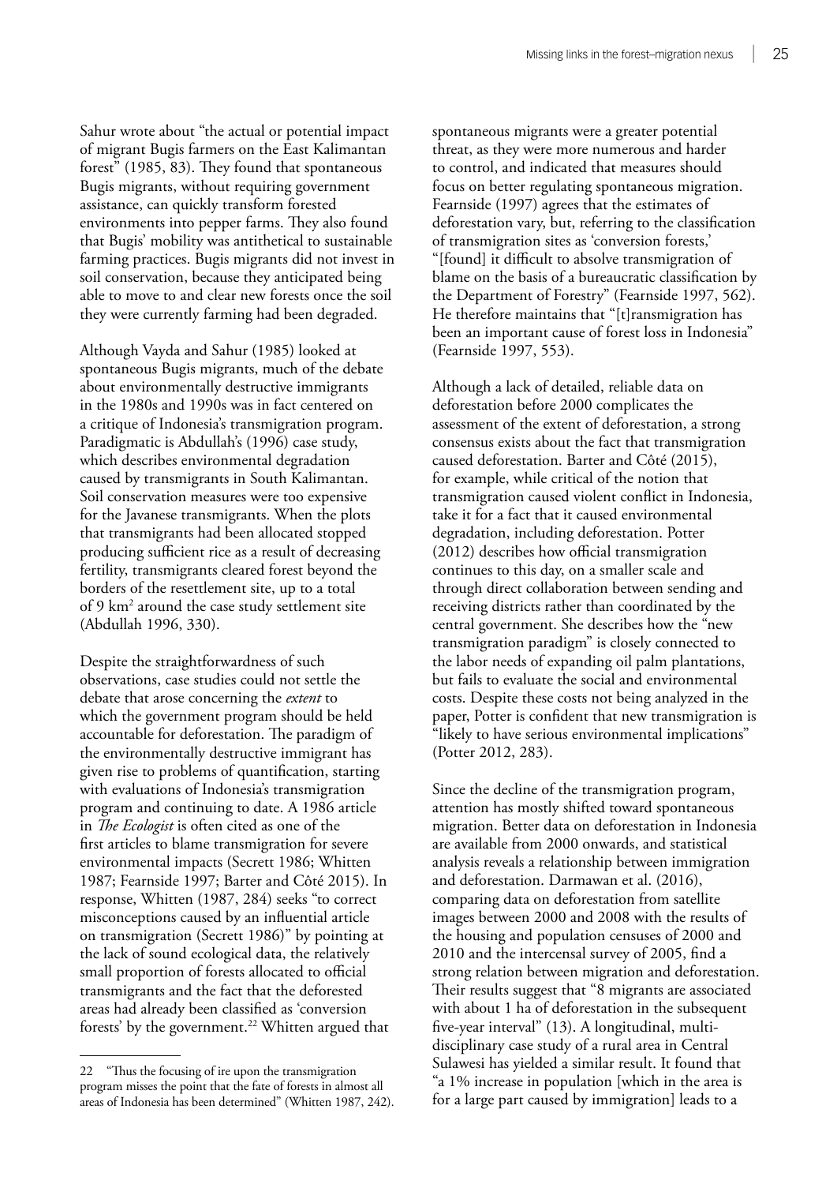Sahur wrote about "the actual or potential impact of migrant Bugis farmers on the East Kalimantan forest" (1985, 83). They found that spontaneous Bugis migrants, without requiring government assistance, can quickly transform forested environments into pepper farms. They also found that Bugis' mobility was antithetical to sustainable farming practices. Bugis migrants did not invest in soil conservation, because they anticipated being able to move to and clear new forests once the soil they were currently farming had been degraded.

Although Vayda and Sahur (1985) looked at spontaneous Bugis migrants, much of the debate about environmentally destructive immigrants in the 1980s and 1990s was in fact centered on a critique of Indonesia's transmigration program. Paradigmatic is Abdullah's (1996) case study, which describes environmental degradation caused by transmigrants in South Kalimantan. Soil conservation measures were too expensive for the Javanese transmigrants. When the plots that transmigrants had been allocated stopped producing sufficient rice as a result of decreasing fertility, transmigrants cleared forest beyond the borders of the resettlement site, up to a total of 9 $km^2$ around the case study settlement site (Abdullah 1996, 330).

Despite the straightforwardness of such observations, case studies could not settle the debate that arose concerning the *extent* to which the government program should be held accountable for deforestation. The paradigm of the environmentally destructive immigrant has given rise to problems of quantification, starting with evaluations of Indonesia's transmigration program and continuing to date. A 1986 article in *The Ecologist* is often cited as one of the first articles to blame transmigration for severe environmental impacts (Secrett 1986; Whitten 1987; Fearnside 1997; Barter and Côté 2015). In response, Whitten (1987, 284) seeks "to correct misconceptions caused by an influential article on transmigration (Secrett 1986)" by pointing at the lack of sound ecological data, the relatively small proportion of forests allocated to official transmigrants and the fact that the deforested areas had already been classified as 'conversion forests' by the government.[22] Whitten argued that spontaneous migrants were a greater potential threat, as they were more numerous and harder to control, and indicated that measures should focus on better regulating spontaneous migration. Fearnside (1997) agrees that the estimates of deforestation vary, but, referring to the classification of transmigration sites as 'conversion forests,' "[found] it difficult to absolve transmigration of blame on the basis of a bureaucratic classification by the Department of Forestry" (Fearnside 1997, 562). He therefore maintains that "[t]ransmigration has been an important cause of forest loss in Indonesia" (Fearnside 1997, 553).

Although a lack of detailed, reliable data on deforestation before 2000 complicates the assessment of the extent of deforestation, a strong consensus exists about the fact that transmigration caused deforestation. Barter and Côté (2015), for example, while critical of the notion that transmigration caused violent conflict in Indonesia, take it for a fact that it caused environmental degradation, including deforestation. Potter (2012) describes how official transmigration continues to this day, on a smaller scale and through direct collaboration between sending and receiving districts rather than coordinated by the central government. She describes how the "new transmigration paradigm" is closely connected to the labor needs of expanding oil palm plantations, but fails to evaluate the social and environmental costs. Despite these costs not being analyzed in the paper, Potter is confident that new transmigration is "likely to have serious environmental implications" (Potter 2012, 283).

Since the decline of the transmigration program, attention has mostly shifted toward spontaneous migration. Better data on deforestation in Indonesia are available from 2000 onwards, and statistical analysis reveals a relationship between immigration and deforestation. Darmawan et al. (2016), comparing data on deforestation from satellite images between 2000 and 2008 with the results of the housing and population censuses of 2000 and 2010 and the intercensal survey of 2005, find a strong relation between migration and deforestation. Their results suggest that "8 migrants are associated with about 1 ha of deforestation in the subsequent five-year interval" (13). A longitudinal, multi-disciplinary case study of a rural area in Central Sulawesi has yielded a similar result. It found that "a 1% increase in population [which in the area is for a large part caused by immigration] leads to a

22 "Thus the focusing of ire upon the transmigration program misses the point that the fate of forests in almost all areas of Indonesia has been determined" (Whitten 1987, 242).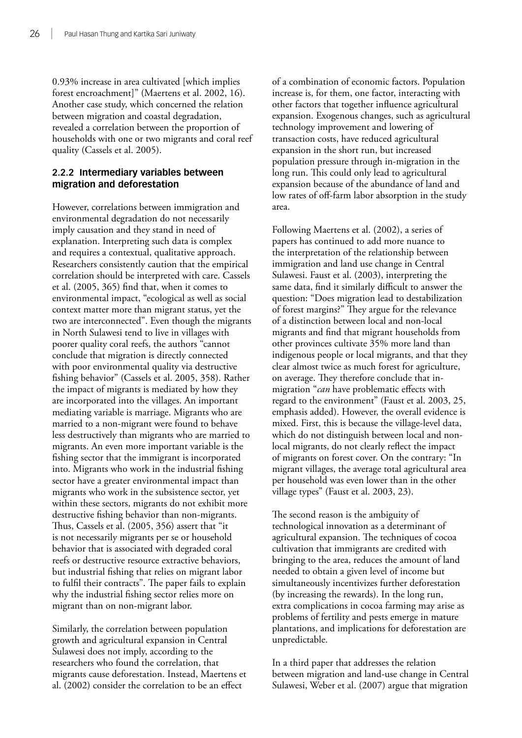0.93% increase in area cultivated [which implies forest encroachment]" (Maertens et al. 2002, 16). Another case study, which concerned the relation between migration and coastal degradation, revealed a correlation between the proportion of households with one or two migrants and coral reef quality (Cassels et al. 2005).

### 2.2.2 Intermediary variables between migration and deforestation

However, correlations between immigration and environmental degradation do not necessarily imply causation and they stand in need of explanation. Interpreting such data is complex and requires a contextual, qualitative approach. Researchers consistently caution that the empirical correlation should be interpreted with care. Cassels et al. (2005, 365) find that, when it comes to environmental impact, "ecological as well as social context matter more than migrant status, yet the two are interconnected". Even though the migrants in North Sulawesi tend to live in villages with poorer quality coral reefs, the authors "cannot conclude that migration is directly connected with poor environmental quality via destructive fishing behavior" (Cassels et al. 2005, 358). Rather the impact of migrants is mediated by how they are incorporated into the villages. An important mediating variable is marriage. Migrants who are married to a non-migrant were found to behave less destructively than migrants who are married to migrants. An even more important variable is the fishing sector that the immigrant is incorporated into. Migrants who work in the industrial fishing sector have a greater environmental impact than migrants who work in the subsistence sector, yet within these sectors, migrants do not exhibit more destructive fishing behavior than non-migrants. Thus, Cassels et al. (2005, 356) assert that "it is not necessarily migrants per se or household behavior that is associated with degraded coral reefs or destructive resource extractive behaviors, but industrial fishing that relies on migrant labor to fulfil their contracts". The paper fails to explain why the industrial fishing sector relies more on migrant than on non-migrant labor.

Similarly, the correlation between population growth and agricultural expansion in Central Sulawesi does not imply, according to the researchers who found the correlation, that migrants cause deforestation. Instead, Maertens et al. (2002) consider the correlation to be an effect of a combination of economic factors. Population increase is, for them, one factor, interacting with other factors that together influence agricultural expansion. Exogenous changes, such as agricultural technology improvement and lowering of transaction costs, have reduced agricultural expansion in the short run, but increased population pressure through in-migration in the long run. This could only lead to agricultural expansion because of the abundance of land and low rates of off-farm labor absorption in the study area.

Following Maertens et al. (2002), a series of papers has continued to add more nuance to the interpretation of the relationship between immigration and land use change in Central Sulawesi. Faust et al. (2003), interpreting the same data, find it similarly difficult to answer the question: "Does migration lead to destabilization of forest margins?" They argue for the relevance of a distinction between local and non-local migrants and find that migrant households from other provinces cultivate 35% more land than indigenous people or local migrants, and that they clear almost twice as much forest for agriculture, on average. They therefore conclude that in-migration "*can* have problematic effects with regard to the environment" (Faust et al. 2003, 25, emphasis added). However, the overall evidence is mixed. First, this is because the village-level data, which do not distinguish between local and non-local migrants, do not clearly reflect the impact of migrants on forest cover. On the contrary: "In migrant villages, the average total agricultural area per household was even lower than in the other village types" (Faust et al. 2003, 23).

The second reason is the ambiguity of technological innovation as a determinant of agricultural expansion. The techniques of cocoa cultivation that immigrants are credited with bringing to the area, reduces the amount of land needed to obtain a given level of income but simultaneously incentivizes further deforestation (by increasing the rewards). In the long run, extra complications in cocoa farming may arise as problems of fertility and pests emerge in mature plantations, and implications for deforestation are unpredictable.

In a third paper that addresses the relation between migration and land-use change in Central Sulawesi, Weber et al. (2007) argue that migration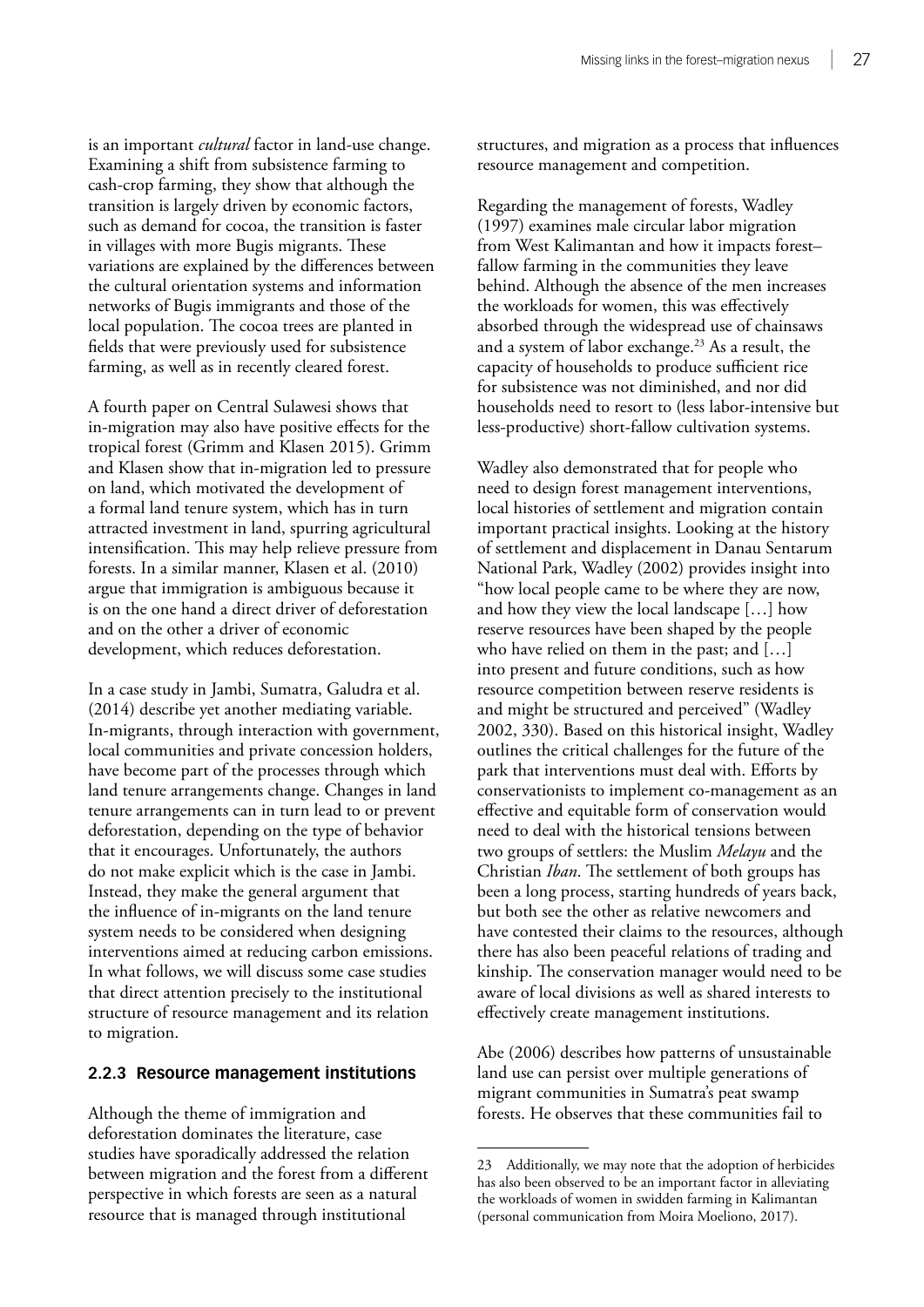is an important *cultural* factor in land-use change. Examining a shift from subsistence farming to cash-crop farming, they show that although the transition is largely driven by economic factors, such as demand for cocoa, the transition is faster in villages with more Bugis migrants. These variations are explained by the differences between the cultural orientation systems and information networks of Bugis immigrants and those of the local population. The cocoa trees are planted in fields that were previously used for subsistence farming, as well as in recently cleared forest.

A fourth paper on Central Sulawesi shows that in-migration may also have positive effects for the tropical forest (Grimm and Klasen 2015). Grimm and Klasen show that in-migration led to pressure on land, which motivated the development of a formal land tenure system, which has in turn attracted investment in land, spurring agricultural intensification. This may help relieve pressure from forests. In a similar manner, Klasen et al. (2010) argue that immigration is ambiguous because it is on the one hand a direct driver of deforestation and on the other a driver of economic development, which reduces deforestation.

In a case study in Jambi, Sumatra, Galudra et al. (2014) describe yet another mediating variable. In-migrants, through interaction with government, local communities and private concession holders, have become part of the processes through which land tenure arrangements change. Changes in land tenure arrangements can in turn lead to or prevent deforestation, depending on the type of behavior that it encourages. Unfortunately, the authors do not make explicit which is the case in Jambi. Instead, they make the general argument that the influence of in-migrants on the land tenure system needs to be considered when designing interventions aimed at reducing carbon emissions. In what follows, we will discuss some case studies that direct attention precisely to the institutional structure of resource management and its relation to migration.

### 2.2.3 Resource management institutions

Although the theme of immigration and deforestation dominates the literature, case studies have sporadically addressed the relation between migration and the forest from a different perspective in which forests are seen as a natural resource that is managed through institutional structures, and migration as a process that influences resource management and competition.

Regarding the management of forests, Wadley (1997) examines male circular labor migration from West Kalimantan and how it impacts forest–fallow farming in the communities they leave behind. Although the absence of the men increases the workloads for women, this was effectively absorbed through the widespread use of chainsaws and a system of labor exchange.[23] As a result, the capacity of households to produce sufficient rice for subsistence was not diminished, and nor did households need to resort to (less labor-intensive but less-productive) short-fallow cultivation systems.

Wadley also demonstrated that for people who need to design forest management interventions, local histories of settlement and migration contain important practical insights. Looking at the history of settlement and displacement in Danau Sentarum National Park, Wadley (2002) provides insight into "how local people came to be where they are now, and how they view the local landscape […] how reserve resources have been shaped by the people who have relied on them in the past; and […] into present and future conditions, such as how resource competition between reserve residents is and might be structured and perceived" (Wadley 2002, 330). Based on this historical insight, Wadley outlines the critical challenges for the future of the park that interventions must deal with. Efforts by conservationists to implement co-management as an effective and equitable form of conservation would need to deal with the historical tensions between two groups of settlers: the Muslim *Melayu* and the Christian *Iban*. The settlement of both groups has been a long process, starting hundreds of years back, but both see the other as relative newcomers and have contested their claims to the resources, although there has also been peaceful relations of trading and kinship. The conservation manager would need to be aware of local divisions as well as shared interests to effectively create management institutions.

Abe (2006) describes how patterns of unsustainable land use can persist over multiple generations of migrant communities in Sumatra's peat swamp forests. He observes that these communities fail to

---

23 Additionally, we may note that the adoption of herbicides has also been observed to be an important factor in alleviating the workloads of women in swidden farming in Kalimantan (personal communication from Moira Moeliono, 2017).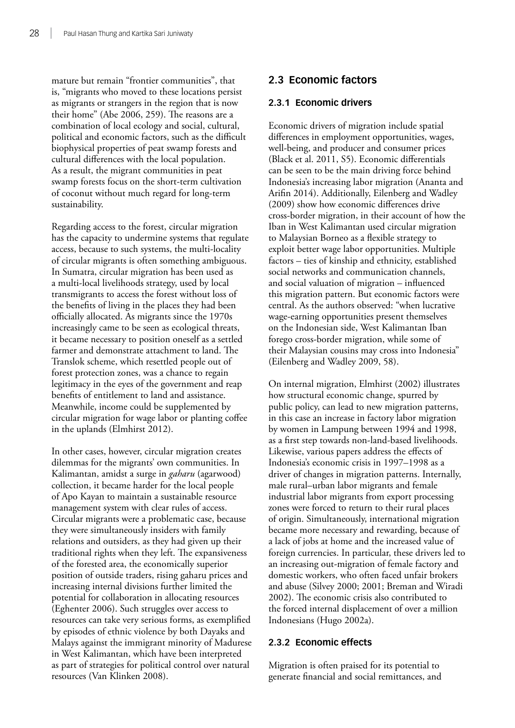mature but remain "frontier communities", that is, "migrants who moved to these locations persist as migrants or strangers in the region that is now their home" (Abe 2006, 259). The reasons are a combination of local ecology and social, cultural, political and economic factors, such as the difficult biophysical properties of peat swamp forests and cultural differences with the local population. As a result, the migrant communities in peat swamp forests focus on the short-term cultivation of coconut without much regard for long-term sustainability.

Regarding access to the forest, circular migration has the capacity to undermine systems that regulate access, because to such systems, the multi-locality of circular migrants is often something ambiguous. In Sumatra, circular migration has been used as a multi-local livelihoods strategy, used by local transmigrants to access the forest without loss of the benefits of living in the places they had been officially allocated. As migrants since the 1970s increasingly came to be seen as ecological threats, it became necessary to position oneself as a settled farmer and demonstrate attachment to land. The Translok scheme, which resettled people out of forest protection zones, was a chance to regain legitimacy in the eyes of the government and reap benefits of entitlement to land and assistance. Meanwhile, income could be supplemented by circular migration for wage labor or planting coffee in the uplands (Elmhirst 2012).

In other cases, however, circular migration creates dilemmas for the migrants' own communities. In Kalimantan, amidst a surge in *gaharu* (agarwood) collection, it became harder for the local people of Apo Kayan to maintain a sustainable resource management system with clear rules of access. Circular migrants were a problematic case, because they were simultaneously insiders with family relations and outsiders, as they had given up their traditional rights when they left. The expansiveness of the forested area, the economically superior position of outside traders, rising gaharu prices and increasing internal divisions further limited the potential for collaboration in allocating resources (Eghenter 2006). Such struggles over access to resources can take very serious forms, as exemplified by episodes of ethnic violence by both Dayaks and Malays against the immigrant minority of Madurese in West Kalimantan, which have been interpreted as part of strategies for political control over natural resources (Van Klinken 2008).

## 2.3 Economic factors

### 2.3.1 Economic drivers

Economic drivers of migration include spatial differences in employment opportunities, wages, well-being, and producer and consumer prices (Black et al. 2011, S5). Economic differentials can be seen to be the main driving force behind Indonesia's increasing labor migration (Ananta and Arifin 2014). Additionally, Eilenberg and Wadley (2009) show how economic differences drive cross-border migration, in their account of how the Iban in West Kalimantan used circular migration to Malaysian Borneo as a flexible strategy to exploit better wage labor opportunities. Multiple factors – ties of kinship and ethnicity, established social networks and communication channels, and social valuation of migration – influenced this migration pattern. But economic factors were central. As the authors observed: "when lucrative wage-earning opportunities present themselves on the Indonesian side, West Kalimantan Iban forego cross-border migration, while some of their Malaysian cousins may cross into Indonesia" (Eilenberg and Wadley 2009, 58).

On internal migration, Elmhirst (2002) illustrates how structural economic change, spurred by public policy, can lead to new migration patterns, in this case an increase in factory labor migration by women in Lampung between 1994 and 1998, as a first step towards non-land-based livelihoods. Likewise, various papers address the effects of Indonesia's economic crisis in 1997–1998 as a driver of changes in migration patterns. Internally, male rural–urban labor migrants and female industrial labor migrants from export processing zones were forced to return to their rural places of origin. Simultaneously, international migration became more necessary and rewarding, because of a lack of jobs at home and the increased value of foreign currencies. In particular, these drivers led to an increasing out-migration of female factory and domestic workers, who often faced unfair brokers and abuse (Silvey 2000; 2001; Breman and Wiradi 2002). The economic crisis also contributed to the forced internal displacement of over a million Indonesians (Hugo 2002a).

### 2.3.2 Economic effects

Migration is often praised for its potential to generate financial and social remittances, and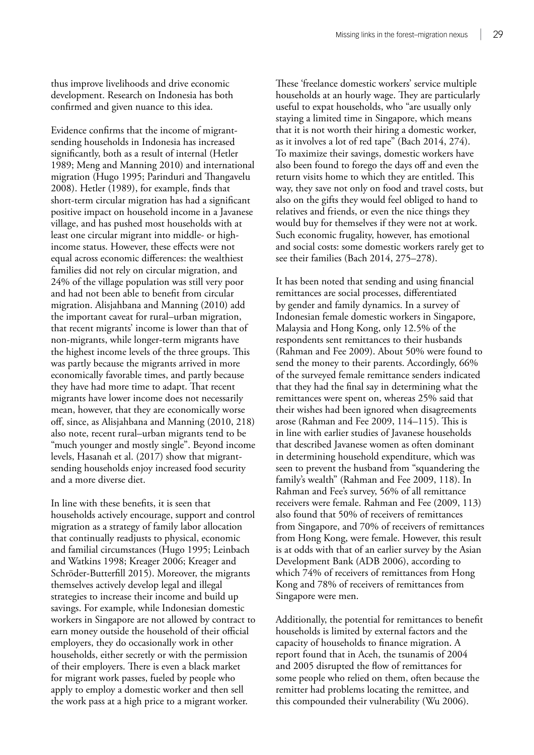thus improve livelihoods and drive economic development. Research on Indonesia has both confirmed and given nuance to this idea.

Evidence confirms that the income of migrant-sending households in Indonesia has increased significantly, both as a result of internal (Hetler 1989; Meng and Manning 2010) and international migration (Hugo 1995; Parinduri and Thangavelu 2008). Hetler (1989), for example, finds that short-term circular migration has had a significant positive impact on household income in a Javanese village, and has pushed most households with at least one circular migrant into middle- or high-income status. However, these effects were not equal across economic differences: the wealthiest families did not rely on circular migration, and 24% of the village population was still very poor and had not been able to benefit from circular migration. Alisjahbana and Manning (2010) add the important caveat for rural–urban migration, that recent migrants' income is lower than that of non-migrants, while longer-term migrants have the highest income levels of the three groups. This was partly because the migrants arrived in more economically favorable times, and partly because they have had more time to adapt. That recent migrants have lower income does not necessarily mean, however, that they are economically worse off, since, as Alisjahbana and Manning (2010, 218) also note, recent rural–urban migrants tend to be "much younger and mostly single". Beyond income levels, Hasanah et al. (2017) show that migrant-sending households enjoy increased food security and a more diverse diet.

In line with these benefits, it is seen that households actively encourage, support and control migration as a strategy of family labor allocation that continually readjusts to physical, economic and familial circumstances (Hugo 1995; Leinbach and Watkins 1998; Kreager 2006; Kreager and Schröder-Butterfill 2015). Moreover, the migrants themselves actively develop legal and illegal strategies to increase their income and build up savings. For example, while Indonesian domestic workers in Singapore are not allowed by contract to earn money outside the household of their official employers, they do occasionally work in other households, either secretly or with the permission of their employers. There is even a black market for migrant work passes, fueled by people who apply to employ a domestic worker and then sell the work pass at a high price to a migrant worker. These 'freelance domestic workers' service multiple households at an hourly wage. They are particularly useful to expat households, who "are usually only staying a limited time in Singapore, which means that it is not worth their hiring a domestic worker, as it involves a lot of red tape" (Bach 2014, 274). To maximize their savings, domestic workers have also been found to forego the days off and even the return visits home to which they are entitled. This way, they save not only on food and travel costs, but also on the gifts they would feel obliged to hand to relatives and friends, or even the nice things they would buy for themselves if they were not at work. Such economic frugality, however, has emotional and social costs: some domestic workers rarely get to see their families (Bach 2014, 275–278).

It has been noted that sending and using financial remittances are social processes, differentiated by gender and family dynamics. In a survey of Indonesian female domestic workers in Singapore, Malaysia and Hong Kong, only 12.5% of the respondents sent remittances to their husbands (Rahman and Fee 2009). About 50% were found to send the money to their parents. Accordingly, 66% of the surveyed female remittance senders indicated that they had the final say in determining what the remittances were spent on, whereas 25% said that their wishes had been ignored when disagreements arose (Rahman and Fee 2009, 114–115). This is in line with earlier studies of Javanese households that described Javanese women as often dominant in determining household expenditure, which was seen to prevent the husband from "squandering the family's wealth" (Rahman and Fee 2009, 118). In Rahman and Fee's survey, 56% of all remittance receivers were female. Rahman and Fee (2009, 113) also found that 50% of receivers of remittances from Singapore, and 70% of receivers of remittances from Hong Kong, were female. However, this result is at odds with that of an earlier survey by the Asian Development Bank (ADB 2006), according to which 74% of receivers of remittances from Hong Kong and 78% of receivers of remittances from Singapore were men.

Additionally, the potential for remittances to benefit households is limited by external factors and the capacity of households to finance migration. A report found that in Aceh, the tsunamis of 2004 and 2005 disrupted the flow of remittances for some people who relied on them, often because the remitter had problems locating the remittee, and this compounded their vulnerability (Wu 2006).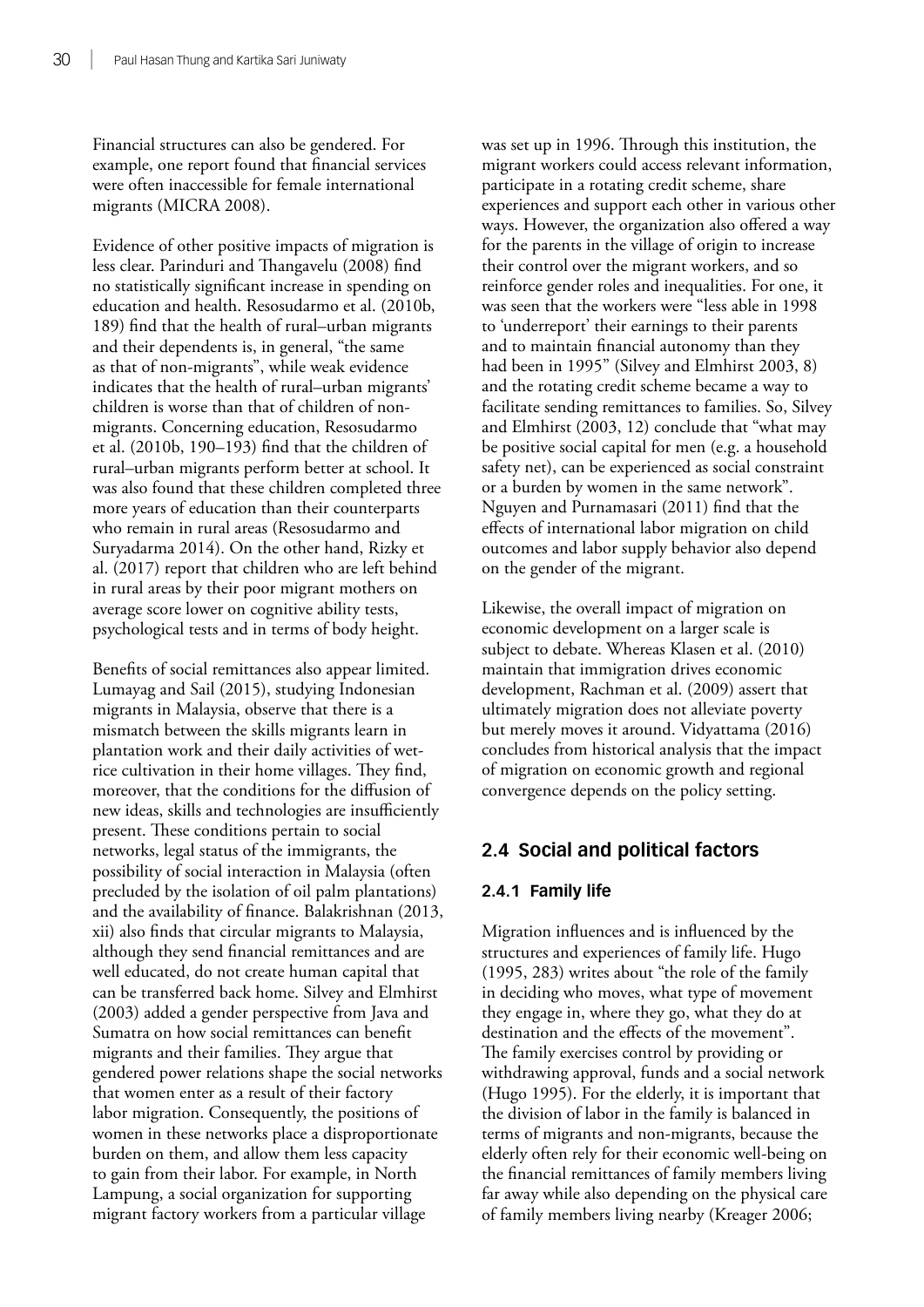Financial structures can also be gendered. For example, one report found that financial services were often inaccessible for female international migrants (MICRA 2008).

Evidence of other positive impacts of migration is less clear. Parinduri and Thangavelu (2008) find no statistically significant increase in spending on education and health. Resosudarmo et al. (2010b, 189) find that the health of rural–urban migrants and their dependents is, in general, "the same as that of non-migrants", while weak evidence indicates that the health of rural–urban migrants' children is worse than that of children of non-migrants. Concerning education, Resosudarmo et al. (2010b, 190–193) find that the children of rural–urban migrants perform better at school. It was also found that these children completed three more years of education than their counterparts who remain in rural areas (Resosudarmo and Suryadarma 2014). On the other hand, Rizky et al. (2017) report that children who are left behind in rural areas by their poor migrant mothers on average score lower on cognitive ability tests, psychological tests and in terms of body height.

Benefits of social remittances also appear limited. Lumayag and Sail (2015), studying Indonesian migrants in Malaysia, observe that there is a mismatch between the skills migrants learn in plantation work and their daily activities of wet-rice cultivation in their home villages. They find, moreover, that the conditions for the diffusion of new ideas, skills and technologies are insufficiently present. These conditions pertain to social networks, legal status of the immigrants, the possibility of social interaction in Malaysia (often precluded by the isolation of oil palm plantations) and the availability of finance. Balakrishnan (2013, xii) also finds that circular migrants to Malaysia, although they send financial remittances and are well educated, do not create human capital that can be transferred back home. Silvey and Elmhirst (2003) added a gender perspective from Java and Sumatra on how social remittances can benefit migrants and their families. They argue that gendered power relations shape the social networks that women enter as a result of their factory labor migration. Consequently, the positions of women in these networks place a disproportionate burden on them, and allow them less capacity to gain from their labor. For example, in North Lampung, a social organization for supporting migrant factory workers from a particular village was set up in 1996. Through this institution, the migrant workers could access relevant information, participate in a rotating credit scheme, share experiences and support each other in various other ways. However, the organization also offered a way for the parents in the village of origin to increase their control over the migrant workers, and so reinforce gender roles and inequalities. For one, it was seen that the workers were "less able in 1998 to 'underreport' their earnings to their parents and to maintain financial autonomy than they had been in 1995" (Silvey and Elmhirst 2003, 8) and the rotating credit scheme became a way to facilitate sending remittances to families. So, Silvey and Elmhirst (2003, 12) conclude that "what may be positive social capital for men (e.g. a household safety net), can be experienced as social constraint or a burden by women in the same network". Nguyen and Purnamasari (2011) find that the effects of international labor migration on child outcomes and labor supply behavior also depend on the gender of the migrant.

Likewise, the overall impact of migration on economic development on a larger scale is subject to debate. Whereas Klasen et al. (2010) maintain that immigration drives economic development, Rachman et al. (2009) assert that ultimately migration does not alleviate poverty but merely moves it around. Vidyattama (2016) concludes from historical analysis that the impact of migration on economic growth and regional convergence depends on the policy setting.

## 2.4 Social and political factors

### 2.4.1 Family life

Migration influences and is influenced by the structures and experiences of family life. Hugo (1995, 283) writes about "the role of the family in deciding who moves, what type of movement they engage in, where they go, what they do at destination and the effects of the movement". The family exercises control by providing or withdrawing approval, funds and a social network (Hugo 1995). For the elderly, it is important that the division of labor in the family is balanced in terms of migrants and non-migrants, because the elderly often rely for their economic well-being on the financial remittances of family members living far away while also depending on the physical care of family members living nearby (Kreager 2006;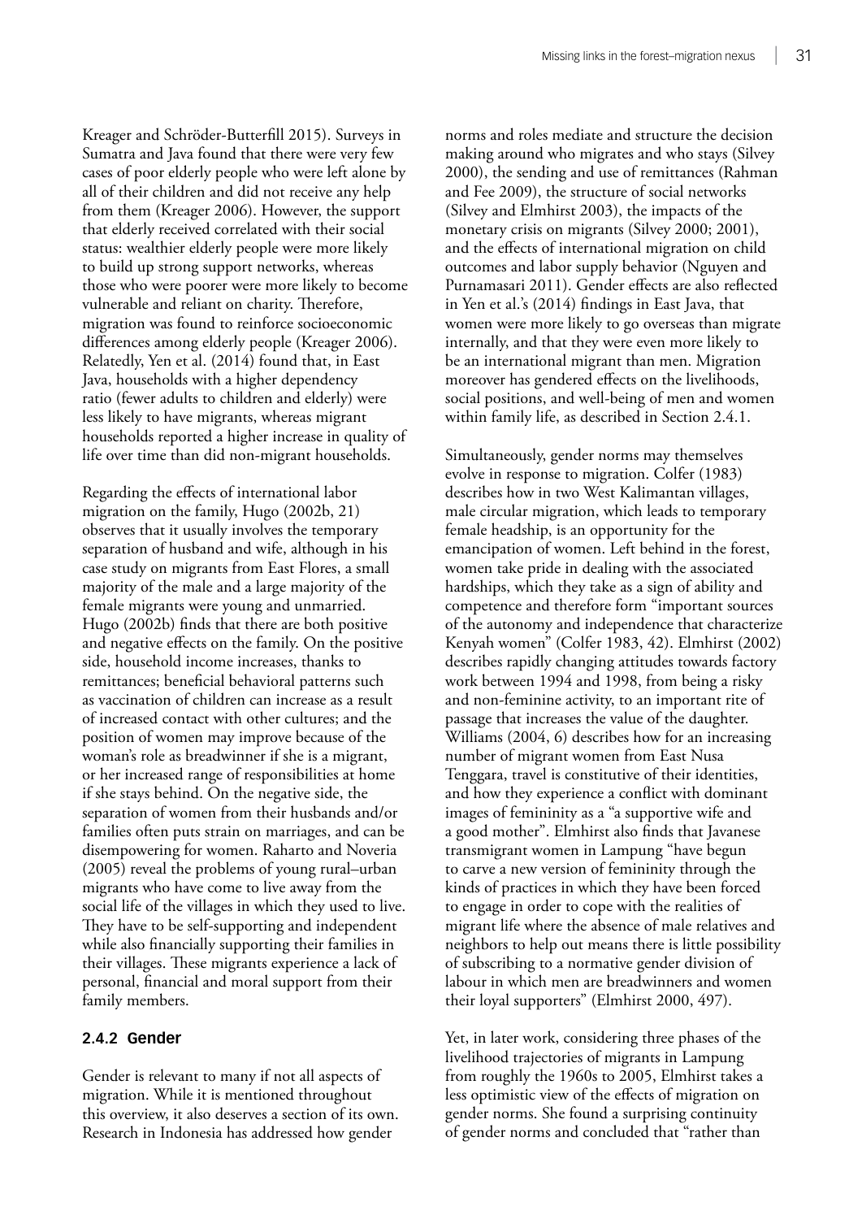Kreager and Schröder-Butterfill 2015). Surveys in Sumatra and Java found that there were very few cases of poor elderly people who were left alone by all of their children and did not receive any help from them (Kreager 2006). However, the support that elderly received correlated with their social status: wealthier elderly people were more likely to build up strong support networks, whereas those who were poorer were more likely to become vulnerable and reliant on charity. Therefore, migration was found to reinforce socioeconomic differences among elderly people (Kreager 2006). Relatedly, Yen et al. (2014) found that, in East Java, households with a higher dependency ratio (fewer adults to children and elderly) were less likely to have migrants, whereas migrant households reported a higher increase in quality of life over time than did non-migrant households.

Regarding the effects of international labor migration on the family, Hugo (2002b, 21) observes that it usually involves the temporary separation of husband and wife, although in his case study on migrants from East Flores, a small majority of the male and a large majority of the female migrants were young and unmarried. Hugo (2002b) finds that there are both positive and negative effects on the family. On the positive side, household income increases, thanks to remittances; beneficial behavioral patterns such as vaccination of children can increase as a result of increased contact with other cultures; and the position of women may improve because of the woman's role as breadwinner if she is a migrant, or her increased range of responsibilities at home if she stays behind. On the negative side, the separation of women from their husbands and/or families often puts strain on marriages, and can be disempowering for women. Raharto and Noveria (2005) reveal the problems of young rural–urban migrants who have come to live away from the social life of the villages in which they used to live. They have to be self-supporting and independent while also financially supporting their families in their villages. These migrants experience a lack of personal, financial and moral support from their family members.

### 2.4.2 Gender

Gender is relevant to many if not all aspects of migration. While it is mentioned throughout this overview, it also deserves a section of its own. Research in Indonesia has addressed how gender norms and roles mediate and structure the decision making around who migrates and who stays (Silvey 2000), the sending and use of remittances (Rahman and Fee 2009), the structure of social networks (Silvey and Elmhirst 2003), the impacts of the monetary crisis on migrants (Silvey 2000; 2001), and the effects of international migration on child outcomes and labor supply behavior (Nguyen and Purnamasari 2011). Gender effects are also reflected in Yen et al.'s (2014) findings in East Java, that women were more likely to go overseas than migrate internally, and that they were even more likely to be an international migrant than men. Migration moreover has gendered effects on the livelihoods, social positions, and well-being of men and women within family life, as described in Section 2.4.1.

Simultaneously, gender norms may themselves evolve in response to migration. Colfer (1983) describes how in two West Kalimantan villages, male circular migration, which leads to temporary female headship, is an opportunity for the emancipation of women. Left behind in the forest, women take pride in dealing with the associated hardships, which they take as a sign of ability and competence and therefore form "important sources of the autonomy and independence that characterize Kenyah women" (Colfer 1983, 42). Elmhirst (2002) describes rapidly changing attitudes towards factory work between 1994 and 1998, from being a risky and non-feminine activity, to an important rite of passage that increases the value of the daughter. Williams (2004, 6) describes how for an increasing number of migrant women from East Nusa Tenggara, travel is constitutive of their identities, and how they experience a conflict with dominant images of femininity as a "a supportive wife and a good mother". Elmhirst also finds that Javanese transmigrant women in Lampung "have begun to carve a new version of femininity through the kinds of practices in which they have been forced to engage in order to cope with the realities of migrant life where the absence of male relatives and neighbors to help out means there is little possibility of subscribing to a normative gender division of labour in which men are breadwinners and women their loyal supporters" (Elmhirst 2000, 497).

Yet, in later work, considering three phases of the livelihood trajectories of migrants in Lampung from roughly the 1960s to 2005, Elmhirst takes a less optimistic view of the effects of migration on gender norms. She found a surprising continuity of gender norms and concluded that "rather than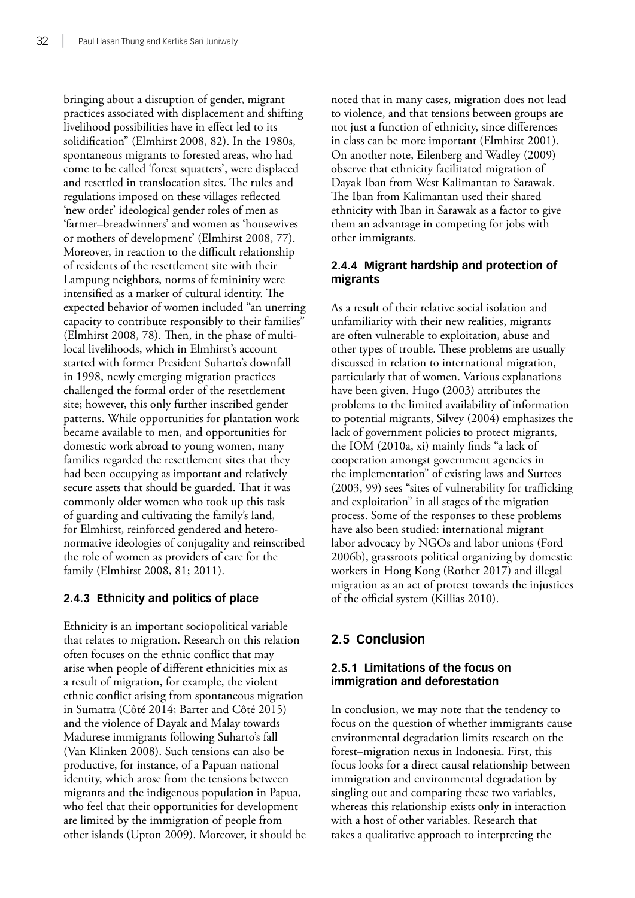bringing about a disruption of gender, migrant practices associated with displacement and shifting livelihood possibilities have in effect led to its solidification" (Elmhirst 2008, 82). In the 1980s, spontaneous migrants to forested areas, who had come to be called 'forest squatters', were displaced and resettled in translocation sites. The rules and regulations imposed on these villages reflected 'new order' ideological gender roles of men as 'farmer–breadwinners' and women as 'housewives or mothers of development' (Elmhirst 2008, 77). Moreover, in reaction to the difficult relationship of residents of the resettlement site with their Lampung neighbors, norms of femininity were intensified as a marker of cultural identity. The expected behavior of women included "an unerring capacity to contribute responsibly to their families" (Elmhirst 2008, 78). Then, in the phase of multi-local livelihoods, which in Elmhirst's account started with former President Suharto's downfall in 1998, newly emerging migration practices challenged the formal order of the resettlement site; however, this only further inscribed gender patterns. While opportunities for plantation work became available to men, and opportunities for domestic work abroad to young women, many families regarded the resettlement sites that they had been occupying as important and relatively secure assets that should be guarded. That it was commonly older women who took up this task of guarding and cultivating the family's land, for Elmhirst, reinforced gendered and hetero-normative ideologies of conjugality and reinscribed the role of women as providers of care for the family (Elmhirst 2008, 81; 2011).

### 2.4.3 Ethnicity and politics of place

Ethnicity is an important sociopolitical variable that relates to migration. Research on this relation often focuses on the ethnic conflict that may arise when people of different ethnicities mix as a result of migration, for example, the violent ethnic conflict arising from spontaneous migration in Sumatra (Côté 2014; Barter and Côté 2015) and the violence of Dayak and Malay towards Madurese immigrants following Suharto's fall (Van Klinken 2008). Such tensions can also be productive, for instance, of a Papuan national identity, which arose from the tensions between migrants and the indigenous population in Papua, who feel that their opportunities for development are limited by the immigration of people from other islands (Upton 2009). Moreover, it should be noted that in many cases, migration does not lead to violence, and that tensions between groups are not just a function of ethnicity, since differences in class can be more important (Elmhirst 2001). On another note, Eilenberg and Wadley (2009) observe that ethnicity facilitated migration of Dayak Iban from West Kalimantan to Sarawak. The Iban from Kalimantan used their shared ethnicity with Iban in Sarawak as a factor to give them an advantage in competing for jobs with other immigrants.

### 2.4.4 Migrant hardship and protection of migrants

As a result of their relative social isolation and unfamiliarity with their new realities, migrants are often vulnerable to exploitation, abuse and other types of trouble. These problems are usually discussed in relation to international migration, particularly that of women. Various explanations have been given. Hugo (2003) attributes the problems to the limited availability of information to potential migrants, Silvey (2004) emphasizes the lack of government policies to protect migrants, the IOM (2010a, xi) mainly finds "a lack of cooperation amongst government agencies in the implementation" of existing laws and Surtees (2003, 99) sees "sites of vulnerability for trafficking and exploitation" in all stages of the migration process. Some of the responses to these problems have also been studied: international migrant labor advocacy by NGOs and labor unions (Ford 2006b), grassroots political organizing by domestic workers in Hong Kong (Rother 2017) and illegal migration as an act of protest towards the injustices of the official system (Killias 2010).

## 2.5 Conclusion

### 2.5.1 Limitations of the focus on immigration and deforestation

In conclusion, we may note that the tendency to focus on the question of whether immigrants cause environmental degradation limits research on the forest–migration nexus in Indonesia. First, this focus looks for a direct causal relationship between immigration and environmental degradation by singling out and comparing these two variables, whereas this relationship exists only in interaction with a host of other variables. Research that takes a qualitative approach to interpreting the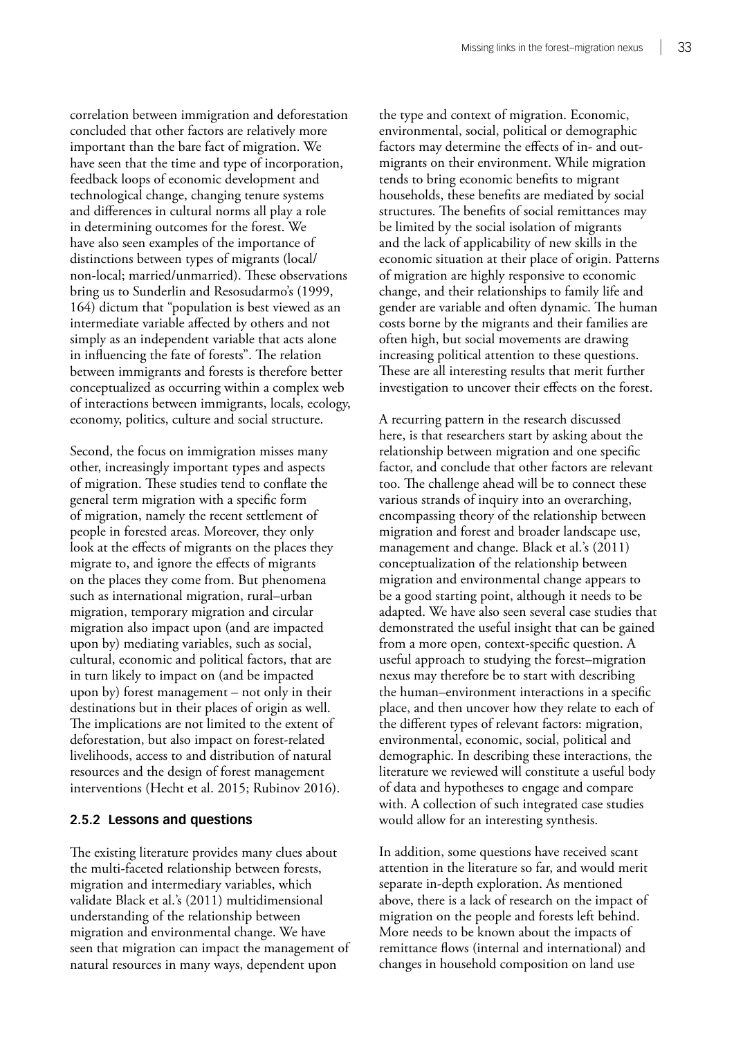correlation between immigration and deforestation concluded that other factors are relatively more important than the bare fact of migration. We have seen that the time and type of incorporation, feedback loops of economic development and technological change, changing tenure systems and differences in cultural norms all play a role in determining outcomes for the forest. We have also seen examples of the importance of distinctions between types of migrants (local/non-local; married/unmarried). These observations bring us to Sunderlin and Resosudarmo's (1999, 164) dictum that "population is best viewed as an intermediate variable affected by others and not simply as an independent variable that acts alone in influencing the fate of forests". The relation between immigrants and forests is therefore better conceptualized as occurring within a complex web of interactions between immigrants, locals, ecology, economy, politics, culture and social structure.

Second, the focus on immigration misses many other, increasingly important types and aspects of migration. These studies tend to conflate the general term migration with a specific form of migration, namely the recent settlement of people in forested areas. Moreover, they only look at the effects of migrants on the places they migrate to, and ignore the effects of migrants on the places they come from. But phenomena such as international migration, rural–urban migration, temporary migration and circular migration also impact upon (and are impacted upon by) mediating variables, such as social, cultural, economic and political factors, that are in turn likely to impact on (and be impacted upon by) forest management – not only in their destinations but in their places of origin as well. The implications are not limited to the extent of deforestation, but also impact on forest-related livelihoods, access to and distribution of natural resources and the design of forest management interventions (Hecht et al. 2015; Rubinov 2016).

### 2.5.2 Lessons and questions

The existing literature provides many clues about the multi-faceted relationship between forests, migration and intermediary variables, which validate Black et al.'s (2011) multidimensional understanding of the relationship between migration and environmental change. We have seen that migration can impact the management of natural resources in many ways, dependent upon the type and context of migration. Economic, environmental, social, political or demographic factors may determine the effects of in- and out-migrants on their environment. While migration tends to bring economic benefits to migrant households, these benefits are mediated by social structures. The benefits of social remittances may be limited by the social isolation of migrants and the lack of applicability of new skills in the economic situation at their place of origin. Patterns of migration are highly responsive to economic change, and their relationships to family life and gender are variable and often dynamic. The human costs borne by the migrants and their families are often high, but social movements are drawing increasing political attention to these questions. These are all interesting results that merit further investigation to uncover their effects on the forest.

A recurring pattern in the research discussed here, is that researchers start by asking about the relationship between migration and one specific factor, and conclude that other factors are relevant too. The challenge ahead will be to connect these various strands of inquiry into an overarching, encompassing theory of the relationship between migration and forest and broader landscape use, management and change. Black et al.'s (2011) conceptualization of the relationship between migration and environmental change appears to be a good starting point, although it needs to be adapted. We have also seen several case studies that demonstrated the useful insight that can be gained from a more open, context-specific question. A useful approach to studying the forest–migration nexus may therefore be to start with describing the human–environment interactions in a specific place, and then uncover how they relate to each of the different types of relevant factors: migration, environmental, economic, social, political and demographic. In describing these interactions, the literature we reviewed will constitute a useful body of data and hypotheses to engage and compare with. A collection of such integrated case studies would allow for an interesting synthesis.

In addition, some questions have received scant attention in the literature so far, and would merit separate in-depth exploration. As mentioned above, there is a lack of research on the impact of migration on the people and forests left behind. More needs to be known about the impacts of remittance flows (internal and international) and changes in household composition on land use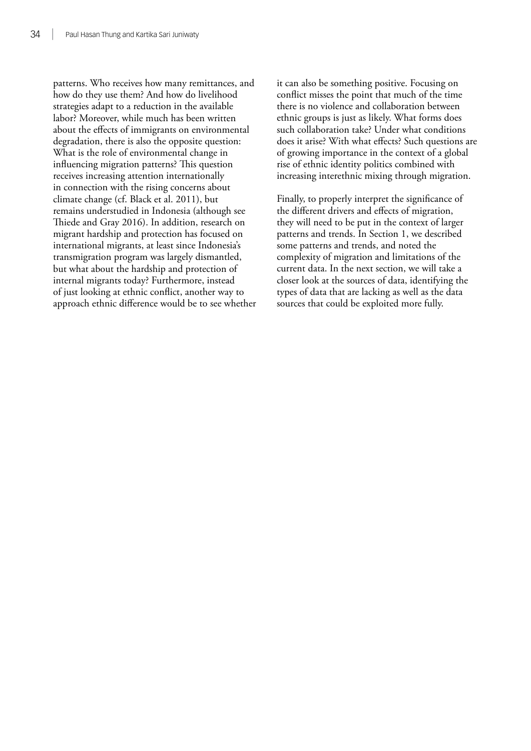patterns. Who receives how many remittances, and how do they use them? And how do livelihood strategies adapt to a reduction in the available labor? Moreover, while much has been written about the effects of immigrants on environmental degradation, there is also the opposite question: What is the role of environmental change in influencing migration patterns? This question receives increasing attention internationally in connection with the rising concerns about climate change (cf. Black et al. 2011), but remains understudied in Indonesia (although see Thiede and Gray 2016). In addition, research on migrant hardship and protection has focused on international migrants, at least since Indonesia's transmigration program was largely dismantled, but what about the hardship and protection of internal migrants today? Furthermore, instead of just looking at ethnic conflict, another way to approach ethnic difference would be to see whether it can also be something positive. Focusing on conflict misses the point that much of the time there is no violence and collaboration between ethnic groups is just as likely. What forms does such collaboration take? Under what conditions does it arise? With what effects? Such questions are of growing importance in the context of a global rise of ethnic identity politics combined with increasing interethnic mixing through migration.

Finally, to properly interpret the significance of the different drivers and effects of migration, they will need to be put in the context of larger patterns and trends. In Section 1, we described some patterns and trends, and noted the complexity of migration and limitations of the current data. In the next section, we will take a closer look at the sources of data, identifying the types of data that are lacking as well as the data sources that could be exploited more fully.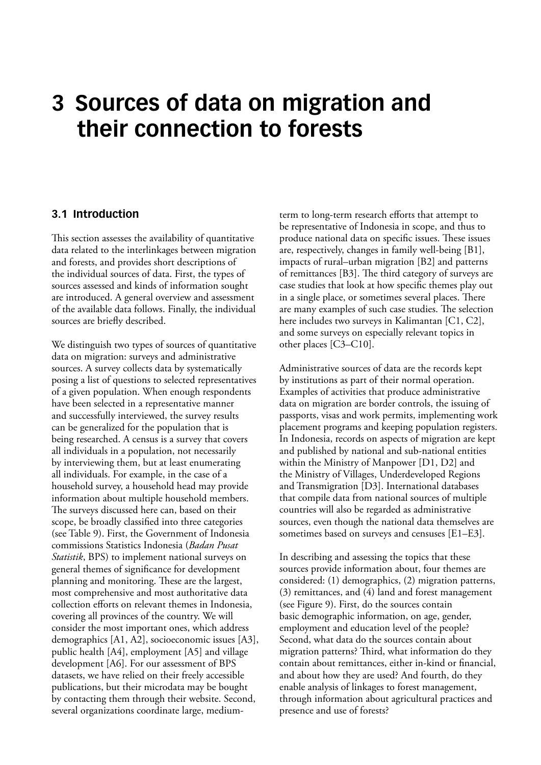# 3 Sources of data on migration and their connection to forests

## 3.1 Introduction

This section assesses the availability of quantitative data related to the interlinkages between migration and forests, and provides short descriptions of the individual sources of data. First, the types of sources assessed and kinds of information sought are introduced. A general overview and assessment of the available data follows. Finally, the individual sources are briefly described.

We distinguish two types of sources of quantitative data on migration: surveys and administrative sources. A survey collects data by systematically posing a list of questions to selected representatives of a given population. When enough respondents have been selected in a representative manner and successfully interviewed, the survey results can be generalized for the population that is being researched. A census is a survey that covers all individuals in a population, not necessarily by interviewing them, but at least enumerating all individuals. For example, in the case of a household survey, a household head may provide information about multiple household members. The surveys discussed here can, based on their scope, be broadly classified into three categories (see Table 9). First, the Government of Indonesia commissions Statistics Indonesia (*Badan Pusat Statistik*, BPS) to implement national surveys on general themes of significance for development planning and monitoring. These are the largest, most comprehensive and most authoritative data collection efforts on relevant themes in Indonesia, covering all provinces of the country. We will consider the most important ones, which address demographics [A1, A2], socioeconomic issues [A3], public health [A4], employment [A5] and village development [A6]. For our assessment of BPS datasets, we have relied on their freely accessible publications, but their microdata may be bought by contacting them through their website. Second, several organizations coordinate large, medium-term to long-term research efforts that attempt to be representative of Indonesia in scope, and thus to produce national data on specific issues. These issues are, respectively, changes in family well-being [B1], impacts of rural–urban migration [B2] and patterns of remittances [B3]. The third category of surveys are case studies that look at how specific themes play out in a single place, or sometimes several places. There are many examples of such case studies. The selection here includes two surveys in Kalimantan [C1, C2], and some surveys on especially relevant topics in other places [C3–C10].

Administrative sources of data are the records kept by institutions as part of their normal operation. Examples of activities that produce administrative data on migration are border controls, the issuing of passports, visas and work permits, implementing work placement programs and keeping population registers. In Indonesia, records on aspects of migration are kept and published by national and sub-national entities within the Ministry of Manpower [D1, D2] and the Ministry of Villages, Underdeveloped Regions and Transmigration [D3]. International databases that compile data from national sources of multiple countries will also be regarded as administrative sources, even though the national data themselves are sometimes based on surveys and censuses [E1–E3].

In describing and assessing the topics that these sources provide information about, four themes are considered: (1) demographics, (2) migration patterns, (3) remittances, and (4) land and forest management (see Figure 9). First, do the sources contain basic demographic information, on age, gender, employment and education level of the people? Second, what data do the sources contain about migration patterns? Third, what information do they contain about remittances, either in-kind or financial, and about how they are used? And fourth, do they enable analysis of linkages to forest management, through information about agricultural practices and presence and use of forests?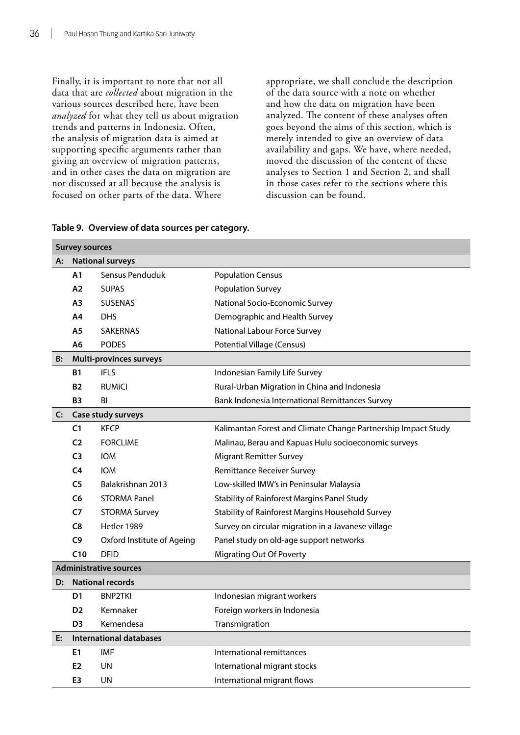Finally, it is important to note that not all data that are *collected* about migration in the various sources described here, have been *analyzed* for what they tell us about migration trends and patterns in Indonesia. Often, the analysis of migration data is aimed at supporting specific arguments rather than giving an overview of migration patterns, and in other cases the data on migration are not discussed at all because the analysis is focused on other parts of the data. Where appropriate, we shall conclude the description of the data source with a note on whether and how the data on migration have been analyzed. The content of these analyses often goes beyond the aims of this section, which is merely intended to give an overview of data availability and gaps. We have, where needed, moved the discussion of the content of these analyses to Section 1 and Section 2, and shall in those cases refer to the sections where this discussion can be found.

**Table 9. Overview of data sources per category.**

| **Survey sources** | | | |
|---|---|---|---|
| **A:** | **National surveys** | | |
| | **A1** | Sensus Penduduk | Population Census |
| | **A2** | SUPAS | Population Survey |
| | **A3** | SUSENAS | National Socio-Economic Survey |
| | **A4** | DHS | Demographic and Health Survey |
| | **A5** | SAKERNAS | National Labour Force Survey |
| | **A6** | PODES | Potential Village (Census) |
| **B:** | **Multi-provinces surveys** | | |
| | **B1** | IFLS | Indonesian Family Life Survey |
| | **B2** | RUMiCI | Rural-Urban Migration in China and Indonesia |
| | **B3** | BI | Bank Indonesia International Remittances Survey |
| **C:** | **Case study surveys** | | |
| | **C1** | KFCP | Kalimantan Forest and Climate Change Partnership Impact Study |
| | **C2** | FORCLIME | Malinau, Berau and Kapuas Hulu socioeconomic surveys |
| | **C3** | IOM | Migrant Remitter Survey |
| | **C4** | IOM | Remittance Receiver Survey |
| | **C5** | Balakrishnan 2013 | Low-skilled IMW's in Peninsular Malaysia |
| | **C6** | STORMA Panel | Stability of Rainforest Margins Panel Study |
| | **C7** | STORMA Survey | Stability of Rainforest Margins Household Survey |
| | **C8** | Hetler 1989 | Survey on circular migration in a Javanese village |
| | **C9** | Oxford Institute of Ageing | Panel study on old-age support networks |
| | **C10** | DFID | Migrating Out Of Poverty |
| **Administrative sources** | | | |
| **D:** | **National records** | | |
| | **D1** | BNP2TKI | Indonesian migrant workers |
| | **D2** | Kemnaker | Foreign workers in Indonesia |
| | **D3** | Kemendesa | Transmigration |
| **E:** | **International databases** | | |
| | **E1** | IMF | International remittances |
| | **E2** | UN | International migrant stocks |
| | **E3** | UN | International migrant flows |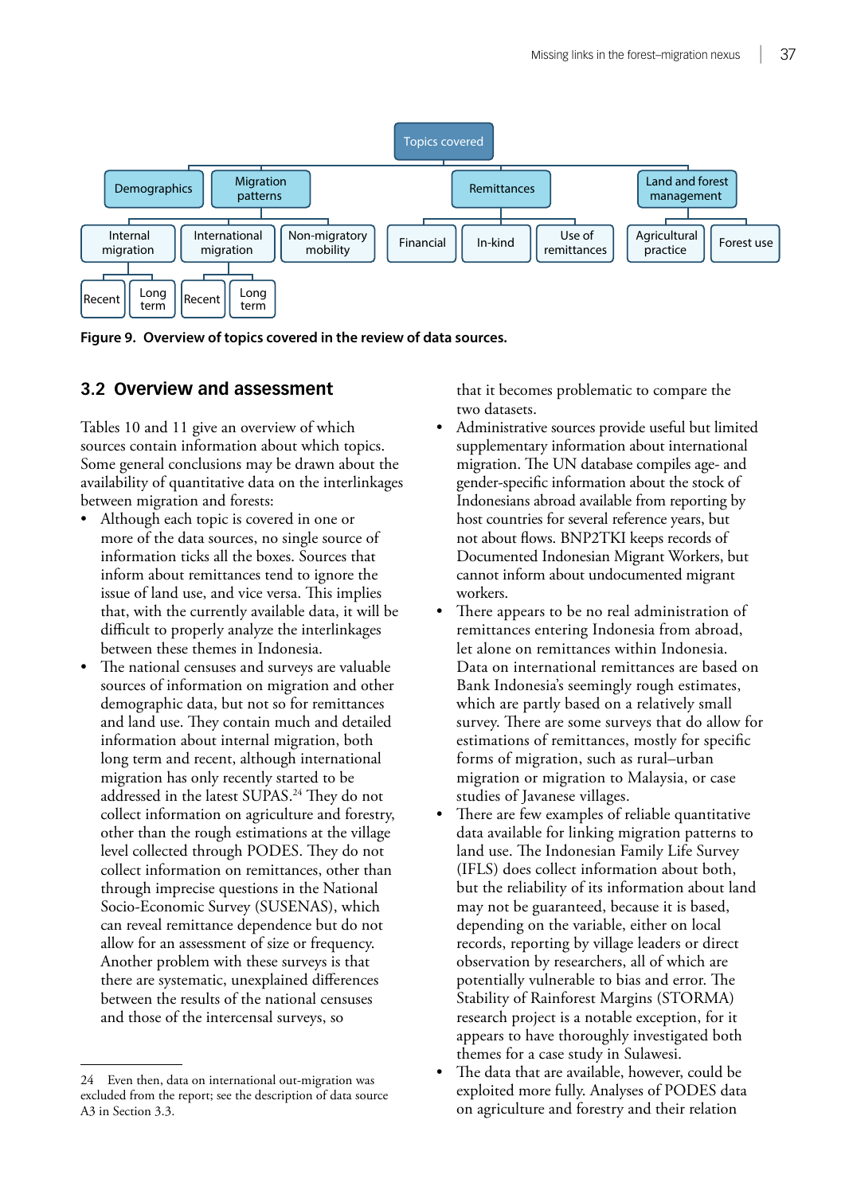Figure 9. Overview of topics covered in the review of data sources.

## 3.2 Overview and assessment

Tables 10 and 11 give an overview of which sources contain information about which topics. Some general conclusions may be drawn about the availability of quantitative data on the interlinkages between migration and forests:

- Although each topic is covered in one or more of the data sources, no single source of information ticks all the boxes. Sources that inform about remittances tend to ignore the issue of land use, and vice versa. This implies that, with the currently available data, it will be difficult to properly analyze the interlinkages between these themes in Indonesia.
- The national censuses and surveys are valuable sources of information on migration and other demographic data, but not so for remittances and land use. They contain much and detailed information about internal migration, both long term and recent, although international migration has only recently started to be addressed in the latest SUPAS.[24] They do not collect information on agriculture and forestry, other than the rough estimations at the village level collected through PODES. They do not collect information on remittances, other than through imprecise questions in the National Socio-Economic Survey (SUSENAS), which can reveal remittance dependence but do not allow for an assessment of size or frequency. Another problem with these surveys is that there are systematic, unexplained differences between the results of the national censuses and those of the intercensal surveys, so that it becomes problematic to compare the two datasets.
- Administrative sources provide useful but limited supplementary information about international migration. The UN database compiles age- and gender-specific information about the stock of Indonesians abroad available from reporting by host countries for several reference years, but not about flows. BNP2TKI keeps records of Documented Indonesian Migrant Workers, but cannot inform about undocumented migrant workers.
- There appears to be no real administration of remittances entering Indonesia from abroad, let alone on remittances within Indonesia. Data on international remittances are based on Bank Indonesia's seemingly rough estimates, which are partly based on a relatively small survey. There are some surveys that do allow for estimations of remittances, mostly for specific forms of migration, such as rural–urban migration or migration to Malaysia, or case studies of Javanese villages.
- There are few examples of reliable quantitative data available for linking migration patterns to land use. The Indonesian Family Life Survey (IFLS) does collect information about both, but the reliability of its information about land may not be guaranteed, because it is based, depending on the variable, either on local records, reporting by village leaders or direct observation by researchers, all of which are potentially vulnerable to bias and error. The Stability of Rainforest Margins (STORMA) research project is a notable exception, for it appears to have thoroughly investigated both themes for a case study in Sulawesi.
- The data that are available, however, could be exploited more fully. Analyses of PODES data on agriculture and forestry and their relation

24 Even then, data on international out-migration was excluded from the report; see the description of data source A3 in Section 3.3.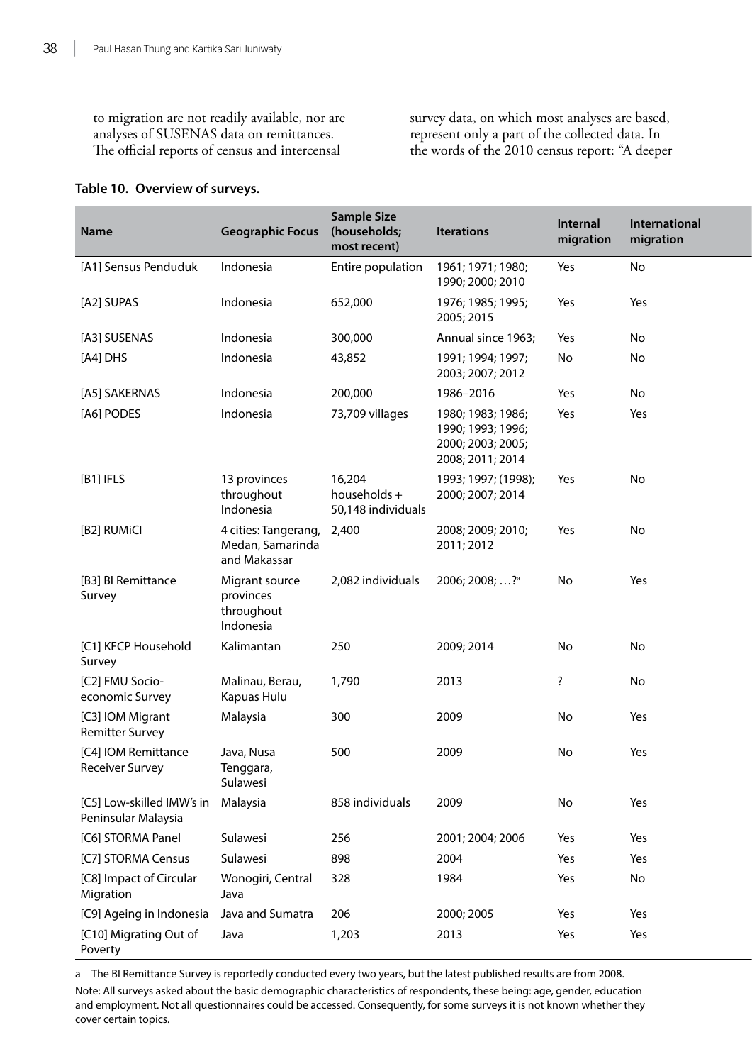to migration are not readily available, nor are analyses of SUSENAS data on remittances. The official reports of census and intercensal survey data, on which most analyses are based, represent only a part of the collected data. In the words of the 2010 census report: "A deeper

**Table 10. Overview of surveys.**

| Name | Geographic Focus | Sample Size (households; most recent) | Iterations | Internal migration | International migration |
|---|---|---|---|---|---|
| [A1] Sensus Penduduk | Indonesia | Entire population | 1961; 1971; 1980; 1990; 2000; 2010 | Yes | No |
| [A2] SUPAS | Indonesia | 652,000 | 1976; 1985; 1995; 2005; 2015 | Yes | Yes |
| [A3] SUSENAS | Indonesia | 300,000 | Annual since 1963; | Yes | No |
| [A4] DHS | Indonesia | 43,852 | 1991; 1994; 1997; 2003; 2007; 2012 | No | No |
| [A5] SAKERNAS | Indonesia | 200,000 | 1986–2016 | Yes | No |
| [A6] PODES | Indonesia | 73,709 villages | 1980; 1983; 1986; 1990; 1993; 1996; 2000; 2003; 2005; 2008; 2011; 2014 | Yes | Yes |
| [B1] IFLS | 13 provinces throughout Indonesia | 16,204 households + 50,148 individuals | 1993; 1997; (1998); 2000; 2007; 2014 | Yes | No |
| [B2] RUMiCI | 4 cities: Tangerang, Medan, Samarinda and Makassar | 2,400 | 2008; 2009; 2010; 2011; 2012 | Yes | No |
| [B3] BI Remittance Survey | Migrant source provinces throughout Indonesia | 2,082 individuals | 2006; 2008; …?[a] | No | Yes |
| [C1] KFCP Household Survey | Kalimantan | 250 | 2009; 2014 | No | No |
| [C2] FMU Socio-economic Survey | Malinau, Berau, Kapuas Hulu | 1,790 | 2013 | ? | No |
| [C3] IOM Migrant Remitter Survey | Malaysia | 300 | 2009 | No | Yes |
| [C4] IOM Remittance Receiver Survey | Java, Nusa Tenggara, Sulawesi | 500 | 2009 | No | Yes |
| [C5] Low-skilled IMW's in Peninsular Malaysia | Malaysia | 858 individuals | 2009 | No | Yes |
| [C6] STORMA Panel | Sulawesi | 256 | 2001; 2004; 2006 | Yes | Yes |
| [C7] STORMA Census | Sulawesi | 898 | 2004 | Yes | Yes |
| [C8] Impact of Circular Migration | Wonogiri, Central Java | 328 | 1984 | Yes | No |
| [C9] Ageing in Indonesia | Java and Sumatra | 206 | 2000; 2005 | Yes | Yes |
| [C10] Migrating Out of Poverty | Java | 1,203 | 2013 | Yes | Yes |

a The BI Remittance Survey is reportedly conducted every two years, but the latest published results are from 2008.

Note: All surveys asked about the basic demographic characteristics of respondents, these being: age, gender, education and employment. Not all questionnaires could be accessed. Consequently, for some surveys it is not known whether they cover certain topics.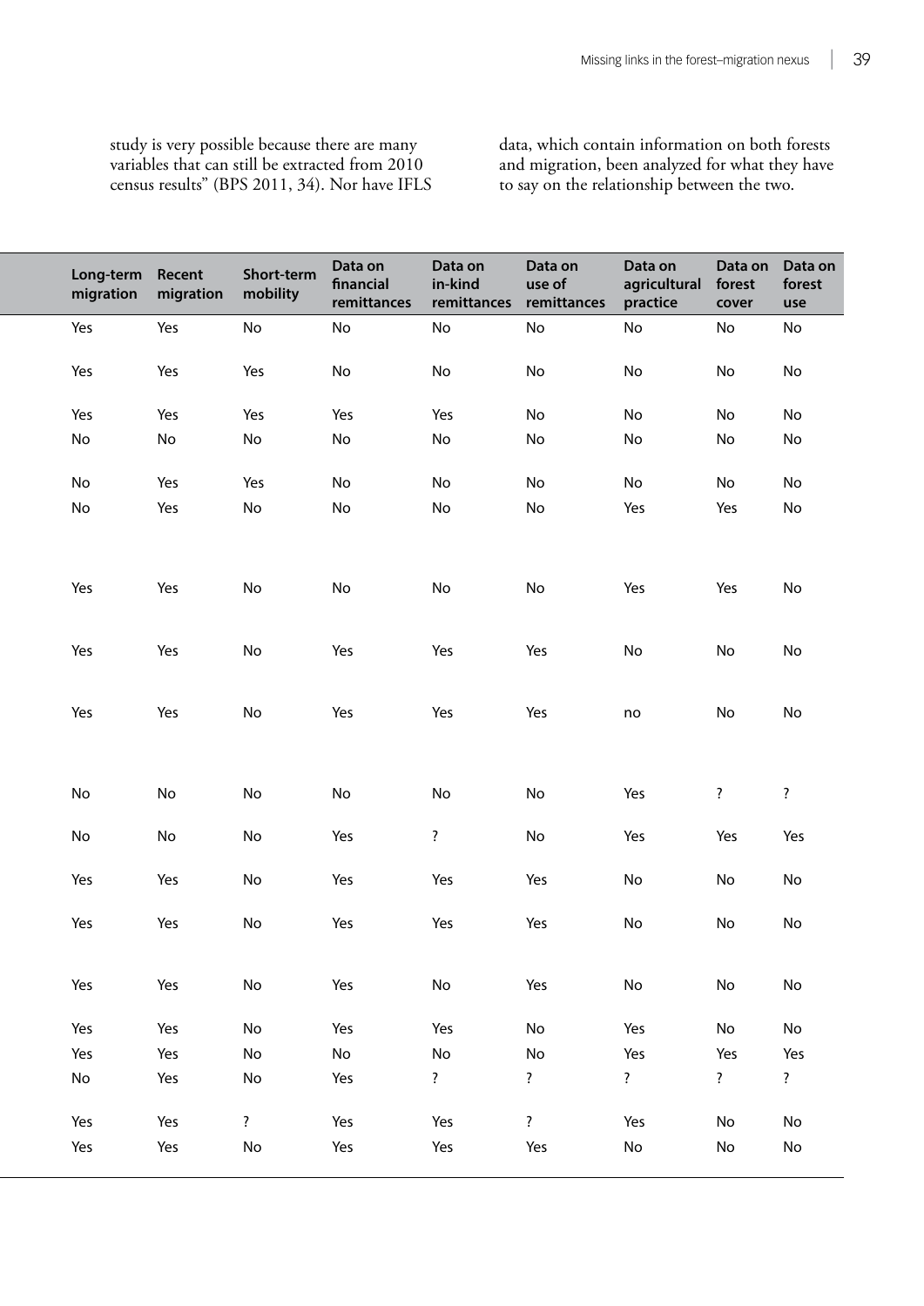study is very possible because there are many variables that can still be extracted from 2010 census results" (BPS 2011, 34). Nor have IFLS data, which contain information on both forests and migration, been analyzed for what they have to say on the relationship between the two.

| Long-term migration | Recent migration | Short-term mobility | Data on financial remittances | Data on in-kind remittances | Data on use of remittances | Data on agricultural practice | Data on forest cover | Data on forest use |
|---|---|---|---|---|---|---|---|---|
| Yes | Yes | No | No | No | No | No | No | No |
| Yes | Yes | Yes | No | No | No | No | No | No |
| Yes | Yes | Yes | Yes | Yes | No | No | No | No |
| No | No | No | No | No | No | No | No | No |
| No | Yes | Yes | No | No | No | No | No | No |
| No | Yes | No | No | No | No | Yes | Yes | No |
| Yes | Yes | No | No | No | No | Yes | Yes | No |
| Yes | Yes | No | Yes | Yes | Yes | No | No | No |
| Yes | Yes | No | Yes | Yes | Yes | no | No | No |
| No | No | No | No | No | No | Yes | ? | ? |
| No | No | No | Yes | ? | No | Yes | Yes | Yes |
| Yes | Yes | No | Yes | Yes | Yes | No | No | No |
| Yes | Yes | No | Yes | Yes | Yes | No | No | No |
| Yes | Yes | No | Yes | No | Yes | No | No | No |
| Yes | Yes | No | Yes | Yes | No | Yes | No | No |
| Yes | Yes | No | No | No | No | Yes | Yes | Yes |
| No | Yes | No | Yes | ? | ? | ? | ? | ? |
| Yes | Yes | ? | Yes | Yes | ? | Yes | No | No |
| Yes | Yes | No | Yes | Yes | Yes | No | No | No |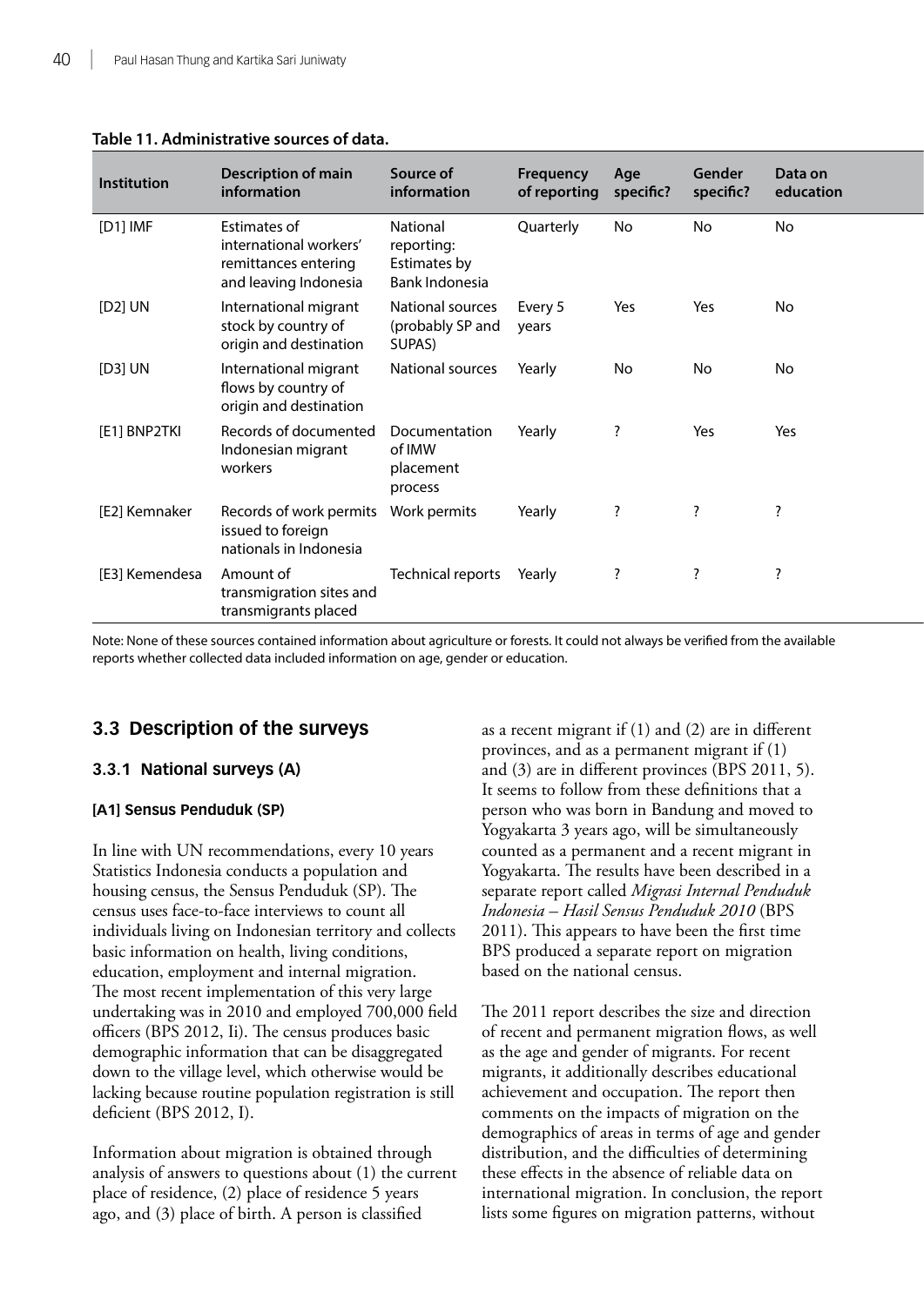**Table 11. Administrative sources of data.**

| Institution | Description of main information | Source of information | Frequency of reporting | Age specific? | Gender specific? | Data on education |
|---|---|---|---|---|---|---|
| [D1] IMF | Estimates of international workers' remittances entering and leaving Indonesia | National reporting: Estimates by Bank Indonesia | Quarterly | No | No | No |
| [D2] UN | International migrant stock by country of origin and destination | National sources (probably SP and SUPAS) | Every 5 years | Yes | Yes | No |
| [D3] UN | International migrant flows by country of origin and destination | National sources | Yearly | No | No | No |
| [E1] BNP2TKI | Records of documented Indonesian migrant workers | Documentation of IMW placement process | Yearly | ? | Yes | Yes |
| [E2] Kemnaker | Records of work permits issued to foreign nationals in Indonesia | Work permits | Yearly | ? | ? | ? |
| [E3] Kemendesa | Amount of transmigration sites and transmigrants placed | Technical reports | Yearly | ? | ? | ? |

Note: None of these sources contained information about agriculture or forests. It could not always be verified from the available reports whether collected data included information on age, gender or education.

## 3.3 Description of the surveys

### 3.3.1 National surveys (A)

#### [A1] Sensus Penduduk (SP)

In line with UN recommendations, every 10 years Statistics Indonesia conducts a population and housing census, the Sensus Penduduk (SP). The census uses face-to-face interviews to count all individuals living on Indonesian territory and collects basic information on health, living conditions, education, employment and internal migration. The most recent implementation of this very large undertaking was in 2010 and employed 700,000 field officers (BPS 2012, Ii). The census produces basic demographic information that can be disaggregated down to the village level, which otherwise would be lacking because routine population registration is still deficient (BPS 2012, I).

Information about migration is obtained through analysis of answers to questions about (1) the current place of residence, (2) place of residence 5 years ago, and (3) place of birth. A person is classified as a recent migrant if (1) and (2) are in different provinces, and as a permanent migrant if (1) and (3) are in different provinces (BPS 2011, 5). It seems to follow from these definitions that a person who was born in Bandung and moved to Yogyakarta 3 years ago, will be simultaneously counted as a permanent and a recent migrant in Yogyakarta. The results have been described in a separate report called *Migrasi Internal Penduduk Indonesia – Hasil Sensus Penduduk 2010* (BPS 2011). This appears to have been the first time BPS produced a separate report on migration based on the national census.

The 2011 report describes the size and direction of recent and permanent migration flows, as well as the age and gender of migrants. For recent migrants, it additionally describes educational achievement and occupation. The report then comments on the impacts of migration on the demographics of areas in terms of age and gender distribution, and the difficulties of determining these effects in the absence of reliable data on international migration. In conclusion, the report lists some figures on migration patterns, without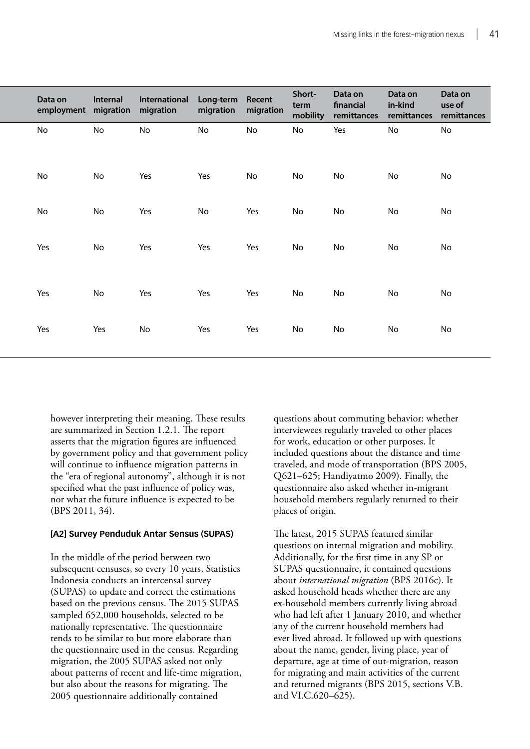| Data on employment | Internal migration | International migration | Long-term migration | Recent migration | Short-term mobility | Data on financial remittances | Data on in-kind remittances | Data on use of remittances |
|---|---|---|---|---|---|---|---|---|
| No | No | No | No | No | No | Yes | No | No |
| No | No | Yes | Yes | No | No | No | No | No |
| No | No | Yes | No | Yes | No | No | No | No |
| Yes | No | Yes | Yes | Yes | No | No | No | No |
| Yes | No | Yes | Yes | Yes | No | No | No | No |
| Yes | Yes | No | Yes | Yes | No | No | No | No |

however interpreting their meaning. These results are summarized in Section 1.2.1. The report asserts that the migration figures are influenced by government policy and that government policy will continue to influence migration patterns in the "era of regional autonomy", although it is not specified what the past influence of policy was, nor what the future influence is expected to be (BPS 2011, 34).

#### [A2] Survey Penduduk Antar Sensus (SUPAS)

In the middle of the period between two subsequent censuses, so every 10 years, Statistics Indonesia conducts an intercensal survey (SUPAS) to update and correct the estimations based on the previous census. The 2015 SUPAS sampled 652,000 households, selected to be nationally representative. The questionnaire tends to be similar to but more elaborate than the questionnaire used in the census. Regarding migration, the 2005 SUPAS asked not only about patterns of recent and life-time migration, but also about the reasons for migrating. The 2005 questionnaire additionally contained questions about commuting behavior: whether interviewees regularly traveled to other places for work, education or other purposes. It included questions about the distance and time traveled, and mode of transportation (BPS 2005, Q621–625; Handiyatmo 2009). Finally, the questionnaire also asked whether in-migrant household members regularly returned to their places of origin.

The latest, 2015 SUPAS featured similar questions on internal migration and mobility. Additionally, for the first time in any SP or SUPAS questionnaire, it contained questions about *international migration* (BPS 2016c). It asked household heads whether there are any ex-household members currently living abroad who had left after 1 January 2010, and whether any of the current household members had ever lived abroad. It followed up with questions about the name, gender, living place, year of departure, age at time of out-migration, reason for migrating and main activities of the current and returned migrants (BPS 2015, sections V.B. and VI.C.620–625).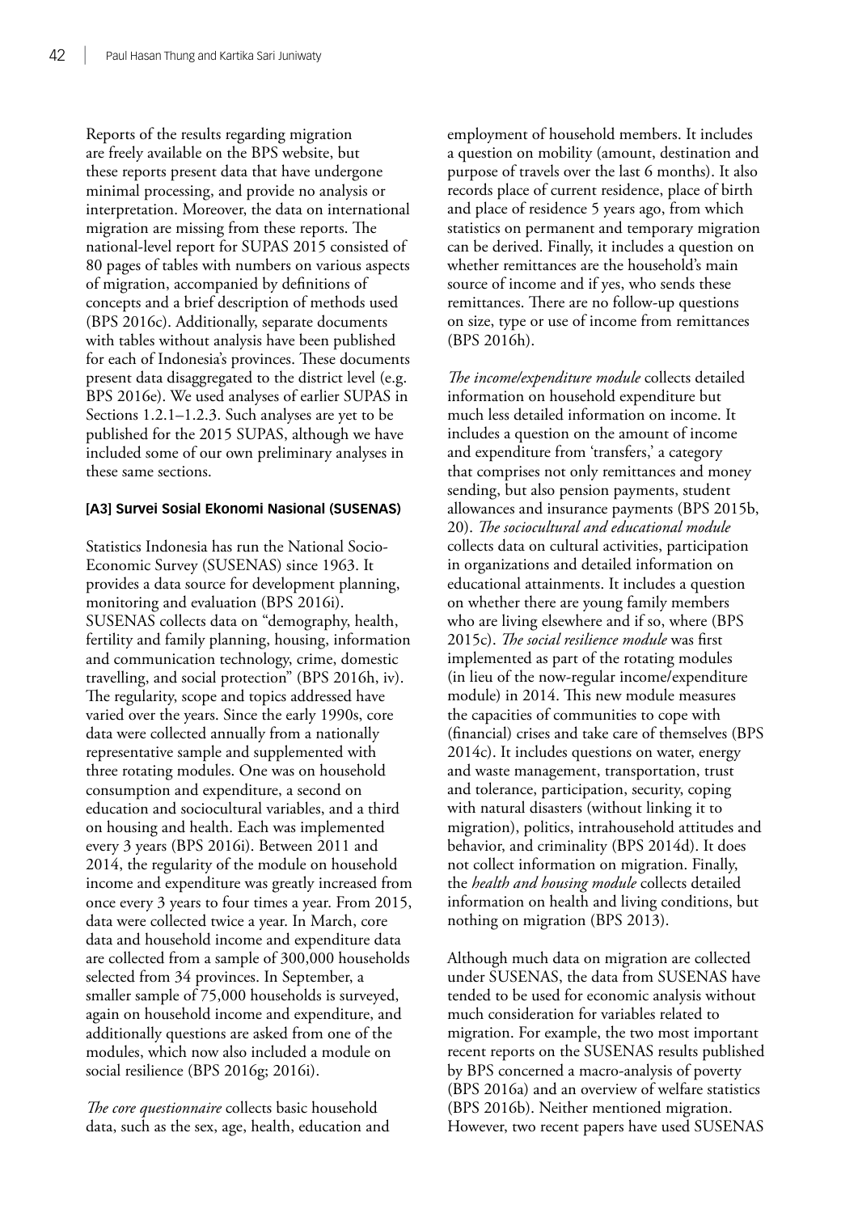Reports of the results regarding migration are freely available on the BPS website, but these reports present data that have undergone minimal processing, and provide no analysis or interpretation. Moreover, the data on international migration are missing from these reports. The national-level report for SUPAS 2015 consisted of 80 pages of tables with numbers on various aspects of migration, accompanied by definitions of concepts and a brief description of methods used (BPS 2016c). Additionally, separate documents with tables without analysis have been published for each of Indonesia's provinces. These documents present data disaggregated to the district level (e.g. BPS 2016e). We used analyses of earlier SUPAS in Sections 1.2.1–1.2.3. Such analyses are yet to be published for the 2015 SUPAS, although we have included some of our own preliminary analyses in these same sections.

#### [A3] Survei Sosial Ekonomi Nasional (SUSENAS)

Statistics Indonesia has run the National Socio-Economic Survey (SUSENAS) since 1963. It provides a data source for development planning, monitoring and evaluation (BPS 2016i). SUSENAS collects data on "demography, health, fertility and family planning, housing, information and communication technology, crime, domestic travelling, and social protection" (BPS 2016h, iv). The regularity, scope and topics addressed have varied over the years. Since the early 1990s, core data were collected annually from a nationally representative sample and supplemented with three rotating modules. One was on household consumption and expenditure, a second on education and sociocultural variables, and a third on housing and health. Each was implemented every 3 years (BPS 2016i). Between 2011 and 2014, the regularity of the module on household income and expenditure was greatly increased from once every 3 years to four times a year. From 2015, data were collected twice a year. In March, core data and household income and expenditure data are collected from a sample of 300,000 households selected from 34 provinces. In September, a smaller sample of 75,000 households is surveyed, again on household income and expenditure, and additionally questions are asked from one of the modules, which now also included a module on social resilience (BPS 2016g; 2016i).

*The core questionnaire* collects basic household data, such as the sex, age, health, education and employment of household members. It includes a question on mobility (amount, destination and purpose of travels over the last 6 months). It also records place of current residence, place of birth and place of residence 5 years ago, from which statistics on permanent and temporary migration can be derived. Finally, it includes a question on whether remittances are the household's main source of income and if yes, who sends these remittances. There are no follow-up questions on size, type or use of income from remittances (BPS 2016h).

*The income/expenditure module* collects detailed information on household expenditure but much less detailed information on income. It includes a question on the amount of income and expenditure from 'transfers,' a category that comprises not only remittances and money sending, but also pension payments, student allowances and insurance payments (BPS 2015b, 20). *The sociocultural and educational module* collects data on cultural activities, participation in organizations and detailed information on educational attainments. It includes a question on whether there are young family members who are living elsewhere and if so, where (BPS 2015c). *The social resilience module* was first implemented as part of the rotating modules (in lieu of the now-regular income/expenditure module) in 2014. This new module measures the capacities of communities to cope with (financial) crises and take care of themselves (BPS 2014c). It includes questions on water, energy and waste management, transportation, trust and tolerance, participation, security, coping with natural disasters (without linking it to migration), politics, intrahousehold attitudes and behavior, and criminality (BPS 2014d). It does not collect information on migration. Finally, the *health and housing module* collects detailed information on health and living conditions, but nothing on migration (BPS 2013).

Although much data on migration are collected under SUSENAS, the data from SUSENAS have tended to be used for economic analysis without much consideration for variables related to migration. For example, the two most important recent reports on the SUSENAS results published by BPS concerned a macro-analysis of poverty (BPS 2016a) and an overview of welfare statistics (BPS 2016b). Neither mentioned migration. However, two recent papers have used SUSENAS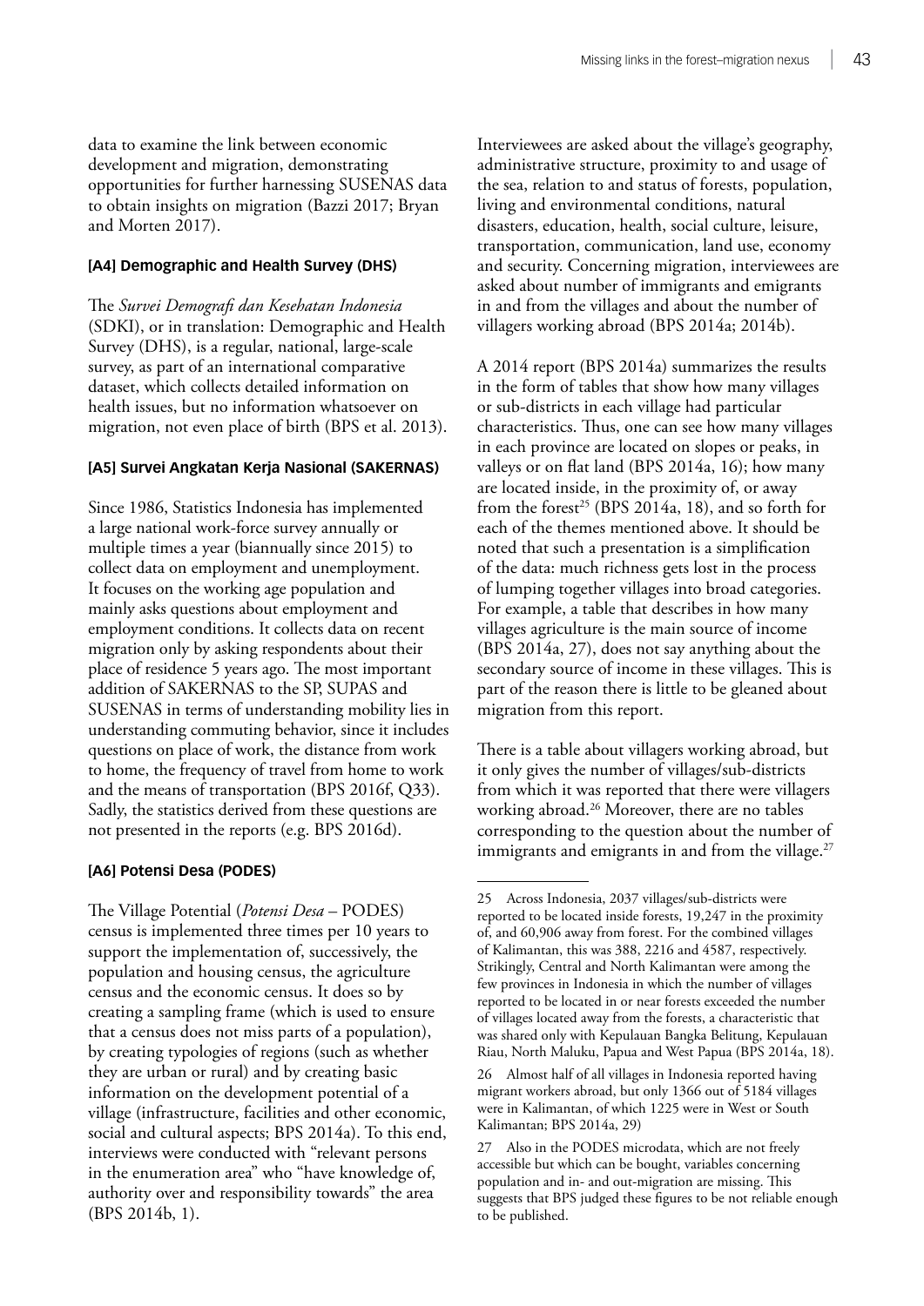data to examine the link between economic development and migration, demonstrating opportunities for further harnessing SUSENAS data to obtain insights on migration (Bazzi 2017; Bryan and Morten 2017).

#### [A4] Demographic and Health Survey (DHS)

The *Survei Demografi dan Kesehatan Indonesia* (SDKI), or in translation: Demographic and Health Survey (DHS), is a regular, national, large-scale survey, as part of an international comparative dataset, which collects detailed information on health issues, but no information whatsoever on migration, not even place of birth (BPS et al. 2013).

#### [A5] Survei Angkatan Kerja Nasional (SAKERNAS)

Since 1986, Statistics Indonesia has implemented a large national work-force survey annually or multiple times a year (biannually since 2015) to collect data on employment and unemployment. It focuses on the working age population and mainly asks questions about employment and employment conditions. It collects data on recent migration only by asking respondents about their place of residence 5 years ago. The most important addition of SAKERNAS to the SP, SUPAS and SUSENAS in terms of understanding mobility lies in understanding commuting behavior, since it includes questions on place of work, the distance from work to home, the frequency of travel from home to work and the means of transportation (BPS 2016f, Q33). Sadly, the statistics derived from these questions are not presented in the reports (e.g. BPS 2016d).

#### [A6] Potensi Desa (PODES)

The Village Potential (*Potensi Desa* – PODES) census is implemented three times per 10 years to support the implementation of, successively, the population and housing census, the agriculture census and the economic census. It does so by creating a sampling frame (which is used to ensure that a census does not miss parts of a population), by creating typologies of regions (such as whether they are urban or rural) and by creating basic information on the development potential of a village (infrastructure, facilities and other economic, social and cultural aspects; BPS 2014a). To this end, interviews were conducted with "relevant persons in the enumeration area" who "have knowledge of, authority over and responsibility towards" the area (BPS 2014b, 1).

Interviewees are asked about the village's geography, administrative structure, proximity to and usage of the sea, relation to and status of forests, population, living and environmental conditions, natural disasters, education, health, social culture, leisure, transportation, communication, land use, economy and security. Concerning migration, interviewees are asked about number of immigrants and emigrants in and from the villages and about the number of villagers working abroad (BPS 2014a; 2014b).

A 2014 report (BPS 2014a) summarizes the results in the form of tables that show how many villages or sub-districts in each village had particular characteristics. Thus, one can see how many villages in each province are located on slopes or peaks, in valleys or on flat land (BPS 2014a, 16); how many are located inside, in the proximity of, or away from the forest[25] (BPS 2014a, 18), and so forth for each of the themes mentioned above. It should be noted that such a presentation is a simplification of the data: much richness gets lost in the process of lumping together villages into broad categories. For example, a table that describes in how many villages agriculture is the main source of income (BPS 2014a, 27), does not say anything about the secondary source of income in these villages. This is part of the reason there is little to be gleaned about migration from this report.

There is a table about villagers working abroad, but it only gives the number of villages/sub-districts from which it was reported that there were villagers working abroad.[26] Moreover, there are no tables corresponding to the question about the number of immigrants and emigrants in and from the village.[27]

---

25 Across Indonesia, 2037 villages/sub-districts were reported to be located inside forests, 19,247 in the proximity of, and 60,906 away from forest. For the combined villages of Kalimantan, this was 388, 2216 and 4587, respectively. Strikingly, Central and North Kalimantan were among the few provinces in Indonesia in which the number of villages reported to be located in or near forests exceeded the number of villages located away from the forests, a characteristic that was shared only with Kepulauan Bangka Belitung, Kepulauan Riau, North Maluku, Papua and West Papua (BPS 2014a, 18).

26 Almost half of all villages in Indonesia reported having migrant workers abroad, but only 1366 out of 5184 villages were in Kalimantan, of which 1225 were in West or South Kalimantan; BPS 2014a, 29)

27 Also in the PODES microdata, which are not freely accessible but which can be bought, variables concerning population and in- and out-migration are missing. This suggests that BPS judged these figures to be not reliable enough to be published.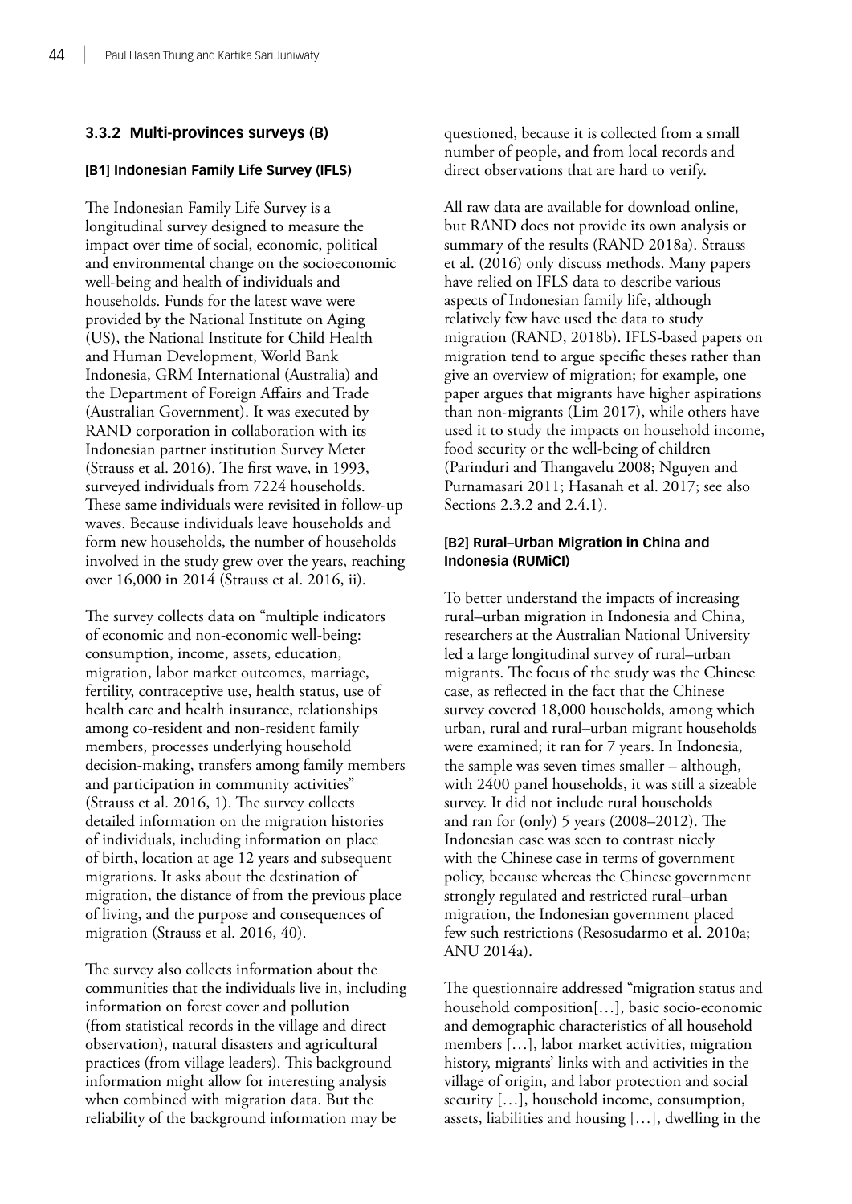### 3.3.2 Multi-provinces surveys (B)

#### [B1] Indonesian Family Life Survey (IFLS)

The Indonesian Family Life Survey is a longitudinal survey designed to measure the impact over time of social, economic, political and environmental change on the socioeconomic well-being and health of individuals and households. Funds for the latest wave were provided by the National Institute on Aging (US), the National Institute for Child Health and Human Development, World Bank Indonesia, GRM International (Australia) and the Department of Foreign Affairs and Trade (Australian Government). It was executed by RAND corporation in collaboration with its Indonesian partner institution Survey Meter (Strauss et al. 2016). The first wave, in 1993, surveyed individuals from 7224 households. These same individuals were revisited in follow-up waves. Because individuals leave households and form new households, the number of households involved in the study grew over the years, reaching over 16,000 in 2014 (Strauss et al. 2016, ii).

The survey collects data on "multiple indicators of economic and non-economic well-being: consumption, income, assets, education, migration, labor market outcomes, marriage, fertility, contraceptive use, health status, use of health care and health insurance, relationships among co-resident and non-resident family members, processes underlying household decision-making, transfers among family members and participation in community activities" (Strauss et al. 2016, 1). The survey collects detailed information on the migration histories of individuals, including information on place of birth, location at age 12 years and subsequent migrations. It asks about the destination of migration, the distance of from the previous place of living, and the purpose and consequences of migration (Strauss et al. 2016, 40).

The survey also collects information about the communities that the individuals live in, including information on forest cover and pollution (from statistical records in the village and direct observation), natural disasters and agricultural practices (from village leaders). This background information might allow for interesting analysis when combined with migration data. But the reliability of the background information may be questioned, because it is collected from a small number of people, and from local records and direct observations that are hard to verify.

All raw data are available for download online, but RAND does not provide its own analysis or summary of the results (RAND 2018a). Strauss et al. (2016) only discuss methods. Many papers have relied on IFLS data to describe various aspects of Indonesian family life, although relatively few have used the data to study migration (RAND, 2018b). IFLS-based papers on migration tend to argue specific theses rather than give an overview of migration; for example, one paper argues that migrants have higher aspirations than non-migrants (Lim 2017), while others have used it to study the impacts on household income, food security or the well-being of children (Parinduri and Thangavelu 2008; Nguyen and Purnamasari 2011; Hasanah et al. 2017; see also Sections 2.3.2 and 2.4.1).

#### [B2] Rural–Urban Migration in China and Indonesia (RUMiCI)

To better understand the impacts of increasing rural–urban migration in Indonesia and China, researchers at the Australian National University led a large longitudinal survey of rural–urban migrants. The focus of the study was the Chinese case, as reflected in the fact that the Chinese survey covered 18,000 households, among which urban, rural and rural–urban migrant households were examined; it ran for 7 years. In Indonesia, the sample was seven times smaller – although, with 2400 panel households, it was still a sizeable survey. It did not include rural households and ran for (only) 5 years (2008–2012). The Indonesian case was seen to contrast nicely with the Chinese case in terms of government policy, because whereas the Chinese government strongly regulated and restricted rural–urban migration, the Indonesian government placed few such restrictions (Resosudarmo et al. 2010a; ANU 2014a).

The questionnaire addressed "migration status and household composition[…], basic socio-economic and demographic characteristics of all household members […], labor market activities, migration history, migrants' links with and activities in the village of origin, and labor protection and social security […], household income, consumption, assets, liabilities and housing […], dwelling in the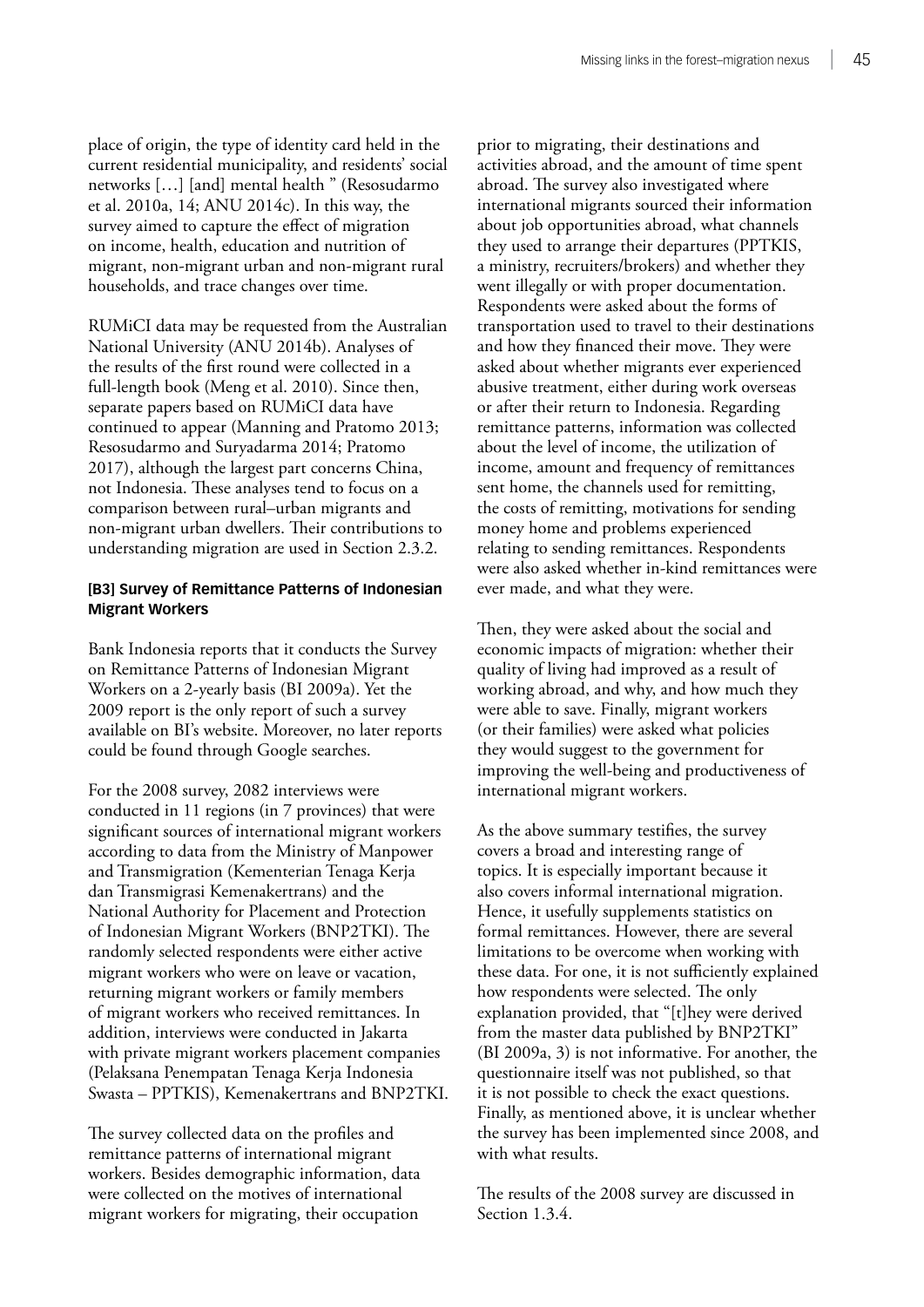place of origin, the type of identity card held in the current residential municipality, and residents' social networks […] [and] mental health " (Resosudarmo et al. 2010a, 14; ANU 2014c). In this way, the survey aimed to capture the effect of migration on income, health, education and nutrition of migrant, non-migrant urban and non-migrant rural households, and trace changes over time.

RUMiCI data may be requested from the Australian National University (ANU 2014b). Analyses of the results of the first round were collected in a full-length book (Meng et al. 2010). Since then, separate papers based on RUMiCI data have continued to appear (Manning and Pratomo 2013; Resosudarmo and Suryadarma 2014; Pratomo 2017), although the largest part concerns China, not Indonesia. These analyses tend to focus on a comparison between rural–urban migrants and non-migrant urban dwellers. Their contributions to understanding migration are used in Section 2.3.2.

#### [B3] Survey of Remittance Patterns of Indonesian Migrant Workers

Bank Indonesia reports that it conducts the Survey on Remittance Patterns of Indonesian Migrant Workers on a 2-yearly basis (BI 2009a). Yet the 2009 report is the only report of such a survey available on BI's website. Moreover, no later reports could be found through Google searches.

For the 2008 survey, 2082 interviews were conducted in 11 regions (in 7 provinces) that were significant sources of international migrant workers according to data from the Ministry of Manpower and Transmigration (Kementerian Tenaga Kerja dan Transmigrasi Kemenakertrans) and the National Authority for Placement and Protection of Indonesian Migrant Workers (BNP2TKI). The randomly selected respondents were either active migrant workers who were on leave or vacation, returning migrant workers or family members of migrant workers who received remittances. In addition, interviews were conducted in Jakarta with private migrant workers placement companies (Pelaksana Penempatan Tenaga Kerja Indonesia Swasta – PPTKIS), Kemenakertrans and BNP2TKI.

The survey collected data on the profiles and remittance patterns of international migrant workers. Besides demographic information, data were collected on the motives of international migrant workers for migrating, their occupation prior to migrating, their destinations and activities abroad, and the amount of time spent abroad. The survey also investigated where international migrants sourced their information about job opportunities abroad, what channels they used to arrange their departures (PPTKIS, a ministry, recruiters/brokers) and whether they went illegally or with proper documentation. Respondents were asked about the forms of transportation used to travel to their destinations and how they financed their move. They were asked about whether migrants ever experienced abusive treatment, either during work overseas or after their return to Indonesia. Regarding remittance patterns, information was collected about the level of income, the utilization of income, amount and frequency of remittances sent home, the channels used for remitting, the costs of remitting, motivations for sending money home and problems experienced relating to sending remittances. Respondents were also asked whether in-kind remittances were ever made, and what they were.

Then, they were asked about the social and economic impacts of migration: whether their quality of living had improved as a result of working abroad, and why, and how much they were able to save. Finally, migrant workers (or their families) were asked what policies they would suggest to the government for improving the well-being and productiveness of international migrant workers.

As the above summary testifies, the survey covers a broad and interesting range of topics. It is especially important because it also covers informal international migration. Hence, it usefully supplements statistics on formal remittances. However, there are several limitations to be overcome when working with these data. For one, it is not sufficiently explained how respondents were selected. The only explanation provided, that "[t]hey were derived from the master data published by BNP2TKI" (BI 2009a, 3) is not informative. For another, the questionnaire itself was not published, so that it is not possible to check the exact questions. Finally, as mentioned above, it is unclear whether the survey has been implemented since 2008, and with what results.

The results of the 2008 survey are discussed in Section 1.3.4.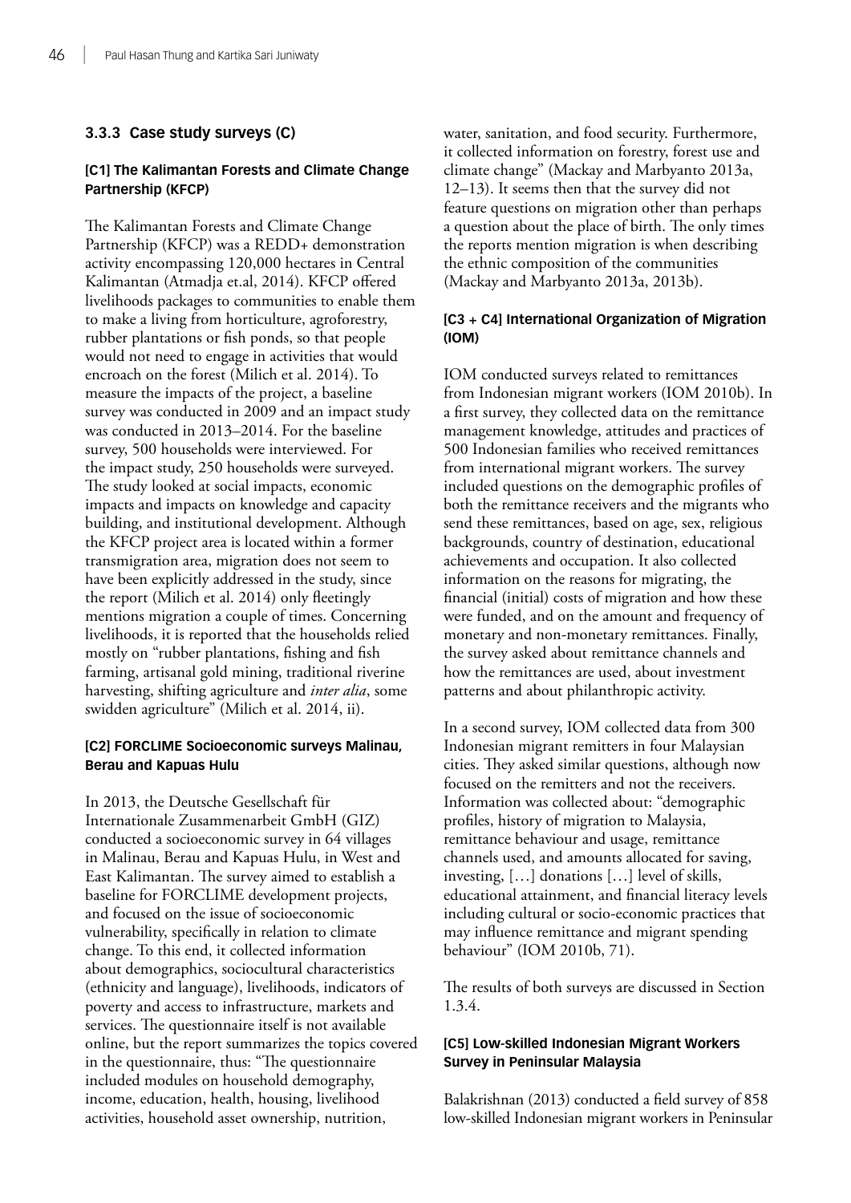### 3.3.3 Case study surveys (C)

#### [C1] The Kalimantan Forests and Climate Change Partnership (KFCP)

The Kalimantan Forests and Climate Change Partnership (KFCP) was a REDD+ demonstration activity encompassing 120,000 hectares in Central Kalimantan (Atmadja et.al, 2014). KFCP offered livelihoods packages to communities to enable them to make a living from horticulture, agroforestry, rubber plantations or fish ponds, so that people would not need to engage in activities that would encroach on the forest (Milich et al. 2014). To measure the impacts of the project, a baseline survey was conducted in 2009 and an impact study was conducted in 2013–2014. For the baseline survey, 500 households were interviewed. For the impact study, 250 households were surveyed. The study looked at social impacts, economic impacts and impacts on knowledge and capacity building, and institutional development. Although the KFCP project area is located within a former transmigration area, migration does not seem to have been explicitly addressed in the study, since the report (Milich et al. 2014) only fleetingly mentions migration a couple of times. Concerning livelihoods, it is reported that the households relied mostly on "rubber plantations, fishing and fish farming, artisanal gold mining, traditional riverine harvesting, shifting agriculture and *inter alia*, some swidden agriculture" (Milich et al. 2014, ii).

#### [C2] FORCLIME Socioeconomic surveys Malinau, Berau and Kapuas Hulu

In 2013, the Deutsche Gesellschaft für Internationale Zusammenarbeit GmbH (GIZ) conducted a socioeconomic survey in 64 villages in Malinau, Berau and Kapuas Hulu, in West and East Kalimantan. The survey aimed to establish a baseline for FORCLIME development projects, and focused on the issue of socioeconomic vulnerability, specifically in relation to climate change. To this end, it collected information about demographics, sociocultural characteristics (ethnicity and language), livelihoods, indicators of poverty and access to infrastructure, markets and services. The questionnaire itself is not available online, but the report summarizes the topics covered in the questionnaire, thus: "The questionnaire included modules on household demography, income, education, health, housing, livelihood activities, household asset ownership, nutrition, water, sanitation, and food security. Furthermore, it collected information on forestry, forest use and climate change" (Mackay and Marbyanto 2013a, 12–13). It seems then that the survey did not feature questions on migration other than perhaps a question about the place of birth. The only times the reports mention migration is when describing the ethnic composition of the communities (Mackay and Marbyanto 2013a, 2013b).

#### [C3 + C4] International Organization of Migration (IOM)

IOM conducted surveys related to remittances from Indonesian migrant workers (IOM 2010b). In a first survey, they collected data on the remittance management knowledge, attitudes and practices of 500 Indonesian families who received remittances from international migrant workers. The survey included questions on the demographic profiles of both the remittance receivers and the migrants who send these remittances, based on age, sex, religious backgrounds, country of destination, educational achievements and occupation. It also collected information on the reasons for migrating, the financial (initial) costs of migration and how these were funded, and on the amount and frequency of monetary and non-monetary remittances. Finally, the survey asked about remittance channels and how the remittances are used, about investment patterns and about philanthropic activity.

In a second survey, IOM collected data from 300 Indonesian migrant remitters in four Malaysian cities. They asked similar questions, although now focused on the remitters and not the receivers. Information was collected about: "demographic profiles, history of migration to Malaysia, remittance behaviour and usage, remittance channels used, and amounts allocated for saving, investing, […] donations […] level of skills, educational attainment, and financial literacy levels including cultural or socio-economic practices that may influence remittance and migrant spending behaviour" (IOM 2010b, 71).

The results of both surveys are discussed in Section 1.3.4.

#### [C5] Low-skilled Indonesian Migrant Workers Survey in Peninsular Malaysia

Balakrishnan (2013) conducted a field survey of 858 low-skilled Indonesian migrant workers in Peninsular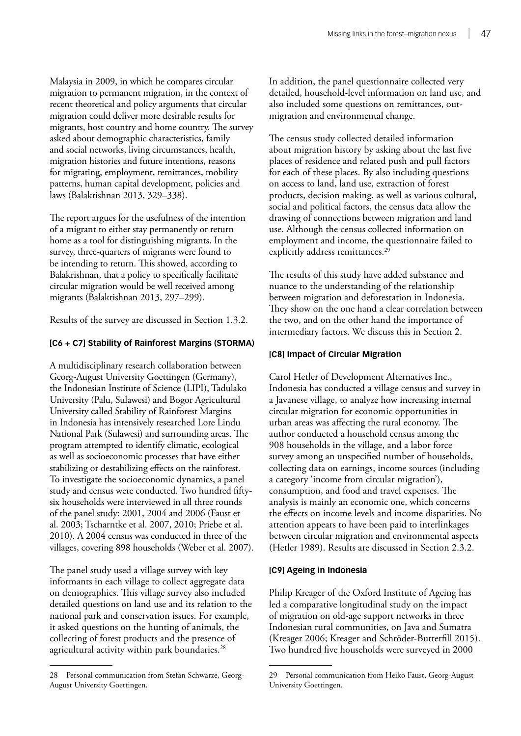Malaysia in 2009, in which he compares circular migration to permanent migration, in the context of recent theoretical and policy arguments that circular migration could deliver more desirable results for migrants, host country and home country. The survey asked about demographic characteristics, family and social networks, living circumstances, health, migration histories and future intentions, reasons for migrating, employment, remittances, mobility patterns, human capital development, policies and laws (Balakrishnan 2013, 329–338).

The report argues for the usefulness of the intention of a migrant to either stay permanently or return home as a tool for distinguishing migrants. In the survey, three-quarters of migrants were found to be intending to return. This showed, according to Balakrishnan, that a policy to specifically facilitate circular migration would be well received among migrants (Balakrishnan 2013, 297–299).

Results of the survey are discussed in Section 1.3.2.

#### [C6 + C7] Stability of Rainforest Margins (STORMA)

A multidisciplinary research collaboration between Georg-August University Goettingen (Germany), the Indonesian Institute of Science (LIPI), Tadulako University (Palu, Sulawesi) and Bogor Agricultural University called Stability of Rainforest Margins in Indonesia has intensively researched Lore Lindu National Park (Sulawesi) and surrounding areas. The program attempted to identify climatic, ecological as well as socioeconomic processes that have either stabilizing or destabilizing effects on the rainforest. To investigate the socioeconomic dynamics, a panel study and census were conducted. Two hundred fifty-six households were interviewed in all three rounds of the panel study: 2001, 2004 and 2006 (Faust et al. 2003; Tscharntke et al. 2007, 2010; Priebe et al. 2010). A 2004 census was conducted in three of the villages, covering 898 households (Weber et al. 2007).

The panel study used a village survey with key informants in each village to collect aggregate data on demographics. This village survey also included detailed questions on land use and its relation to the national park and conservation issues. For example, it asked questions on the hunting of animals, the collecting of forest products and the presence of agricultural activity within park boundaries.[28]

In addition, the panel questionnaire collected very detailed, household-level information on land use, and also included some questions on remittances, out-migration and environmental change.

The census study collected detailed information about migration history by asking about the last five places of residence and related push and pull factors for each of these places. By also including questions on access to land, land use, extraction of forest products, decision making, as well as various cultural, social and political factors, the census data allow the drawing of connections between migration and land use. Although the census collected information on employment and income, the questionnaire failed to explicitly address remittances.[29]

The results of this study have added substance and nuance to the understanding of the relationship between migration and deforestation in Indonesia. They show on the one hand a clear correlation between the two, and on the other hand the importance of intermediary factors. We discuss this in Section 2.

#### [C8] Impact of Circular Migration

Carol Hetler of Development Alternatives Inc., Indonesia has conducted a village census and survey in a Javanese village, to analyze how increasing internal circular migration for economic opportunities in urban areas was affecting the rural economy. The author conducted a household census among the 908 households in the village, and a labor force survey among an unspecified number of households, collecting data on earnings, income sources (including a category 'income from circular migration'), consumption, and food and travel expenses. The analysis is mainly an economic one, which concerns the effects on income levels and income disparities. No attention appears to have been paid to interlinkages between circular migration and environmental aspects (Hetler 1989). Results are discussed in Section 2.3.2.

#### [C9] Ageing in Indonesia

Philip Kreager of the Oxford Institute of Ageing has led a comparative longitudinal study on the impact of migration on old-age support networks in three Indonesian rural communities, on Java and Sumatra (Kreager 2006; Kreager and Schröder-Butterfill 2015). Two hundred five households were surveyed in 2000

---

28 Personal communication from Stefan Schwarze, Georg-August University Goettingen.

29 Personal communication from Heiko Faust, Georg-August University Goettingen.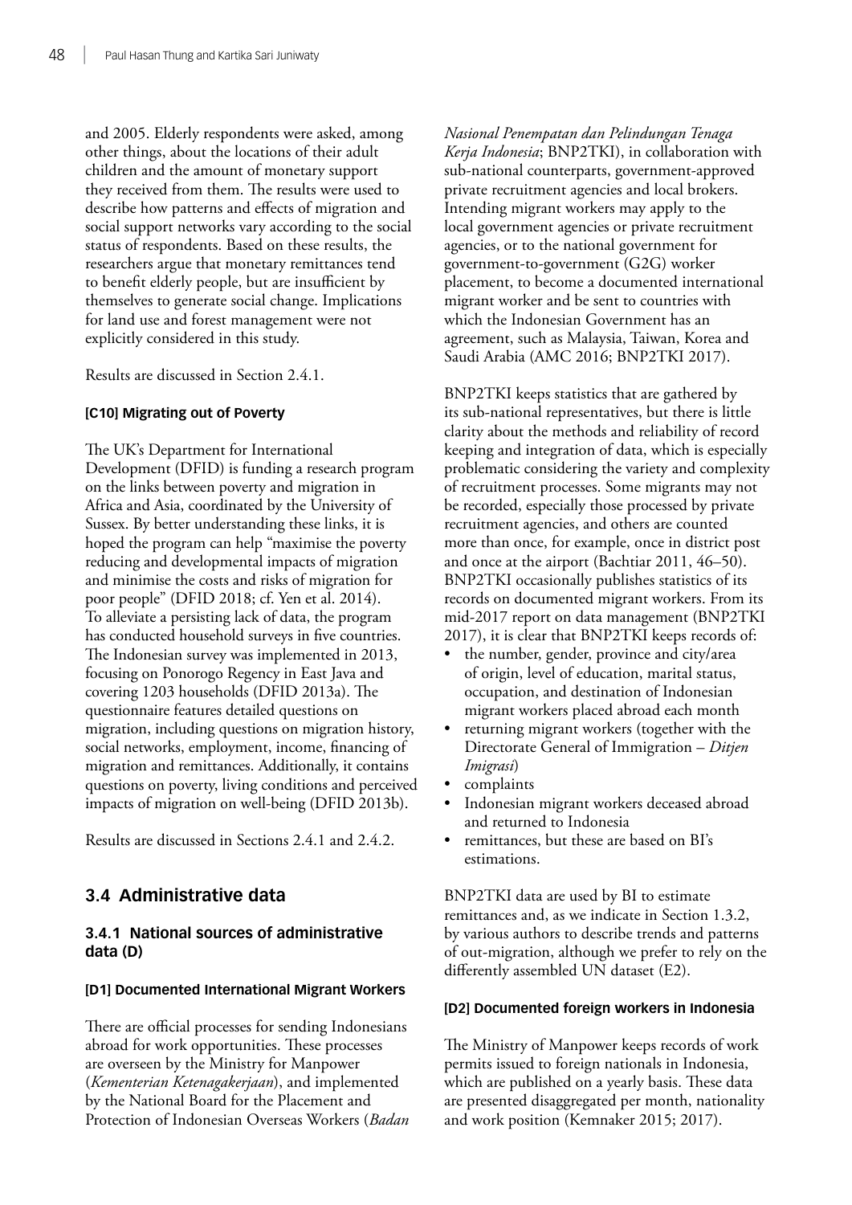and 2005. Elderly respondents were asked, among other things, about the locations of their adult children and the amount of monetary support they received from them. The results were used to describe how patterns and effects of migration and social support networks vary according to the social status of respondents. Based on these results, the researchers argue that monetary remittances tend to benefit elderly people, but are insufficient by themselves to generate social change. Implications for land use and forest management were not explicitly considered in this study.

Results are discussed in Section 2.4.1.

#### [C10] Migrating out of Poverty

The UK's Department for International Development (DFID) is funding a research program on the links between poverty and migration in Africa and Asia, coordinated by the University of Sussex. By better understanding these links, it is hoped the program can help "maximise the poverty reducing and developmental impacts of migration and minimise the costs and risks of migration for poor people" (DFID 2018; cf. Yen et al. 2014). To alleviate a persisting lack of data, the program has conducted household surveys in five countries. The Indonesian survey was implemented in 2013, focusing on Ponorogo Regency in East Java and covering 1203 households (DFID 2013a). The questionnaire features detailed questions on migration, including questions on migration history, social networks, employment, income, financing of migration and remittances. Additionally, it contains questions on poverty, living conditions and perceived impacts of migration on well-being (DFID 2013b).

Results are discussed in Sections 2.4.1 and 2.4.2.

## 3.4 Administrative data

### 3.4.1 National sources of administrative data (D)

#### [D1] Documented International Migrant Workers

There are official processes for sending Indonesians abroad for work opportunities. These processes are overseen by the Ministry for Manpower (*Kementerian Ketenagakerjaan*), and implemented by the National Board for the Placement and Protection of Indonesian Overseas Workers (*Badan Nasional Penempatan dan Pelindungan Tenaga Kerja Indonesia*; BNP2TKI), in collaboration with sub-national counterparts, government-approved private recruitment agencies and local brokers. Intending migrant workers may apply to the local government agencies or private recruitment agencies, or to the national government for government-to-government (G2G) worker placement, to become a documented international migrant worker and be sent to countries with which the Indonesian Government has an agreement, such as Malaysia, Taiwan, Korea and Saudi Arabia (AMC 2016; BNP2TKI 2017).

BNP2TKI keeps statistics that are gathered by its sub-national representatives, but there is little clarity about the methods and reliability of record keeping and integration of data, which is especially problematic considering the variety and complexity of recruitment processes. Some migrants may not be recorded, especially those processed by private recruitment agencies, and others are counted more than once, for example, once in district post and once at the airport (Bachtiar 2011, 46–50). BNP2TKI occasionally publishes statistics of its records on documented migrant workers. From its mid-2017 report on data management (BNP2TKI 2017), it is clear that BNP2TKI keeps records of:

- the number, gender, province and city/area of origin, level of education, marital status, occupation, and destination of Indonesian migrant workers placed abroad each month
- returning migrant workers (together with the Directorate General of Immigration – *Ditjen Imigrasi*)
- complaints
- Indonesian migrant workers deceased abroad and returned to Indonesia
- remittances, but these are based on BI's estimations.

BNP2TKI data are used by BI to estimate remittances and, as we indicate in Section 1.3.2, by various authors to describe trends and patterns of out-migration, although we prefer to rely on the differently assembled UN dataset (E2).

#### [D2] Documented foreign workers in Indonesia

The Ministry of Manpower keeps records of work permits issued to foreign nationals in Indonesia, which are published on a yearly basis. These data are presented disaggregated per month, nationality and work position (Kemnaker 2015; 2017).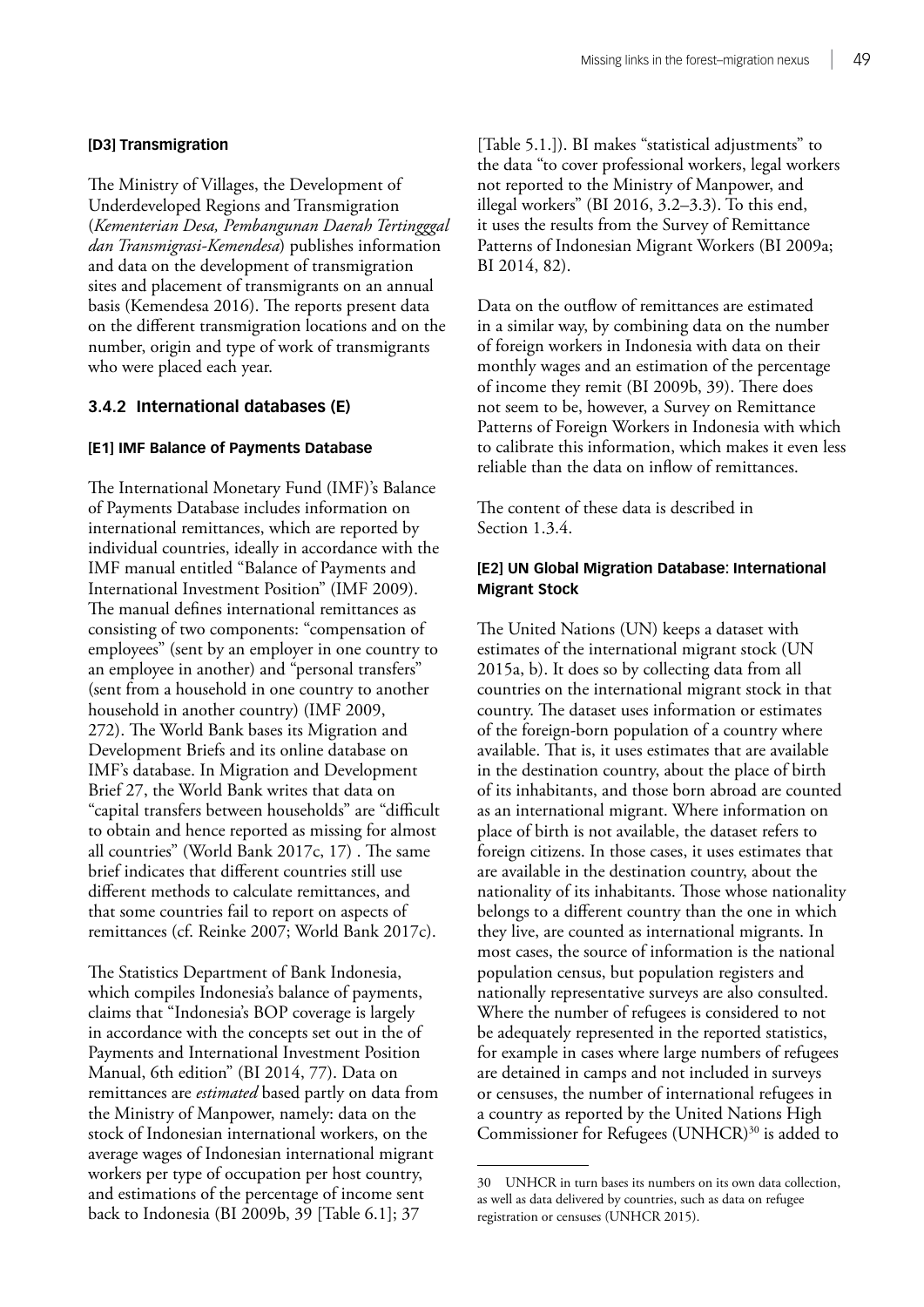#### [D3] Transmigration

The Ministry of Villages, the Development of Underdeveloped Regions and Transmigration (*Kementerian Desa, Pembangunan Daerah Tertingggal dan Transmigrasi-Kemendesa*) publishes information and data on the development of transmigration sites and placement of transmigrants on an annual basis (Kemendesa 2016). The reports present data on the different transmigration locations and on the number, origin and type of work of transmigrants who were placed each year.

### 3.4.2 International databases (E)

#### [E1] IMF Balance of Payments Database

The International Monetary Fund (IMF)'s Balance of Payments Database includes information on international remittances, which are reported by individual countries, ideally in accordance with the IMF manual entitled "Balance of Payments and International Investment Position" (IMF 2009). The manual defines international remittances as consisting of two components: "compensation of employees" (sent by an employer in one country to an employee in another) and "personal transfers" (sent from a household in one country to another household in another country) (IMF 2009, 272). The World Bank bases its Migration and Development Briefs and its online database on IMF's database. In Migration and Development Brief 27, the World Bank writes that data on "capital transfers between households" are "difficult to obtain and hence reported as missing for almost all countries" (World Bank 2017c, 17) . The same brief indicates that different countries still use different methods to calculate remittances, and that some countries fail to report on aspects of remittances (cf. Reinke 2007; World Bank 2017c).

The Statistics Department of Bank Indonesia, which compiles Indonesia's balance of payments, claims that "Indonesia's BOP coverage is largely in accordance with the concepts set out in the of Payments and International Investment Position Manual, 6th edition" (BI 2014, 77). Data on remittances are *estimated* based partly on data from the Ministry of Manpower, namely: data on the stock of Indonesian international workers, on the average wages of Indonesian international migrant workers per type of occupation per host country, and estimations of the percentage of income sent back to Indonesia (BI 2009b, 39 [Table 6.1]; 37 [Table 5.1.]). BI makes "statistical adjustments" to the data "to cover professional workers, legal workers not reported to the Ministry of Manpower, and illegal workers" (BI 2016, 3.2–3.3). To this end, it uses the results from the Survey of Remittance Patterns of Indonesian Migrant Workers (BI 2009a; BI 2014, 82).

Data on the outflow of remittances are estimated in a similar way, by combining data on the number of foreign workers in Indonesia with data on their monthly wages and an estimation of the percentage of income they remit (BI 2009b, 39). There does not seem to be, however, a Survey on Remittance Patterns of Foreign Workers in Indonesia with which to calibrate this information, which makes it even less reliable than the data on inflow of remittances.

The content of these data is described in Section 1.3.4.

#### [E2] UN Global Migration Database: International Migrant Stock

The United Nations (UN) keeps a dataset with estimates of the international migrant stock (UN 2015a, b). It does so by collecting data from all countries on the international migrant stock in that country. The dataset uses information or estimates of the foreign-born population of a country where available. That is, it uses estimates that are available in the destination country, about the place of birth of its inhabitants, and those born abroad are counted as an international migrant. Where information on place of birth is not available, the dataset refers to foreign citizens. In those cases, it uses estimates that are available in the destination country, about the nationality of its inhabitants. Those whose nationality belongs to a different country than the one in which they live, are counted as international migrants. In most cases, the source of information is the national population census, but population registers and nationally representative surveys are also consulted. Where the number of refugees is considered to not be adequately represented in the reported statistics, for example in cases where large numbers of refugees are detained in camps and not included in surveys or censuses, the number of international refugees in a country as reported by the United Nations High Commissioner for Refugees (UNHCR)[30] is added to

---

30 UNHCR in turn bases its numbers on its own data collection, as well as data delivered by countries, such as data on refugee registration or censuses (UNHCR 2015).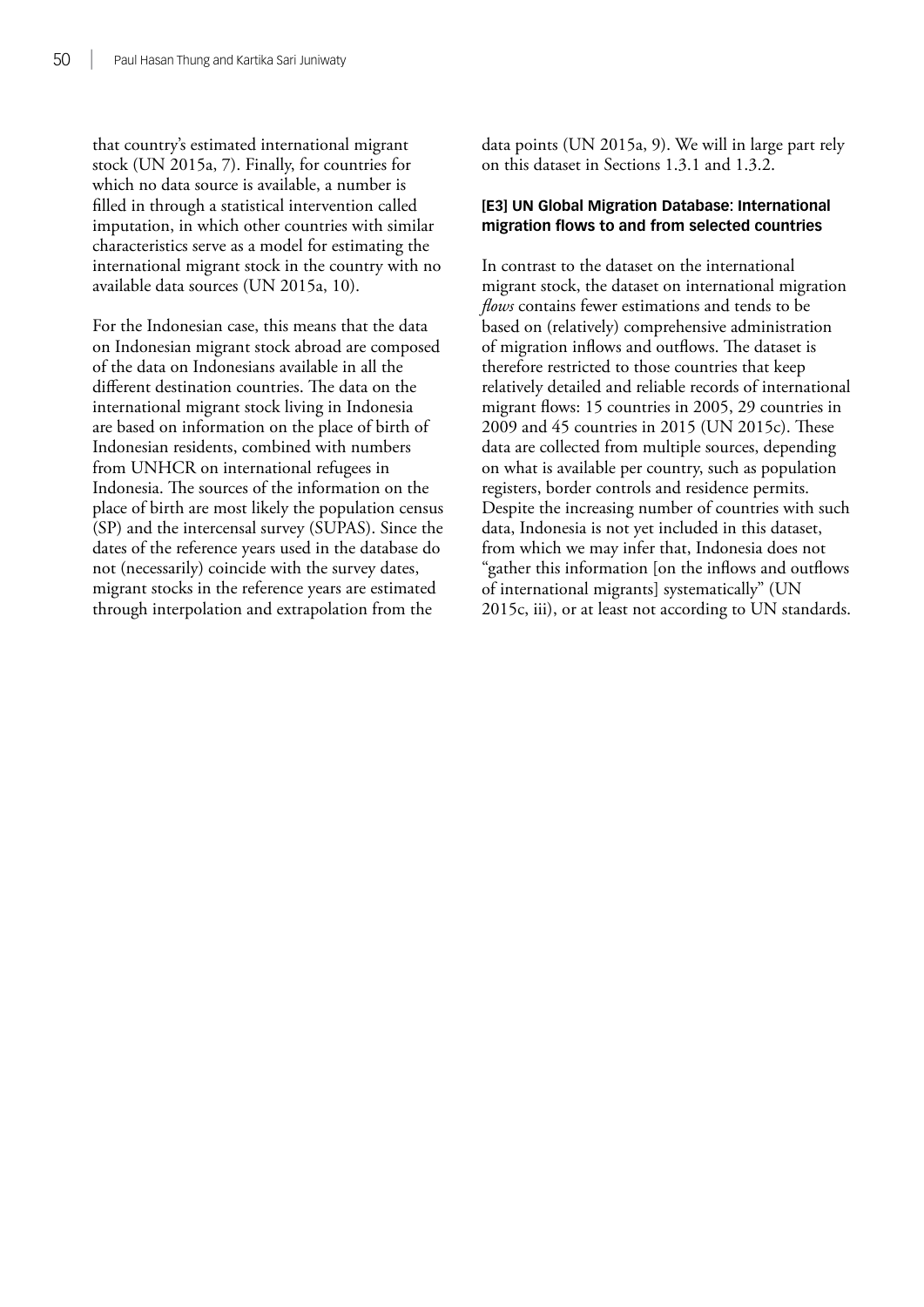that country's estimated international migrant stock (UN 2015a, 7). Finally, for countries for which no data source is available, a number is filled in through a statistical intervention called imputation, in which other countries with similar characteristics serve as a model for estimating the international migrant stock in the country with no available data sources (UN 2015a, 10).

For the Indonesian case, this means that the data on Indonesian migrant stock abroad are composed of the data on Indonesians available in all the different destination countries. The data on the international migrant stock living in Indonesia are based on information on the place of birth of Indonesian residents, combined with numbers from UNHCR on international refugees in Indonesia. The sources of the information on the place of birth are most likely the population census (SP) and the intercensal survey (SUPAS). Since the dates of the reference years used in the database do not (necessarily) coincide with the survey dates, migrant stocks in the reference years are estimated through interpolation and extrapolation from the data points (UN 2015a, 9). We will in large part rely on this dataset in Sections 1.3.1 and 1.3.2.

#### [E3] UN Global Migration Database: International migration flows to and from selected countries

In contrast to the dataset on the international migrant stock, the dataset on international migration *flows* contains fewer estimations and tends to be based on (relatively) comprehensive administration of migration inflows and outflows. The dataset is therefore restricted to those countries that keep relatively detailed and reliable records of international migrant flows: 15 countries in 2005, 29 countries in 2009 and 45 countries in 2015 (UN 2015c). These data are collected from multiple sources, depending on what is available per country, such as population registers, border controls and residence permits. Despite the increasing number of countries with such data, Indonesia is not yet included in this dataset, from which we may infer that, Indonesia does not "gather this information [on the inflows and outflows of international migrants] systematically" (UN 2015c, iii), or at least not according to UN standards.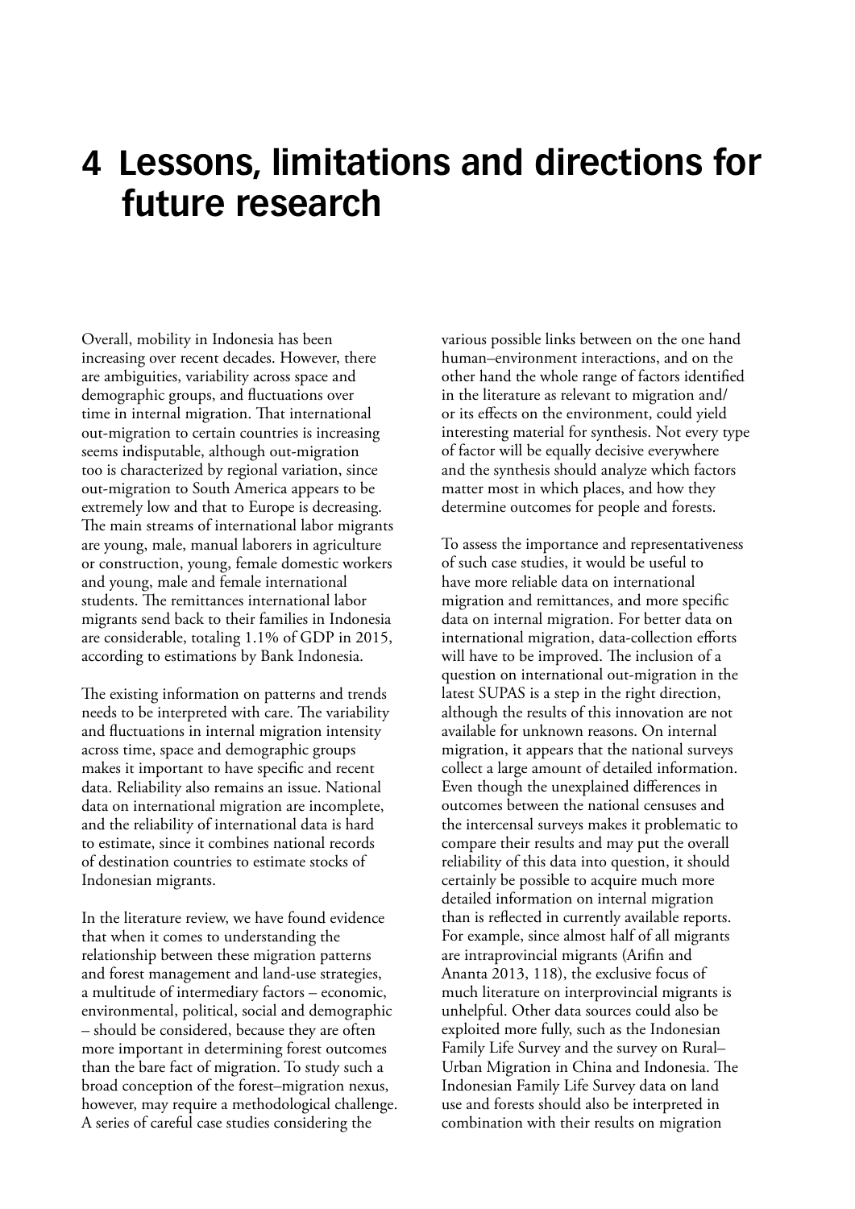# 4 Lessons, limitations and directions for future research

Overall, mobility in Indonesia has been increasing over recent decades. However, there are ambiguities, variability across space and demographic groups, and fluctuations over time in internal migration. That international out-migration to certain countries is increasing seems indisputable, although out-migration too is characterized by regional variation, since out-migration to South America appears to be extremely low and that to Europe is decreasing. The main streams of international labor migrants are young, male, manual laborers in agriculture or construction, young, female domestic workers and young, male and female international students. The remittances international labor migrants send back to their families in Indonesia are considerable, totaling 1.1% of GDP in 2015, according to estimations by Bank Indonesia.

The existing information on patterns and trends needs to be interpreted with care. The variability and fluctuations in internal migration intensity across time, space and demographic groups makes it important to have specific and recent data. Reliability also remains an issue. National data on international migration are incomplete, and the reliability of international data is hard to estimate, since it combines national records of destination countries to estimate stocks of Indonesian migrants.

In the literature review, we have found evidence that when it comes to understanding the relationship between these migration patterns and forest management and land-use strategies, a multitude of intermediary factors – economic, environmental, political, social and demographic – should be considered, because they are often more important in determining forest outcomes than the bare fact of migration. To study such a broad conception of the forest–migration nexus, however, may require a methodological challenge. A series of careful case studies considering the various possible links between on the one hand human–environment interactions, and on the other hand the whole range of factors identified in the literature as relevant to migration and/or its effects on the environment, could yield interesting material for synthesis. Not every type of factor will be equally decisive everywhere and the synthesis should analyze which factors matter most in which places, and how they determine outcomes for people and forests.

To assess the importance and representativeness of such case studies, it would be useful to have more reliable data on international migration and remittances, and more specific data on internal migration. For better data on international migration, data-collection efforts will have to be improved. The inclusion of a question on international out-migration in the latest SUPAS is a step in the right direction, although the results of this innovation are not available for unknown reasons. On internal migration, it appears that the national surveys collect a large amount of detailed information. Even though the unexplained differences in outcomes between the national censuses and the intercensal surveys makes it problematic to compare their results and may put the overall reliability of this data into question, it should certainly be possible to acquire much more detailed information on internal migration than is reflected in currently available reports. For example, since almost half of all migrants are intraprovincial migrants (Arifin and Ananta 2013, 118), the exclusive focus of much literature on interprovincial migrants is unhelpful. Other data sources could also be exploited more fully, such as the Indonesian Family Life Survey and the survey on Rural–Urban Migration in China and Indonesia. The Indonesian Family Life Survey data on land use and forests should also be interpreted in combination with their results on migration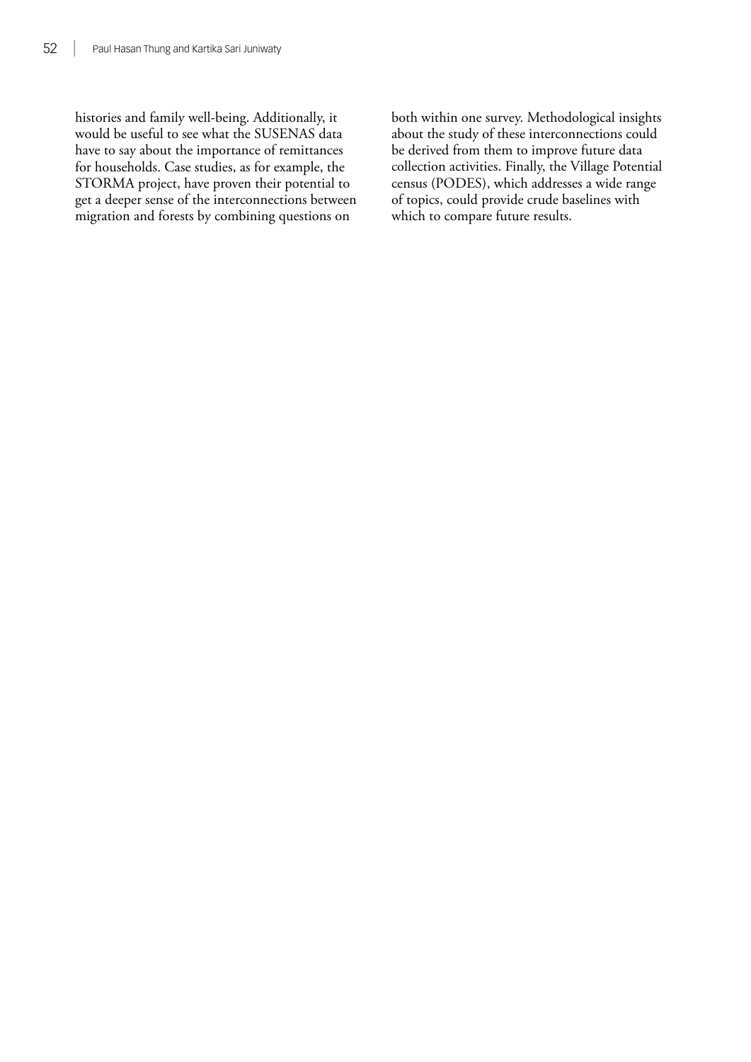histories and family well-being. Additionally, it would be useful to see what the SUSENAS data have to say about the importance of remittances for households. Case studies, as for example, the STORMA project, have proven their potential to get a deeper sense of the interconnections between migration and forests by combining questions on both within one survey. Methodological insights about the study of these interconnections could be derived from them to improve future data collection activities. Finally, the Village Potential census (PODES), which addresses a wide range of topics, could provide crude baselines with which to compare future results.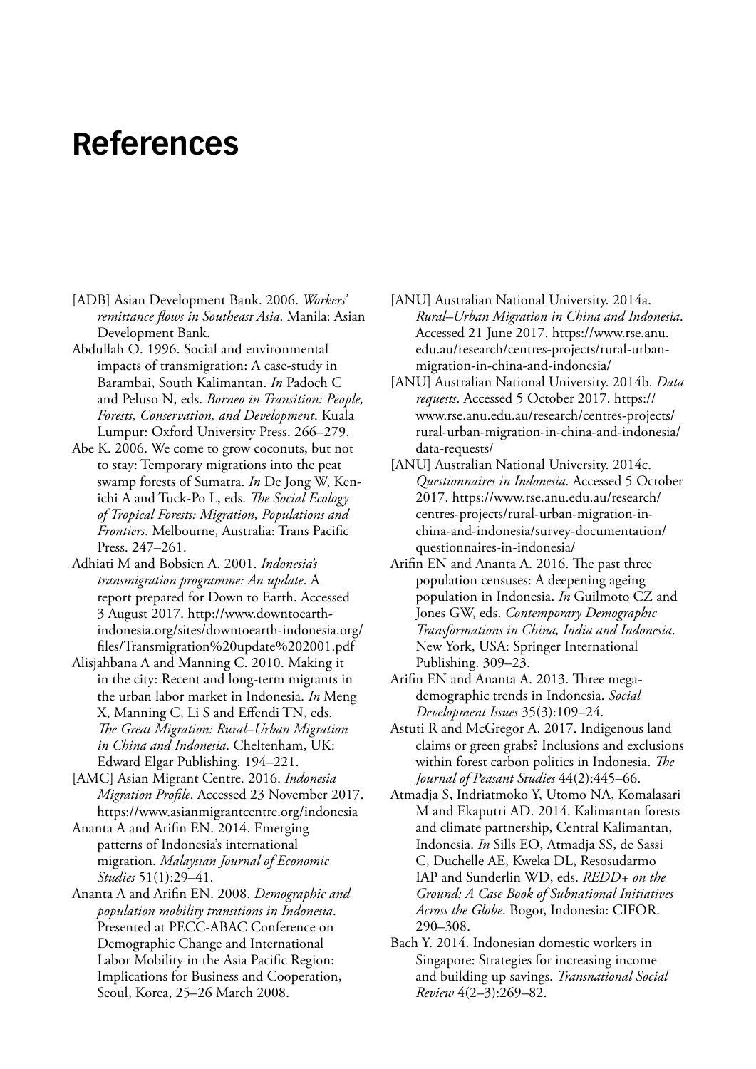# References

[ADB] Asian Development Bank. 2006. *Workers' remittance flows in Southeast Asia*. Manila: Asian Development Bank.

Abdullah O. 1996. Social and environmental impacts of transmigration: A case-study in Barambai, South Kalimantan. *In* Padoch C and Peluso N, eds. *Borneo in Transition: People, Forests, Conservation, and Development*. Kuala Lumpur: Oxford University Press. 266–279.

Abe K. 2006. We come to grow coconuts, but not to stay: Temporary migrations into the peat swamp forests of Sumatra. *In* De Jong W, Ken-ichi A and Tuck-Po L, eds. *The Social Ecology of Tropical Forests: Migration, Populations and Frontiers*. Melbourne, Australia: Trans Pacific Press. 247–261.

Adhiati M and Bobsien A. 2001. *Indonesia's transmigration programme: An update*. A report prepared for Down to Earth. Accessed 3 August 2017. http://www.downtoearth-indonesia.org/sites/downtoearth-indonesia.org/files/Transmigration%20update%202001.pdf

Alisjahbana A and Manning C. 2010. Making it in the city: Recent and long-term migrants in the urban labor market in Indonesia. *In* Meng X, Manning C, Li S and Effendi TN, eds. *The Great Migration: Rural–Urban Migration in China and Indonesia*. Cheltenham, UK: Edward Elgar Publishing. 194–221.

[AMC] Asian Migrant Centre. 2016. *Indonesia Migration Profile*. Accessed 23 November 2017. https://www.asianmigrantcentre.org/indonesia

Ananta A and Arifin EN. 2014. Emerging patterns of Indonesia's international migration. *Malaysian Journal of Economic Studies* 51(1):29–41.

Ananta A and Arifin EN. 2008. *Demographic and population mobility transitions in Indonesia*. Presented at PECC-ABAC Conference on Demographic Change and International Labor Mobility in the Asia Pacific Region: Implications for Business and Cooperation, Seoul, Korea, 25–26 March 2008.

[ANU] Australian National University. 2014a. *Rural–Urban Migration in China and Indonesia*. Accessed 21 June 2017. https://www.rse.anu.edu.au/research/centres-projects/rural-urban-migration-in-china-and-indonesia/

[ANU] Australian National University. 2014b. *Data requests*. Accessed 5 October 2017. https://www.rse.anu.edu.au/research/centres-projects/rural-urban-migration-in-china-and-indonesia/data-requests/

[ANU] Australian National University. 2014c. *Questionnaires in Indonesia*. Accessed 5 October 2017. https://www.rse.anu.edu.au/research/centres-projects/rural-urban-migration-in-china-and-indonesia/survey-documentation/questionnaires-in-indonesia/

Arifin EN and Ananta A. 2016. The past three population censuses: A deepening ageing population in Indonesia. *In* Guilmoto CZ and Jones GW, eds. *Contemporary Demographic Transformations in China, India and Indonesia*. New York, USA: Springer International Publishing. 309–23.

Arifin EN and Ananta A. 2013. Three mega-demographic trends in Indonesia. *Social Development Issues* 35(3):109–24.

Astuti R and McGregor A. 2017. Indigenous land claims or green grabs? Inclusions and exclusions within forest carbon politics in Indonesia. *The Journal of Peasant Studies* 44(2):445–66.

Atmadja S, Indriatmoko Y, Utomo NA, Komalasari M and Ekaputri AD. 2014. Kalimantan forests and climate partnership, Central Kalimantan, Indonesia. *In* Sills EO, Atmadja SS, de Sassi C, Duchelle AE, Kweka DL, Resosudarmo IAP and Sunderlin WD, eds. *REDD+ on the Ground: A Case Book of Subnational Initiatives Across the Globe*. Bogor, Indonesia: CIFOR. 290–308.

Bach Y. 2014. Indonesian domestic workers in Singapore: Strategies for increasing income and building up savings. *Transnational Social Review* 4(2–3):269–82.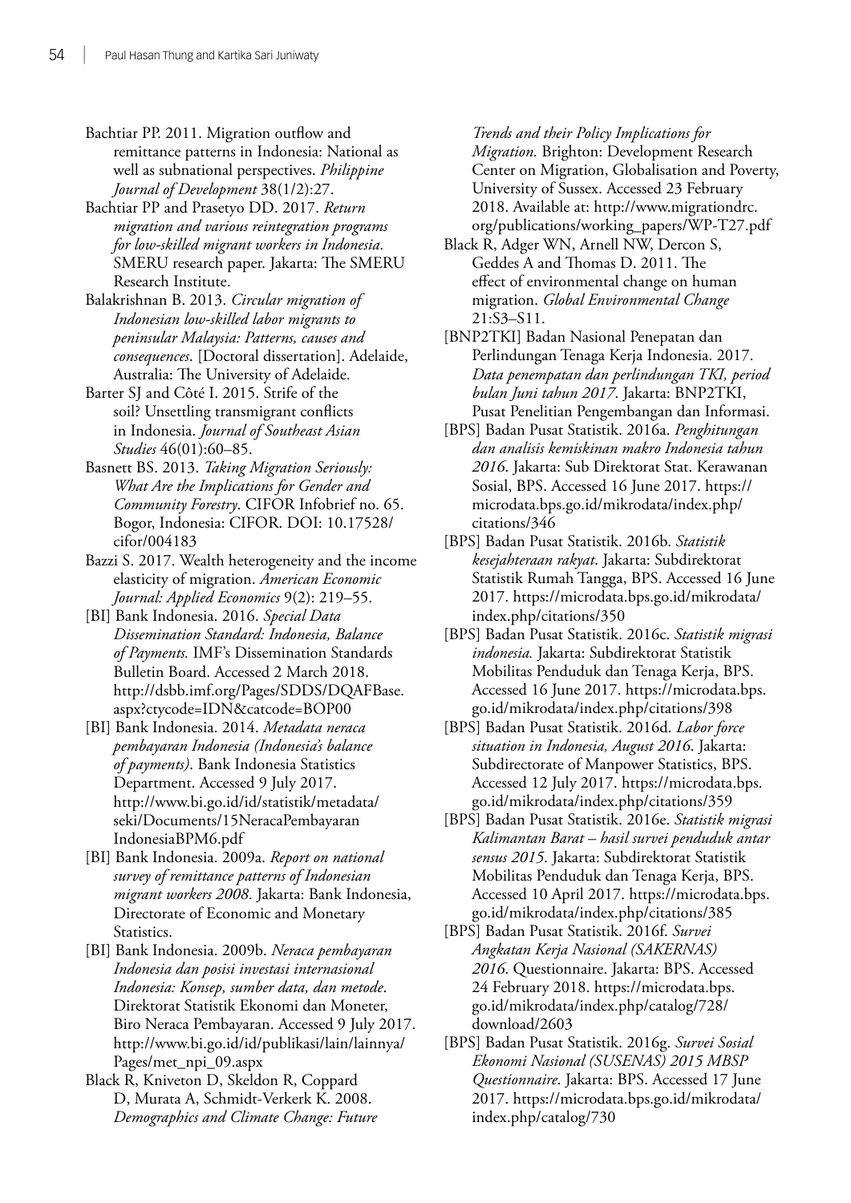Bachtiar PP. 2011. Migration outflow and remittance patterns in Indonesia: National as well as subnational perspectives. *Philippine Journal of Development* 38(1/2):27.

Bachtiar PP and Prasetyo DD. 2017. *Return migration and various reintegration programs for low-skilled migrant workers in Indonesia*. SMERU research paper. Jakarta: The SMERU Research Institute.

Balakrishnan B. 2013. *Circular migration of Indonesian low-skilled labor migrants to peninsular Malaysia: Patterns, causes and consequences*. [Doctoral dissertation]. Adelaide, Australia: The University of Adelaide.

Barter SJ and Côté I. 2015. Strife of the soil? Unsettling transmigrant conflicts in Indonesia. *Journal of Southeast Asian Studies* 46(01):60–85.

Basnett BS. 2013. *Taking Migration Seriously: What Are the Implications for Gender and Community Forestry*. CIFOR Infobrief no. 65. Bogor, Indonesia: CIFOR. DOI: 10.17528/cifor/004183

Bazzi S. 2017. Wealth heterogeneity and the income elasticity of migration. *American Economic Journal: Applied Economics* 9(2): 219–55.

[BI] Bank Indonesia. 2016. *Special Data Dissemination Standard: Indonesia, Balance of Payments.* IMF's Dissemination Standards Bulletin Board. Accessed 2 March 2018. http://dsbb.imf.org/Pages/SDDS/DQAFBase.aspx?ctycode=IDN&catcode=BOP00

[BI] Bank Indonesia. 2014. *Metadata neraca pembayaran Indonesia (Indonesia's balance of payments)*. Bank Indonesia Statistics Department. Accessed 9 July 2017. http://www.bi.go.id/id/statistik/metadata/seki/Documents/15NeracaPembayaranIndonesiaBPM6.pdf

[BI] Bank Indonesia. 2009a. *Report on national survey of remittance patterns of Indonesian migrant workers 2008*. Jakarta: Bank Indonesia, Directorate of Economic and Monetary Statistics.

[BI] Bank Indonesia. 2009b. *Neraca pembayaran Indonesia dan posisi investasi internasional Indonesia: Konsep, sumber data, dan metode*. Direktorat Statistik Ekonomi dan Moneter, Biro Neraca Pembayaran. Accessed 9 July 2017. http://www.bi.go.id/id/publikasi/lain/lainnya/Pages/met_npi_09.aspx

Black R, Kniveton D, Skeldon R, Coppard D, Murata A, Schmidt-Verkerk K. 2008. *Demographics and Climate Change: Future Trends and their Policy Implications for Migration.* Brighton: Development Research Center on Migration, Globalisation and Poverty, University of Sussex. Accessed 23 February 2018. Available at: http://www.migrationdrc.org/publications/working_papers/WP-T27.pdf

Black R, Adger WN, Arnell NW, Dercon S, Geddes A and Thomas D. 2011. The effect of environmental change on human migration. *Global Environmental Change* 21:S3–S11.

[BNP2TKI] Badan Nasional Penepatan dan Perlindungan Tenaga Kerja Indonesia. 2017. *Data penempatan dan perlindungan TKI, period bulan Juni tahun 2017*. Jakarta: BNP2TKI, Pusat Penelitian Pengembangan dan Informasi.

[BPS] Badan Pusat Statistik. 2016a. *Penghitungan dan analisis kemiskinan makro Indonesia tahun 2016*. Jakarta: Sub Direktorat Stat. Kerawanan Sosial, BPS. Accessed 16 June 2017. https://microdata.bps.go.id/mikrodata/index.php/citations/346

[BPS] Badan Pusat Statistik. 2016b. *Statistik kesejahteraan rakyat*. Jakarta: Subdirektorat Statistik Rumah Tangga, BPS. Accessed 16 June 2017. https://microdata.bps.go.id/mikrodata/index.php/citations/350

[BPS] Badan Pusat Statistik. 2016c. *Statistik migrasi indonesia.* Jakarta: Subdirektorat Statistik Mobilitas Penduduk dan Tenaga Kerja, BPS. Accessed 16 June 2017. https://microdata.bps.go.id/mikrodata/index.php/citations/398

[BPS] Badan Pusat Statistik. 2016d. *Labor force situation in Indonesia, August 2016*. Jakarta: Subdirectorate of Manpower Statistics, BPS. Accessed 12 July 2017. https://microdata.bps.go.id/mikrodata/index.php/citations/359

[BPS] Badan Pusat Statistik. 2016e. *Statistik migrasi Kalimantan Barat – hasil survei penduduk antar sensus 2015*. Jakarta: Subdirektorat Statistik Mobilitas Penduduk dan Tenaga Kerja, BPS. Accessed 10 April 2017. https://microdata.bps.go.id/mikrodata/index.php/citations/385

[BPS] Badan Pusat Statistik. 2016f. *Survei Angkatan Kerja Nasional (SAKERNAS) 2016*. Questionnaire. Jakarta: BPS. Accessed 24 February 2018. https://microdata.bps.go.id/mikrodata/index.php/catalog/728/download/2603

[BPS] Badan Pusat Statistik. 2016g. *Survei Sosial Ekonomi Nasional (SUSENAS) 2015 MBSP Questionnaire*. Jakarta: BPS. Accessed 17 June 2017. https://microdata.bps.go.id/mikrodata/index.php/catalog/730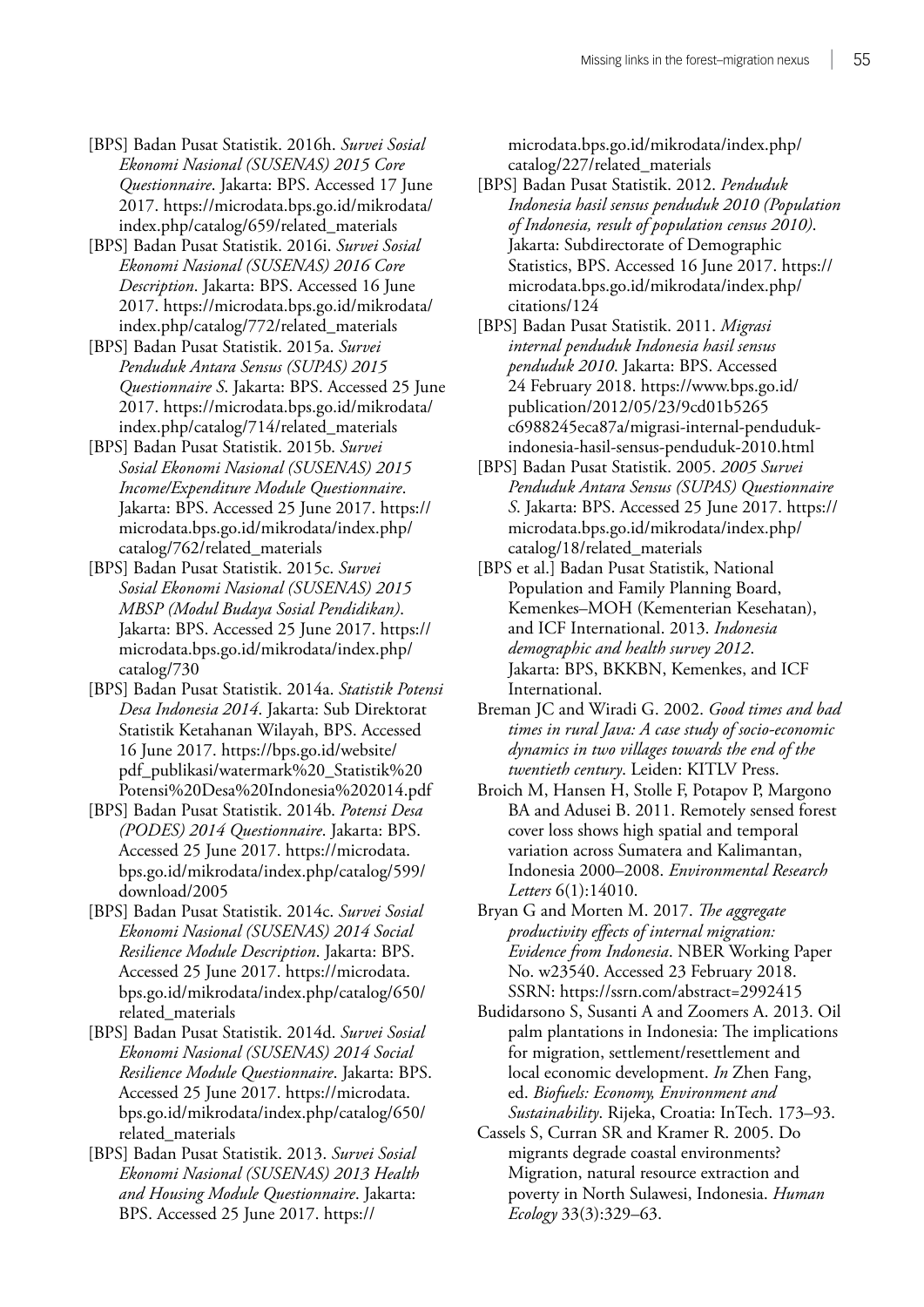[BPS] Badan Pusat Statistik. 2016h. *Survei Sosial Ekonomi Nasional (SUSENAS) 2015 Core Questionnaire*. Jakarta: BPS. Accessed 17 June 2017. https://microdata.bps.go.id/mikrodata/index.php/catalog/659/related_materials

[BPS] Badan Pusat Statistik. 2016i. *Survei Sosial Ekonomi Nasional (SUSENAS) 2016 Core Description*. Jakarta: BPS. Accessed 16 June 2017. https://microdata.bps.go.id/mikrodata/index.php/catalog/772/related_materials

[BPS] Badan Pusat Statistik. 2015a. *Survei Penduduk Antara Sensus (SUPAS) 2015 Questionnaire S*. Jakarta: BPS. Accessed 25 June 2017. https://microdata.bps.go.id/mikrodata/index.php/catalog/714/related_materials

[BPS] Badan Pusat Statistik. 2015b. *Survei Sosial Ekonomi Nasional (SUSENAS) 2015 Income/Expenditure Module Questionnaire*. Jakarta: BPS. Accessed 25 June 2017. https://microdata.bps.go.id/mikrodata/index.php/catalog/762/related_materials

[BPS] Badan Pusat Statistik. 2015c. *Survei Sosial Ekonomi Nasional (SUSENAS) 2015 MBSP (Modul Budaya Sosial Pendidikan)*. Jakarta: BPS. Accessed 25 June 2017. https://microdata.bps.go.id/mikrodata/index.php/catalog/730

[BPS] Badan Pusat Statistik. 2014a. *Statistik Potensi Desa Indonesia 2014*. Jakarta: Sub Direktorat Statistik Ketahanan Wilayah, BPS. Accessed 16 June 2017. https://bps.go.id/website/pdf_publikasi/watermark%20_Statistik%20Potensi%20Desa%20Indonesia%202014.pdf

[BPS] Badan Pusat Statistik. 2014b. *Potensi Desa (PODES) 2014 Questionnaire*. Jakarta: BPS. Accessed 25 June 2017. https://microdata.bps.go.id/mikrodata/index.php/catalog/599/download/2005

[BPS] Badan Pusat Statistik. 2014c. *Survei Sosial Ekonomi Nasional (SUSENAS) 2014 Social Resilience Module Description*. Jakarta: BPS. Accessed 25 June 2017. https://microdata.bps.go.id/mikrodata/index.php/catalog/650/related_materials

[BPS] Badan Pusat Statistik. 2014d. *Survei Sosial Ekonomi Nasional (SUSENAS) 2014 Social Resilience Module Questionnaire*. Jakarta: BPS. Accessed 25 June 2017. https://microdata.bps.go.id/mikrodata/index.php/catalog/650/related_materials

[BPS] Badan Pusat Statistik. 2013. *Survei Sosial Ekonomi Nasional (SUSENAS) 2013 Health and Housing Module Questionnaire*. Jakarta: BPS. Accessed 25 June 2017. https://microdata.bps.go.id/mikrodata/index.php/catalog/227/related_materials

[BPS] Badan Pusat Statistik. 2012. *Penduduk Indonesia hasil sensus penduduk 2010 (Population of Indonesia, result of population census 2010)*. Jakarta: Subdirectorate of Demographic Statistics, BPS. Accessed 16 June 2017. https://microdata.bps.go.id/mikrodata/index.php/citations/124

[BPS] Badan Pusat Statistik. 2011. *Migrasi internal penduduk Indonesia hasil sensus penduduk 2010*. Jakarta: BPS. Accessed 24 February 2018. https://www.bps.go.id/publication/2012/05/23/9cd01b5265c6988245eca87a/migrasi-internal-penduduk-indonesia-hasil-sensus-penduduk-2010.html

[BPS] Badan Pusat Statistik. 2005. *2005 Survei Penduduk Antara Sensus (SUPAS) Questionnaire S*. Jakarta: BPS. Accessed 25 June 2017. https://microdata.bps.go.id/mikrodata/index.php/catalog/18/related_materials

[BPS et al.] Badan Pusat Statistik, National Population and Family Planning Board, Kemenkes–MOH (Kementerian Kesehatan), and ICF International. 2013. *Indonesia demographic and health survey 2012*. Jakarta: BPS, BKKBN, Kemenkes, and ICF International.

Breman JC and Wiradi G. 2002. *Good times and bad times in rural Java: A case study of socio-economic dynamics in two villages towards the end of the twentieth century*. Leiden: KITLV Press.

Broich M, Hansen H, Stolle F, Potapov P, Margono BA and Adusei B. 2011. Remotely sensed forest cover loss shows high spatial and temporal variation across Sumatera and Kalimantan, Indonesia 2000–2008. *Environmental Research Letters* 6(1):14010.

Bryan G and Morten M. 2017. *The aggregate productivity effects of internal migration: Evidence from Indonesia*. NBER Working Paper No. w23540. Accessed 23 February 2018. SSRN: https://ssrn.com/abstract=2992415

Budidarsono S, Susanti A and Zoomers A. 2013. Oil palm plantations in Indonesia: The implications for migration, settlement/resettlement and local economic development. *In* Zhen Fang, ed. *Biofuels: Economy, Environment and Sustainability*. Rijeka, Croatia: InTech. 173–93.

Cassels S, Curran SR and Kramer R. 2005. Do migrants degrade coastal environments? Migration, natural resource extraction and poverty in North Sulawesi, Indonesia. *Human Ecology* 33(3):329–63.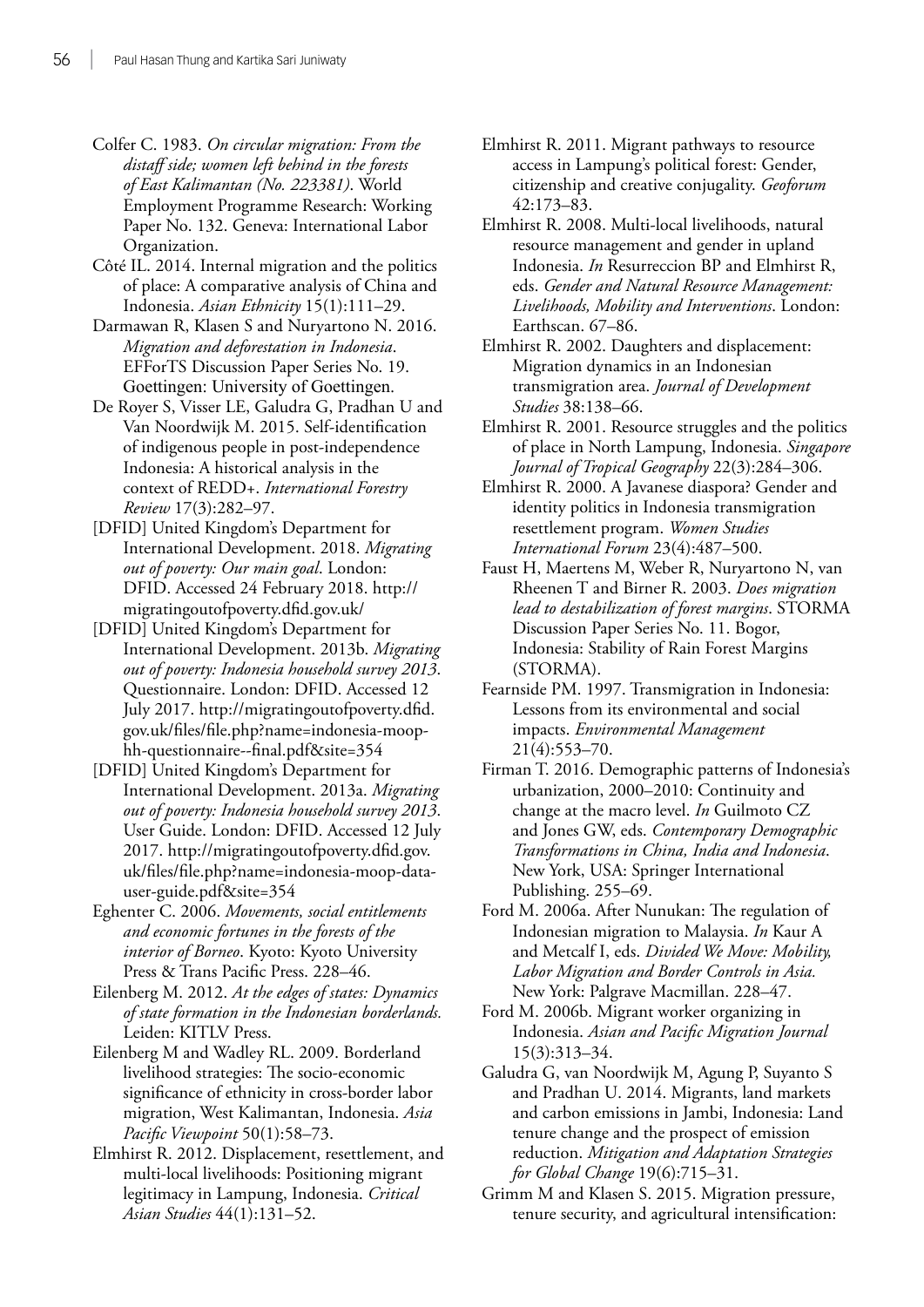Colfer C. 1983. *On circular migration: From the distaff side; women left behind in the forests of East Kalimantan (No. 223381)*. World Employment Programme Research: Working Paper No. 132. Geneva: International Labor Organization.

Côté IL. 2014. Internal migration and the politics of place: A comparative analysis of China and Indonesia. *Asian Ethnicity* 15(1):111–29.

Darmawan R, Klasen S and Nuryartono N. 2016. *Migration and deforestation in Indonesia*. EFForTS Discussion Paper Series No. 19. Goettingen: University of Goettingen.

De Royer S, Visser LE, Galudra G, Pradhan U and Van Noordwijk M. 2015. Self-identification of indigenous people in post-independence Indonesia: A historical analysis in the context of REDD+. *International Forestry Review* 17(3):282–97.

[DFID] United Kingdom's Department for International Development. 2018. *Migrating out of poverty: Our main goal*. London: DFID. Accessed 24 February 2018. http://migratingoutofpoverty.dfid.gov.uk/

[DFID] United Kingdom's Department for International Development. 2013b. *Migrating out of poverty: Indonesia household survey 2013*. Questionnaire. London: DFID. Accessed 12 July 2017. http://migratingoutofpoverty.dfid.gov.uk/files/file.php?name=indonesia-moop-hh-questionnaire--final.pdf&site=354

[DFID] United Kingdom's Department for International Development. 2013a. *Migrating out of poverty: Indonesia household survey 2013*. User Guide. London: DFID. Accessed 12 July 2017. http://migratingoutofpoverty.dfid.gov.uk/files/file.php?name=indonesia-moop-data-user-guide.pdf&site=354

Eghenter C. 2006. *Movements, social entitlements and economic fortunes in the forests of the interior of Borneo*. Kyoto: Kyoto University Press & Trans Pacific Press. 228–46.

Eilenberg M. 2012. *At the edges of states: Dynamics of state formation in the Indonesian borderlands.* Leiden: KITLV Press.

Eilenberg M and Wadley RL. 2009. Borderland livelihood strategies: The socio-economic significance of ethnicity in cross-border labor migration, West Kalimantan, Indonesia. *Asia Pacific Viewpoint* 50(1):58–73.

Elmhirst R. 2012. Displacement, resettlement, and multi-local livelihoods: Positioning migrant legitimacy in Lampung, Indonesia. *Critical Asian Studies* 44(1):131–52.

Elmhirst R. 2011. Migrant pathways to resource access in Lampung's political forest: Gender, citizenship and creative conjugality. *Geoforum* 42:173–83.

Elmhirst R. 2008. Multi-local livelihoods, natural resource management and gender in upland Indonesia. *In* Resurreccion BP and Elmhirst R, eds. *Gender and Natural Resource Management: Livelihoods, Mobility and Interventions*. London: Earthscan. 67–86.

Elmhirst R. 2002. Daughters and displacement: Migration dynamics in an Indonesian transmigration area. *Journal of Development Studies* 38:138–66.

Elmhirst R. 2001. Resource struggles and the politics of place in North Lampung, Indonesia. *Singapore Journal of Tropical Geography* 22(3):284–306.

Elmhirst R. 2000. A Javanese diaspora? Gender and identity politics in Indonesia transmigration resettlement program. *Women Studies International Forum* 23(4):487–500.

Faust H, Maertens M, Weber R, Nuryartono N, van Rheenen T and Birner R. 2003. *Does migration lead to destabilization of forest margins*. STORMA Discussion Paper Series No. 11. Bogor, Indonesia: Stability of Rain Forest Margins (STORMA).

Fearnside PM. 1997. Transmigration in Indonesia: Lessons from its environmental and social impacts. *Environmental Management* 21(4):553–70.

Firman T. 2016. Demographic patterns of Indonesia's urbanization, 2000–2010: Continuity and change at the macro level. *In* Guilmoto CZ and Jones GW, eds. *Contemporary Demographic Transformations in China, India and Indonesia*. New York, USA: Springer International Publishing. 255–69.

Ford M. 2006a. After Nunukan: The regulation of Indonesian migration to Malaysia. *In* Kaur A and Metcalf I, eds. *Divided We Move: Mobility, Labor Migration and Border Controls in Asia.* New York: Palgrave Macmillan. 228–47.

Ford M. 2006b. Migrant worker organizing in Indonesia. *Asian and Pacific Migration Journal* 15(3):313–34.

Galudra G, van Noordwijk M, Agung P, Suyanto S and Pradhan U. 2014. Migrants, land markets and carbon emissions in Jambi, Indonesia: Land tenure change and the prospect of emission reduction. *Mitigation and Adaptation Strategies for Global Change* 19(6):715–31.

Grimm M and Klasen S. 2015. Migration pressure, tenure security, and agricultural intensification: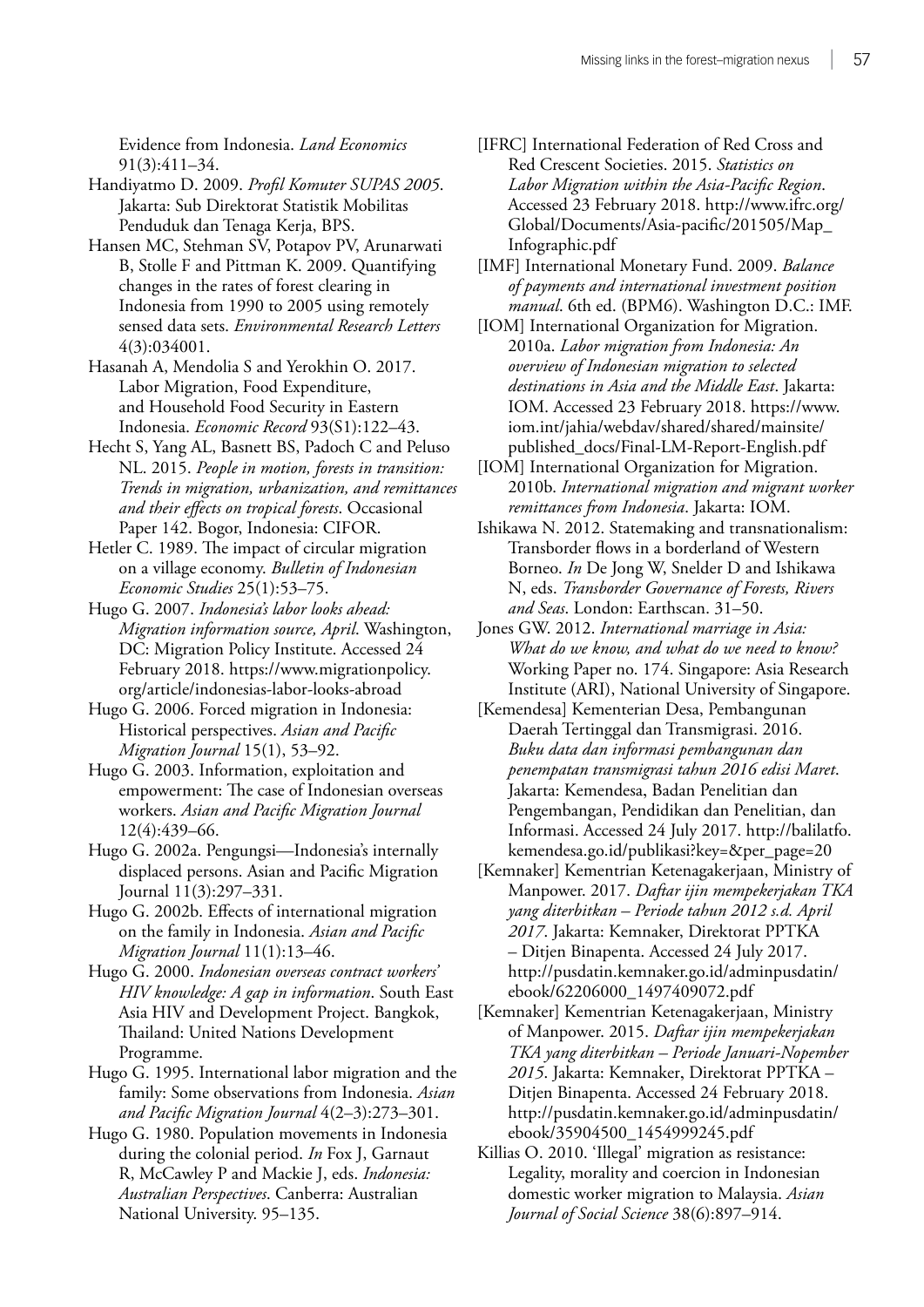Evidence from Indonesia. *Land Economics* 91(3):411–34.

Handiyatmo D. 2009. *Profil Komuter SUPAS 2005*. Jakarta: Sub Direktorat Statistik Mobilitas Penduduk dan Tenaga Kerja, BPS.

Hansen MC, Stehman SV, Potapov PV, Arunarwati B, Stolle F and Pittman K. 2009. Quantifying changes in the rates of forest clearing in Indonesia from 1990 to 2005 using remotely sensed data sets. *Environmental Research Letters* 4(3):034001.

Hasanah A, Mendolia S and Yerokhin O. 2017. Labor Migration, Food Expenditure, and Household Food Security in Eastern Indonesia. *Economic Record* 93(S1):122–43.

Hecht S, Yang AL, Basnett BS, Padoch C and Peluso NL. 2015. *People in motion, forests in transition: Trends in migration, urbanization, and remittances and their effects on tropical forests*. Occasional Paper 142. Bogor, Indonesia: CIFOR.

Hetler C. 1989. The impact of circular migration on a village economy. *Bulletin of Indonesian Economic Studies* 25(1):53–75.

Hugo G. 2007. *Indonesia's labor looks ahead: Migration information source, April*. Washington, DC: Migration Policy Institute. Accessed 24 February 2018. https://www.migrationpolicy.org/article/indonesias-labor-looks-abroad

Hugo G. 2006. Forced migration in Indonesia: Historical perspectives. *Asian and Pacific Migration Journal* 15(1), 53–92.

Hugo G. 2003. Information, exploitation and empowerment: The case of Indonesian overseas workers. *Asian and Pacific Migration Journal* 12(4):439–66.

Hugo G. 2002a. Pengungsi—Indonesia's internally displaced persons. Asian and Pacific Migration Journal 11(3):297–331.

Hugo G. 2002b. Effects of international migration on the family in Indonesia. *Asian and Pacific Migration Journal* 11(1):13–46.

Hugo G. 2000. *Indonesian overseas contract workers' HIV knowledge: A gap in information*. South East Asia HIV and Development Project. Bangkok, Thailand: United Nations Development Programme.

Hugo G. 1995. International labor migration and the family: Some observations from Indonesia. *Asian and Pacific Migration Journal* 4(2–3):273–301.

Hugo G. 1980. Population movements in Indonesia during the colonial period. *In* Fox J, Garnaut R, McCawley P and Mackie J, eds. *Indonesia: Australian Perspectives*. Canberra: Australian National University. 95–135.

[IFRC] International Federation of Red Cross and Red Crescent Societies. 2015. *Statistics on Labor Migration within the Asia-Pacific Region*. Accessed 23 February 2018. http://www.ifrc.org/Global/Documents/Asia-pacific/201505/Map_Infographic.pdf

[IMF] International Monetary Fund. 2009. *Balance of payments and international investment position manual*. 6th ed. (BPM6). Washington D.C.: IMF.

[IOM] International Organization for Migration. 2010a. *Labor migration from Indonesia: An overview of Indonesian migration to selected destinations in Asia and the Middle East*. Jakarta: IOM. Accessed 23 February 2018. https://www.iom.int/jahia/webdav/shared/shared/mainsite/published_docs/Final-LM-Report-English.pdf

[IOM] International Organization for Migration. 2010b. *International migration and migrant worker remittances from Indonesia*. Jakarta: IOM.

Ishikawa N. 2012. Statemaking and transnationalism: Transborder flows in a borderland of Western Borneo. *In* De Jong W, Snelder D and Ishikawa N, eds. *Transborder Governance of Forests, Rivers and Seas*. London: Earthscan. 31–50.

Jones GW. 2012. *International marriage in Asia: What do we know, and what do we need to know?* Working Paper no. 174. Singapore: Asia Research Institute (ARI), National University of Singapore.

[Kemendesa] Kementerian Desa, Pembangunan Daerah Tertinggal dan Transmigrasi. 2016. *Buku data dan informasi pembangunan dan penempatan transmigrasi tahun 2016 edisi Maret*. Jakarta: Kemendesa, Badan Penelitian dan Pengembangan, Pendidikan dan Penelitian, dan Informasi. Accessed 24 July 2017. http://balilatfo.kemendesa.go.id/publikasi?key=&per_page=20

[Kemnaker] Kementrian Ketenagakerjaan, Ministry of Manpower. 2017. *Daftar ijin mempekerjakan TKA yang diterbitkan – Periode tahun 2012 s.d. April 2017*. Jakarta: Kemnaker, Direktorat PPTKA – Ditjen Binapenta. Accessed 24 July 2017. http://pusdatin.kemnaker.go.id/adminpusdatin/ebook/62206000_1497409072.pdf

[Kemnaker] Kementrian Ketenagakerjaan, Ministry of Manpower. 2015. *Daftar ijin mempekerjakan TKA yang diterbitkan – Periode Januari-Nopember 2015*. Jakarta: Kemnaker, Direktorat PPTKA – Ditjen Binapenta. Accessed 24 February 2018. http://pusdatin.kemnaker.go.id/adminpusdatin/ebook/35904500_1454999245.pdf

Killias O. 2010. 'Illegal' migration as resistance: Legality, morality and coercion in Indonesian domestic worker migration to Malaysia. *Asian Journal of Social Science* 38(6):897–914.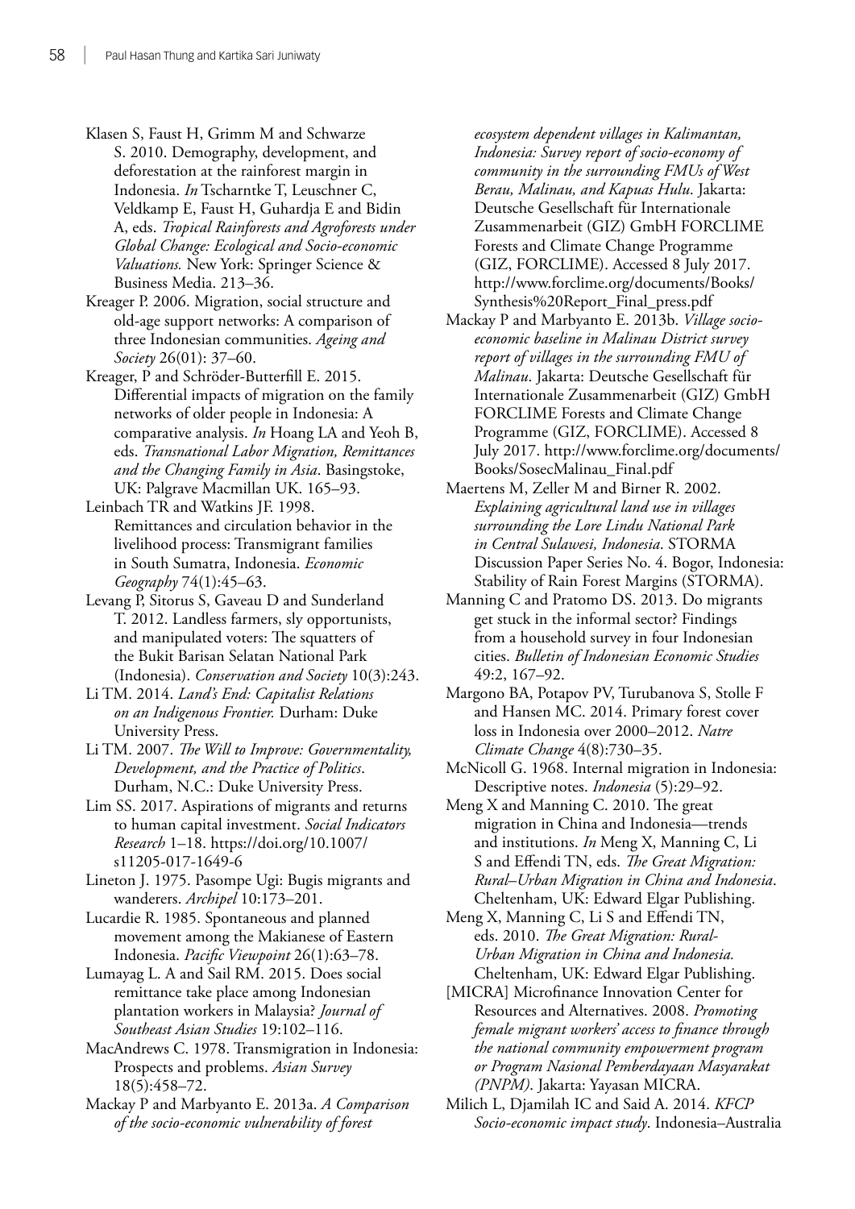Klasen S, Faust H, Grimm M and Schwarze S. 2010. Demography, development, and deforestation at the rainforest margin in Indonesia. *In* Tscharntke T, Leuschner C, Veldkamp E, Faust H, Guhardja E and Bidin A, eds. *Tropical Rainforests and Agroforests under Global Change: Ecological and Socio-economic Valuations.* New York: Springer Science & Business Media. 213–36.

Kreager P. 2006. Migration, social structure and old-age support networks: A comparison of three Indonesian communities. *Ageing and Society* 26(01): 37–60.

Kreager, P and Schröder-Butterfill E. 2015. Differential impacts of migration on the family networks of older people in Indonesia: A comparative analysis. *In* Hoang LA and Yeoh B, eds. *Transnational Labor Migration, Remittances and the Changing Family in Asia*. Basingstoke, UK: Palgrave Macmillan UK. 165–93.

Leinbach TR and Watkins JF. 1998. Remittances and circulation behavior in the livelihood process: Transmigrant families in South Sumatra, Indonesia. *Economic Geography* 74(1):45–63.

Levang P, Sitorus S, Gaveau D and Sunderland T. 2012. Landless farmers, sly opportunists, and manipulated voters: The squatters of the Bukit Barisan Selatan National Park (Indonesia). *Conservation and Society* 10(3):243.

Li TM. 2014. *Land's End: Capitalist Relations on an Indigenous Frontier.* Durham: Duke University Press.

Li TM. 2007. *The Will to Improve: Governmentality, Development, and the Practice of Politics*. Durham, N.C.: Duke University Press.

Lim SS. 2017. Aspirations of migrants and returns to human capital investment. *Social Indicators Research* 1–18. https://doi.org/10.1007/s11205-017-1649-6

Lineton J. 1975. Pasompe Ugi: Bugis migrants and wanderers. *Archipel* 10:173–201.

Lucardie R. 1985. Spontaneous and planned movement among the Makianese of Eastern Indonesia. *Pacific Viewpoint* 26(1):63–78.

Lumayag L. A and Sail RM. 2015. Does social remittance take place among Indonesian plantation workers in Malaysia? *Journal of Southeast Asian Studies* 19:102–116.

MacAndrews C. 1978. Transmigration in Indonesia: Prospects and problems. *Asian Survey* 18(5):458–72.

Mackay P and Marbyanto E. 2013a. *A Comparison of the socio-economic vulnerability of forest ecosystem dependent villages in Kalimantan, Indonesia: Survey report of socio-economy of community in the surrounding FMUs of West Berau, Malinau, and Kapuas Hulu*. Jakarta: Deutsche Gesellschaft für Internationale Zusammenarbeit (GIZ) GmbH FORCLIME Forests and Climate Change Programme (GIZ, FORCLIME). Accessed 8 July 2017. http://www.forclime.org/documents/Books/Synthesis%20Report_Final_press.pdf

Mackay P and Marbyanto E. 2013b. *Village socio-economic baseline in Malinau District survey report of villages in the surrounding FMU of Malinau*. Jakarta: Deutsche Gesellschaft für Internationale Zusammenarbeit (GIZ) GmbH FORCLIME Forests and Climate Change Programme (GIZ, FORCLIME). Accessed 8 July 2017. http://www.forclime.org/documents/Books/SosecMalinau_Final.pdf

Maertens M, Zeller M and Birner R. 2002. *Explaining agricultural land use in villages surrounding the Lore Lindu National Park in Central Sulawesi, Indonesia*. STORMA Discussion Paper Series No. 4. Bogor, Indonesia: Stability of Rain Forest Margins (STORMA).

Manning C and Pratomo DS. 2013. Do migrants get stuck in the informal sector? Findings from a household survey in four Indonesian cities. *Bulletin of Indonesian Economic Studies* 49:2, 167–92.

Margono BA, Potapov PV, Turubanova S, Stolle F and Hansen MC. 2014. Primary forest cover loss in Indonesia over 2000–2012. *Natre Climate Change* 4(8):730–35.

McNicoll G. 1968. Internal migration in Indonesia: Descriptive notes. *Indonesia* (5):29–92.

Meng X and Manning C. 2010. The great migration in China and Indonesia—trends and institutions. *In* Meng X, Manning C, Li S and Effendi TN, eds. *The Great Migration: Rural–Urban Migration in China and Indonesia*. Cheltenham, UK: Edward Elgar Publishing.

Meng X, Manning C, Li S and Effendi TN, eds. 2010. *The Great Migration: Rural-Urban Migration in China and Indonesia.* Cheltenham, UK: Edward Elgar Publishing.

[MICRA] Microfinance Innovation Center for Resources and Alternatives. 2008. *Promoting female migrant workers' access to finance through the national community empowerment program or Program Nasional Pemberdayaan Masyarakat (PNPM)*. Jakarta: Yayasan MICRA.

Milich L, Djamilah IC and Said A. 2014. *KFCP Socio-economic impact study*. Indonesia–Australia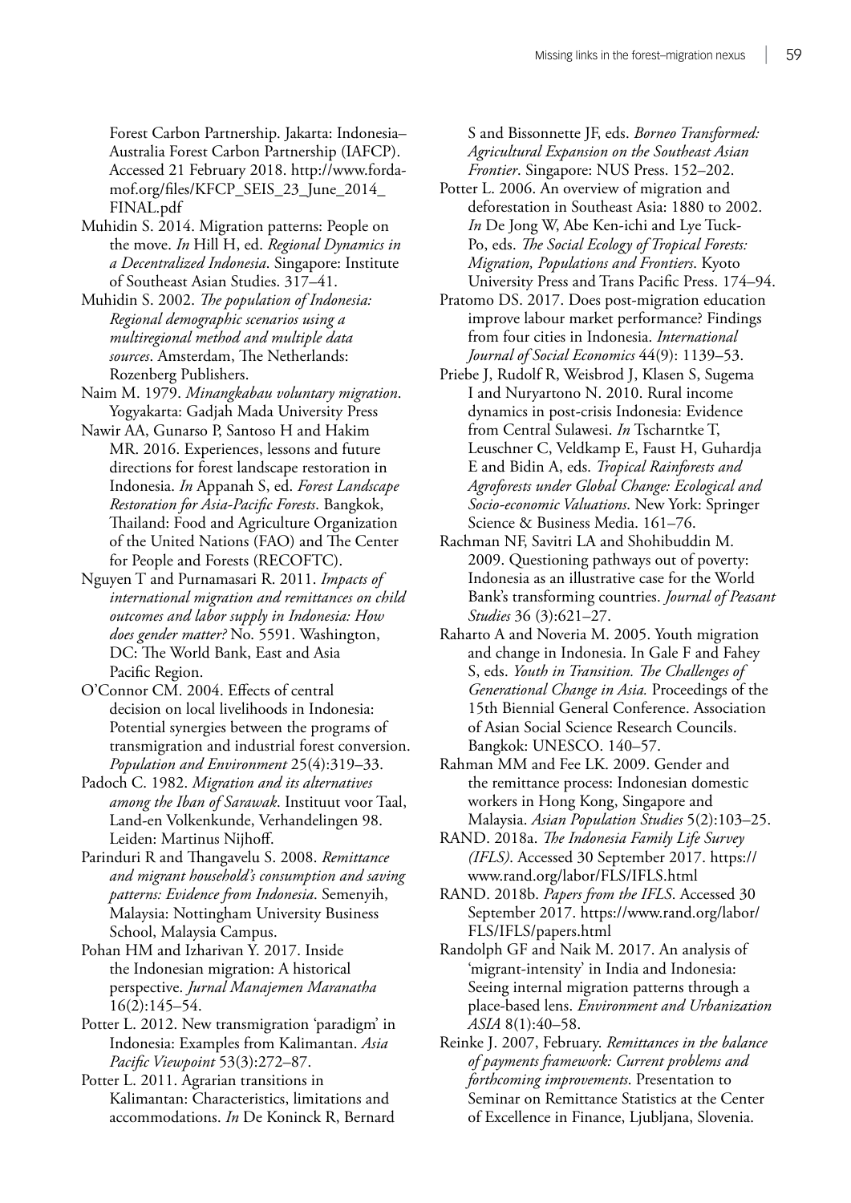Forest Carbon Partnership. Jakarta: Indonesia–Australia Forest Carbon Partnership (IAFCP). Accessed 21 February 2018. http://www.forda-mof.org/files/KFCP_SEIS_23_June_2014_FINAL.pdf

Muhidin S. 2014. Migration patterns: People on the move. *In* Hill H, ed. *Regional Dynamics in a Decentralized Indonesia*. Singapore: Institute of Southeast Asian Studies. 317–41.

Muhidin S. 2002. *The population of Indonesia: Regional demographic scenarios using a multiregional method and multiple data sources*. Amsterdam, The Netherlands: Rozenberg Publishers.

Naim M. 1979. *Minangkabau voluntary migration*. Yogyakarta: Gadjah Mada University Press

Nawir AA, Gunarso P, Santoso H and Hakim MR. 2016. Experiences, lessons and future directions for forest landscape restoration in Indonesia. *In* Appanah S, ed. *Forest Landscape Restoration for Asia-Pacific Forests*. Bangkok, Thailand: Food and Agriculture Organization of the United Nations (FAO) and The Center for People and Forests (RECOFTC).

Nguyen T and Purnamasari R. 2011. *Impacts of international migration and remittances on child outcomes and labor supply in Indonesia: How does gender matter?* No. 5591. Washington, DC: The World Bank, East and Asia Pacific Region.

O'Connor CM. 2004. Effects of central decision on local livelihoods in Indonesia: Potential synergies between the programs of transmigration and industrial forest conversion. *Population and Environment* 25(4):319–33.

Padoch C. 1982. *Migration and its alternatives among the Iban of Sarawak*. Instituut voor Taal, Land-en Volkenkunde, Verhandelingen 98. Leiden: Martinus Nijhoff.

Parinduri R and Thangavelu S. 2008. *Remittance and migrant household's consumption and saving patterns: Evidence from Indonesia*. Semenyih, Malaysia: Nottingham University Business School, Malaysia Campus.

Pohan HM and Izharivan Y. 2017. Inside the Indonesian migration: A historical perspective. *Jurnal Manajemen Maranatha* 16(2):145–54.

Potter L. 2012. New transmigration 'paradigm' in Indonesia: Examples from Kalimantan. *Asia Pacific Viewpoint* 53(3):272–87.

Potter L. 2011. Agrarian transitions in Kalimantan: Characteristics, limitations and accommodations. *In* De Koninck R, Bernard S and Bissonnette JF, eds. *Borneo Transformed: Agricultural Expansion on the Southeast Asian Frontier*. Singapore: NUS Press. 152–202.

Potter L. 2006. An overview of migration and deforestation in Southeast Asia: 1880 to 2002. *In* De Jong W, Abe Ken-ichi and Lye Tuck-Po, eds. *The Social Ecology of Tropical Forests: Migration, Populations and Frontiers*. Kyoto University Press and Trans Pacific Press. 174–94.

Pratomo DS. 2017. Does post-migration education improve labour market performance? Findings from four cities in Indonesia. *International Journal of Social Economics* 44(9): 1139–53.

Priebe J, Rudolf R, Weisbrod J, Klasen S, Sugema I and Nuryartono N. 2010. Rural income dynamics in post-crisis Indonesia: Evidence from Central Sulawesi. *In* Tscharntke T, Leuschner C, Veldkamp E, Faust H, Guhardja E and Bidin A, eds. *Tropical Rainforests and Agroforests under Global Change: Ecological and Socio-economic Valuations*. New York: Springer Science & Business Media. 161–76.

Rachman NF, Savitri LA and Shohibuddin M. 2009. Questioning pathways out of poverty: Indonesia as an illustrative case for the World Bank's transforming countries. *Journal of Peasant Studies* 36 (3):621–27.

Raharto A and Noveria M. 2005. Youth migration and change in Indonesia. In Gale F and Fahey S, eds. *Youth in Transition. The Challenges of Generational Change in Asia.* Proceedings of the 15th Biennial General Conference. Association of Asian Social Science Research Councils. Bangkok: UNESCO. 140–57.

Rahman MM and Fee LK. 2009. Gender and the remittance process: Indonesian domestic workers in Hong Kong, Singapore and Malaysia. *Asian Population Studies* 5(2):103–25.

RAND. 2018a. *The Indonesia Family Life Survey (IFLS)*. Accessed 30 September 2017. https://www.rand.org/labor/FLS/IFLS.html

RAND. 2018b. *Papers from the IFLS*. Accessed 30 September 2017. https://www.rand.org/labor/FLS/IFLS/papers.html

Randolph GF and Naik M. 2017. An analysis of 'migrant-intensity' in India and Indonesia: Seeing internal migration patterns through a place-based lens. *Environment and Urbanization ASIA* 8(1):40–58.

Reinke J. 2007, February. *Remittances in the balance of payments framework: Current problems and forthcoming improvements*. Presentation to Seminar on Remittance Statistics at the Center of Excellence in Finance, Ljubljana, Slovenia.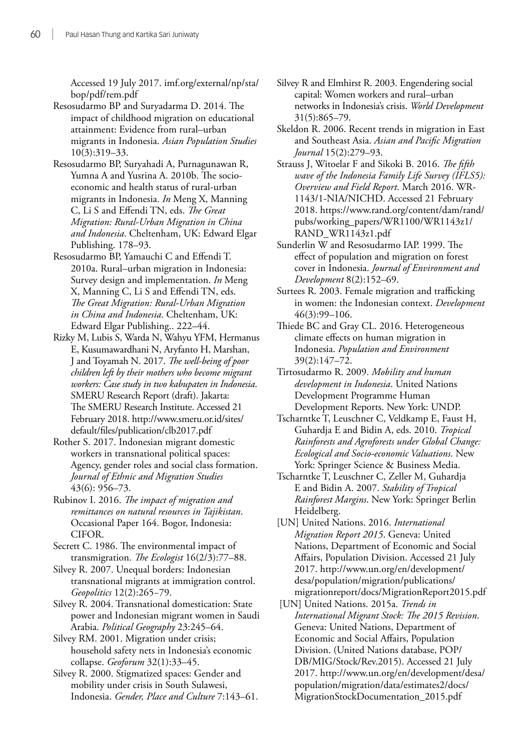Accessed 19 July 2017. imf.org/external/np/sta/bop/pdf/rem.pdf

Resosudarmo BP and Suryadarma D. 2014. The impact of childhood migration on educational attainment: Evidence from rural–urban migrants in Indonesia. *Asian Population Studies* 10(3):319–33.

Resosudarmo BP, Suryahadi A, Purnagunawan R, Yumna A and Yusrina A. 2010b. The socio-economic and health status of rural-urban migrants in Indonesia. *In* Meng X, Manning C, Li S and Effendi TN, eds. *The Great Migration: Rural-Urban Migration in China and Indonesia*. Cheltenham, UK: Edward Elgar Publishing. 178–93.

Resosudarmo BP, Yamauchi C and Effendi T. 2010a. Rural–urban migration in Indonesia: Survey design and implementation. *In* Meng X, Manning C, Li S and Effendi TN, eds. *The Great Migration: Rural-Urban Migration in China and Indonesia*. Cheltenham, UK: Edward Elgar Publishing.. 222–44.

Rizky M, Lubis S, Warda N, Wahyu YFM, Hermanus E, Kusumawardhani N, Aryfanto H, Marshan, J and Toyamah N. 2017. *The well-being of poor children left by their mothers who become migrant workers: Case study in two kabupaten in Indonesia*. SMERU Research Report (draft). Jakarta: The SMERU Research Institute. Accessed 21 February 2018. http://www.smeru.or.id/sites/default/files/publication/clb2017.pdf

Rother S. 2017. Indonesian migrant domestic workers in transnational political spaces: Agency, gender roles and social class formation. *Journal of Ethnic and Migration Studies* 43(6): 956–73.

Rubinov I. 2016. *The impact of migration and remittances on natural resources in Tajikistan*. Occasional Paper 164. Bogor, Indonesia: CIFOR.

Secrett C. 1986. The environmental impact of transmigration. *The Ecologist* 16(2/3):77–88.

Silvey R. 2007. Unequal borders: Indonesian transnational migrants at immigration control. *Geopolitics* 12(2):265–79.

Silvey R. 2004. Transnational domestication: State power and Indonesian migrant women in Saudi Arabia. *Political Geography* 23:245–64.

Silvey RM. 2001. Migration under crisis; household safety nets in Indonesia's economic collapse. *Geoforum* 32(1):33–45.

Silvey R. 2000. Stigmatized spaces: Gender and mobility under crisis in South Sulawesi, Indonesia. *Gender, Place and Culture* 7:143–61.

Silvey R and Elmhirst R. 2003. Engendering social capital: Women workers and rural–urban networks in Indonesia's crisis. *World Development* 31(5):865–79.

Skeldon R. 2006. Recent trends in migration in East and Southeast Asia. *Asian and Pacific Migration Journal* 15(2):279–93.

Strauss J, Witoelar F and Sikoki B. 2016. *The fifth wave of the Indonesia Family Life Survey (IFLS5): Overview and Field Report*. March 2016. WR-1143/1-NIA/NICHD. Accessed 21 February 2018. https://www.rand.org/content/dam/rand/pubs/working_papers/WR1100/WR1143z1/RAND_WR1143z1.pdf

Sunderlin W and Resosudarmo IAP. 1999. The effect of population and migration on forest cover in Indonesia. *Journal of Environment and Development* 8(2):152–69.

Surtees R. 2003. Female migration and trafficking in women: the Indonesian context. *Development* 46(3):99–106.

Thiede BC and Gray CL. 2016. Heterogeneous climate effects on human migration in Indonesia. *Population and Environment* 39(2):147–72.

Tirtosudarmo R. 2009. *Mobility and human development in Indonesia*. United Nations Development Programme Human Development Reports. New York: UNDP.

Tscharntke T, Leuschner C, Veldkamp E, Faust H, Guhardja E and Bidin A, eds. 2010. *Tropical Rainforests and Agroforests under Global Change: Ecological and Socio-economic Valuations*. New York: Springer Science & Business Media.

Tscharntke T, Leuschner C, Zeller M, Guhardja E and Bidin A. 2007. *Stability of Tropical Rainforest Margins*. New York: Springer Berlin Heidelberg.

[UN] United Nations. 2016. *International Migration Report 2015*. Geneva: United Nations, Department of Economic and Social Affairs, Population Division. Accessed 21 July 2017. http://www.un.org/en/development/desa/population/migration/publications/migrationreport/docs/MigrationReport2015.pdf

[UN] United Nations. 2015a. *Trends in International Migrant Stock: The 2015 Revision*. Geneva: United Nations, Department of Economic and Social Affairs, Population Division. (United Nations database, POP/DB/MIG/Stock/Rev.2015). Accessed 21 July 2017. http://www.un.org/en/development/desa/population/migration/data/estimates2/docs/MigrationStockDocumentation_2015.pdf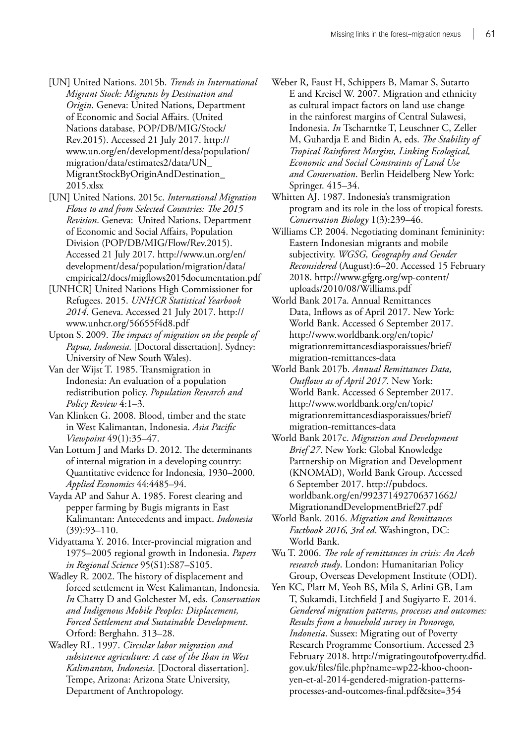[UN] United Nations. 2015b. *Trends in International Migrant Stock: Migrants by Destination and Origin*. Geneva: United Nations, Department of Economic and Social Affairs. (United Nations database, POP/DB/MIG/Stock/Rev.2015). Accessed 21 July 2017. http://www.un.org/en/development/desa/population/migration/data/estimates2/data/UN_MigrantStockByOriginAndDestination_2015.xlsx

[UN] United Nations. 2015c. *International Migration Flows to and from Selected Countries: The 2015 Revision*. Geneva: United Nations, Department of Economic and Social Affairs, Population Division (POP/DB/MIG/Flow/Rev.2015). Accessed 21 July 2017. http://www.un.org/en/development/desa/population/migration/data/empirical2/docs/migflows2015documentation.pdf

[UNHCR] United Nations High Commissioner for Refugees. 2015. *UNHCR Statistical Yearbook 2014*. Geneva. Accessed 21 July 2017. http://www.unhcr.org/56655f4d8.pdf

Upton S. 2009. *The impact of migration on the people of Papua, Indonesia*. [Doctoral dissertation]. Sydney: University of New South Wales).

Van der Wijst T. 1985. Transmigration in Indonesia: An evaluation of a population redistribution policy. *Population Research and Policy Review* 4:1–3.

Van Klinken G. 2008. Blood, timber and the state in West Kalimantan, Indonesia. *Asia Pacific Viewpoint* 49(1):35–47.

Van Lottum J and Marks D. 2012. The determinants of internal migration in a developing country: Quantitative evidence for Indonesia, 1930–2000. *Applied Economics* 44:4485–94.

Vayda AP and Sahur A. 1985. Forest clearing and pepper farming by Bugis migrants in East Kalimantan: Antecedents and impact. *Indonesia* (39):93–110.

Vidyattama Y. 2016. Inter-provincial migration and 1975–2005 regional growth in Indonesia. *Papers in Regional Science* 95(S1):S87–S105.

Wadley R. 2002. The history of displacement and forced settlement in West Kalimantan, Indonesia. *In* Chatty D and Golchester M, eds. *Conservation and Indigenous Mobile Peoples: Displacement, Forced Settlement and Sustainable Development*. Orford: Berghahn. 313–28.

Wadley RL. 1997. *Circular labor migration and subsistence agriculture: A case of the Iban in West Kalimantan, Indonesia*. [Doctoral dissertation]. Tempe, Arizona: Arizona State University, Department of Anthropology.

Weber R, Faust H, Schippers B, Mamar S, Sutarto E and Kreisel W. 2007. Migration and ethnicity as cultural impact factors on land use change in the rainforest margins of Central Sulawesi, Indonesia. *In* Tscharntke T, Leuschner C, Zeller M, Guhardja E and Bidin A, eds. *The Stability of Tropical Rainforest Margins, Linking Ecological, Economic and Social Constraints of Land Use and Conservation*. Berlin Heidelberg New York: Springer. 415–34.

Whitten AJ. 1987. Indonesia's transmigration program and its role in the loss of tropical forests. *Conservation Biology* 1(3):239–46.

Williams CP. 2004. Negotiating dominant femininity: Eastern Indonesian migrants and mobile subjectivity. *WGSG, Geography and Gender Reconsidered* (August):6–20. Accessed 15 February 2018. http://www.gfgrg.org/wp-content/uploads/2010/08/Williams.pdf

World Bank 2017a. Annual Remittances Data, Inflows as of April 2017. New York: World Bank. Accessed 6 September 2017. http://www.worldbank.org/en/topic/migrationremittancesdiasporaissues/brief/migration-remittances-data

World Bank 2017b. *Annual Remittances Data, Outflows as of April 2017*. New York: World Bank. Accessed 6 September 2017. http://www.worldbank.org/en/topic/migrationremittancesdiasporaissues/brief/migration-remittances-data

World Bank 2017c. *Migration and Development Brief 27*. New York: Global Knowledge Partnership on Migration and Development (KNOMAD), World Bank Group. Accessed 6 September 2017. http://pubdocs.worldbank.org/en/992371492706371662/MigrationandDevelopmentBrief27.pdf

World Bank. 2016. *Migration and Remittances Factbook 2016, 3rd ed*. Washington, DC: World Bank.

Wu T. 2006. *The role of remittances in crisis: An Aceh research study*. London: Humanitarian Policy Group, Overseas Development Institute (ODI).

Yen KC, Platt M, Yeoh BS, Mila S, Arlini GB, Lam T, Sukamdi, Litchfield J and Sugiyarto E. 2014. *Gendered migration patterns, processes and outcomes: Results from a household survey in Ponorogo, Indonesia*. Sussex: Migrating out of Poverty Research Programme Consortium. Accessed 23 February 2018. http://migratingoutofpoverty.dfid.gov.uk/files/file.php?name=wp22-khoo-choon-yen-et-al-2014-gendered-migration-patterns-processes-and-outcomes-final.pdf&site=354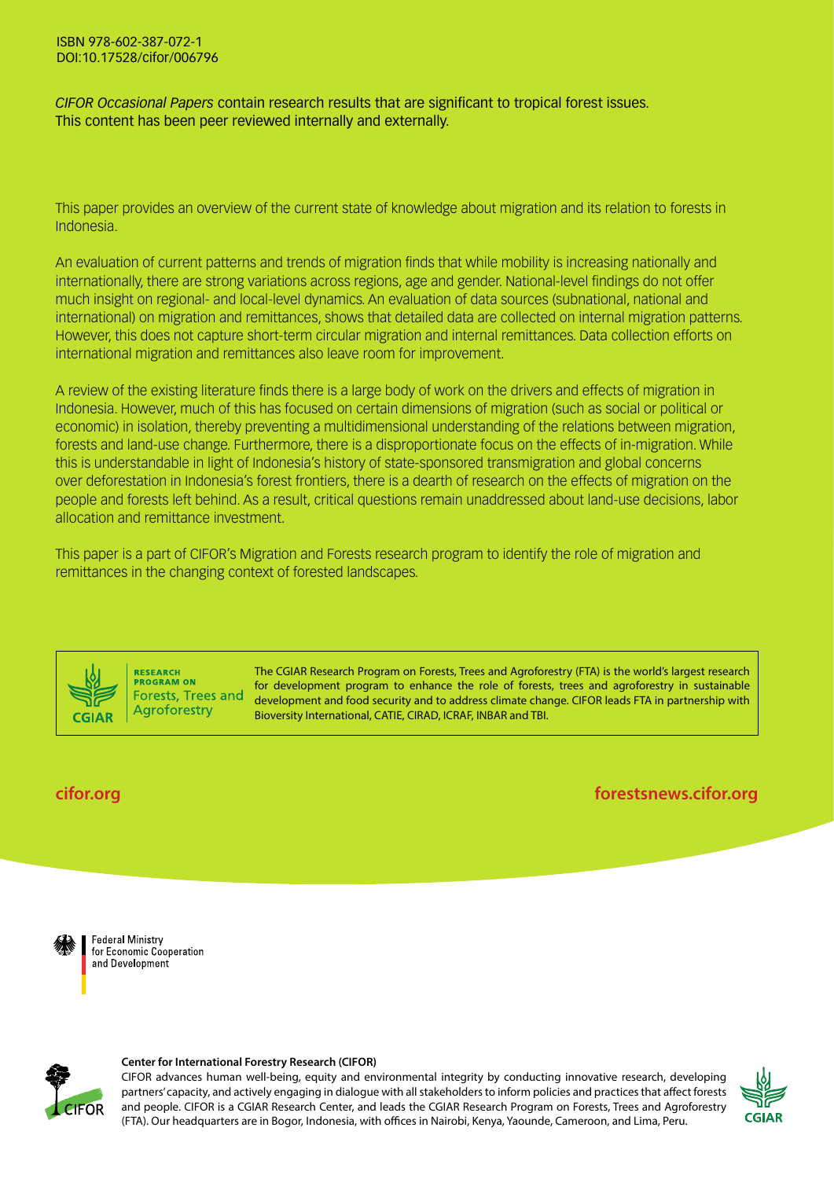ISBN 978-602-387-072-1
DOI:10.17528/cifor/006796

*CIFOR Occasional Papers* contain research results that are significant to tropical forest issues. This content has been peer reviewed internally and externally.

This paper provides an overview of the current state of knowledge about migration and its relation to forests in Indonesia.

An evaluation of current patterns and trends of migration finds that while mobility is increasing nationally and internationally, there are strong variations across regions, age and gender. National-level findings do not offer much insight on regional- and local-level dynamics. An evaluation of data sources (subnational, national and international) on migration and remittances, shows that detailed data are collected on internal migration patterns. However, this does not capture short-term circular migration and internal remittances. Data collection efforts on international migration and remittances also leave room for improvement.

A review of the existing literature finds there is a large body of work on the drivers and effects of migration in Indonesia. However, much of this has focused on certain dimensions of migration (such as social or political or economic) in isolation, thereby preventing a multidimensional understanding of the relations between migration, forests and land-use change. Furthermore, there is a disproportionate focus on the effects of in-migration. While this is understandable in light of Indonesia's history of state-sponsored transmigration and global concerns over deforestation in Indonesia's forest frontiers, there is a dearth of research on the effects of migration on the people and forests left behind. As a result, critical questions remain unaddressed about land-use decisions, labor allocation and remittance investment.

This paper is a part of CIFOR's Migration and Forests research program to identify the role of migration and remittances in the changing context of forested landscapes.

RESEARCH PROGRAM ON Forests, Trees and Agroforestry

CGIAR

The CGIAR Research Program on Forests, Trees and Agroforestry (FTA) is the world's largest research for development program to enhance the role of forests, trees and agroforestry in sustainable development and food security and to address climate change. CIFOR leads FTA in partnership with Bioversity International, CATIE, CIRAD, ICRAF, INBAR and TBI.

**cifor.org** **forestsnews.cifor.org**

Federal Ministry for Economic Cooperation and Development

**Center for International Forestry Research (CIFOR)**

CIFOR advances human well-being, equity and environmental integrity by conducting innovative research, developing partners' capacity, and actively engaging in dialogue with all stakeholders to inform policies and practices that affect forests and people. CIFOR is a CGIAR Research Center, and leads the CGIAR Research Program on Forests, Trees and Agroforestry (FTA). Our headquarters are in Bogor, Indonesia, with offices in Nairobi, Kenya, Yaounde, Cameroon, and Lima, Peru.